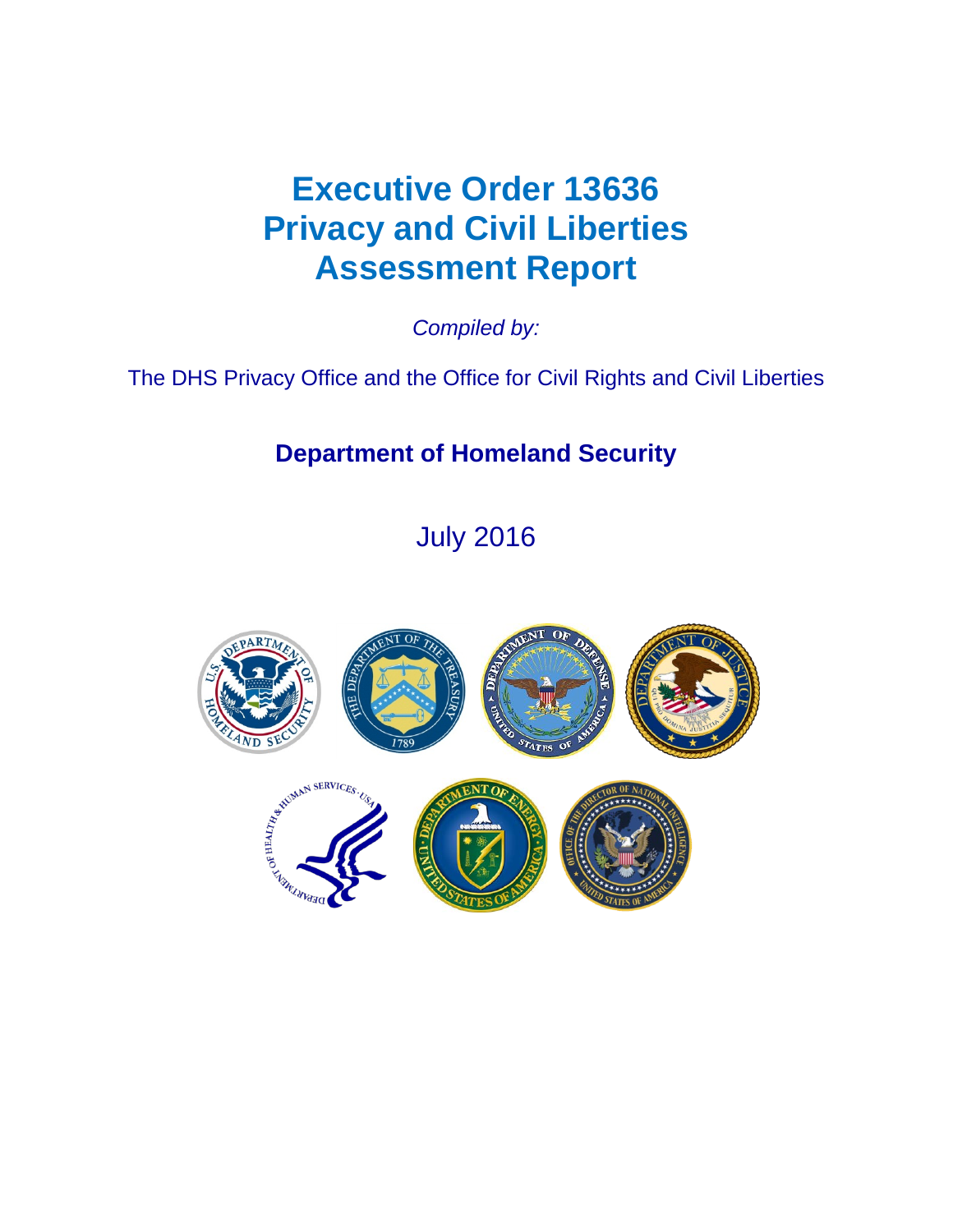# Executive Order 13636 Privacy and Civil Liberties Assessment Report

*Compiled by:*

The DHS Privacy Office and the Office for Civil Rights and Civil Liberties

**Department of Homeland Security**

July 2016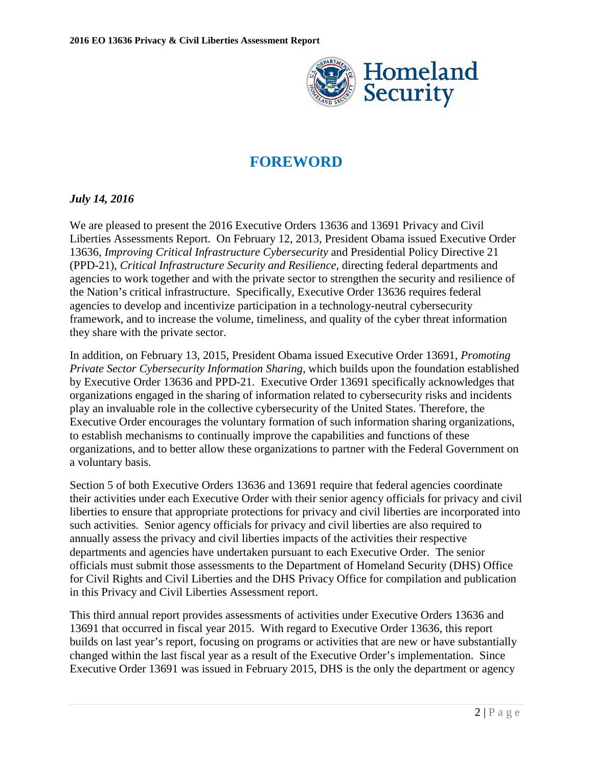# FOREWORD

*July 14, 2016*

We are pleased to present the 2016 Executive Orders 13636 and 13691 Privacy and Civil Liberties Assessments Report. On February 12, 2013, President Obama issued Executive Order 13636, *Improving Critical Infrastructure Cybersecurity* and Presidential Policy Directive 21 (PPD-21), *Critical Infrastructure Security and Resilience*, directing federal departments and agencies to work together and with the private sector to strengthen the security and resilience of the Nation's critical infrastructure. Specifically, Executive Order 13636 requires federal agencies to develop and incentivize participation in a technology-neutral cybersecurity framework, and to increase the volume, timeliness, and quality of the cyber threat information they share with the private sector.

In addition, on February 13, 2015, President Obama issued Executive Order 13691, *Promoting Private Sector Cybersecurity Information Sharing*, which builds upon the foundation established by Executive Order 13636 and PPD-21. Executive Order 13691 specifically acknowledges that organizations engaged in the sharing of information related to cybersecurity risks and incidents play an invaluable role in the collective cybersecurity of the United States. Therefore, the Executive Order encourages the voluntary formation of such information sharing organizations, to establish mechanisms to continually improve the capabilities and functions of these organizations, and to better allow these organizations to partner with the Federal Government on a voluntary basis.

Section 5 of both Executive Orders 13636 and 13691 require that federal agencies coordinate their activities under each Executive Order with their senior agency officials for privacy and civil liberties to ensure that appropriate protections for privacy and civil liberties are incorporated into such activities. Senior agency officials for privacy and civil liberties are also required to annually assess the privacy and civil liberties impacts of the activities their respective departments and agencies have undertaken pursuant to each Executive Order. The senior officials must submit those assessments to the Department of Homeland Security (DHS) Office for Civil Rights and Civil Liberties and the DHS Privacy Office for compilation and publication in this Privacy and Civil Liberties Assessment report.

This third annual report provides assessments of activities under Executive Orders 13636 and 13691 that occurred in fiscal year 2015. With regard to Executive Order 13636, this report builds on last year's report, focusing on programs or activities that are new or have substantially changed within the last fiscal year as a result of the Executive Order's implementation. Since Executive Order 13691 was issued in February 2015, DHS is the only the department or agency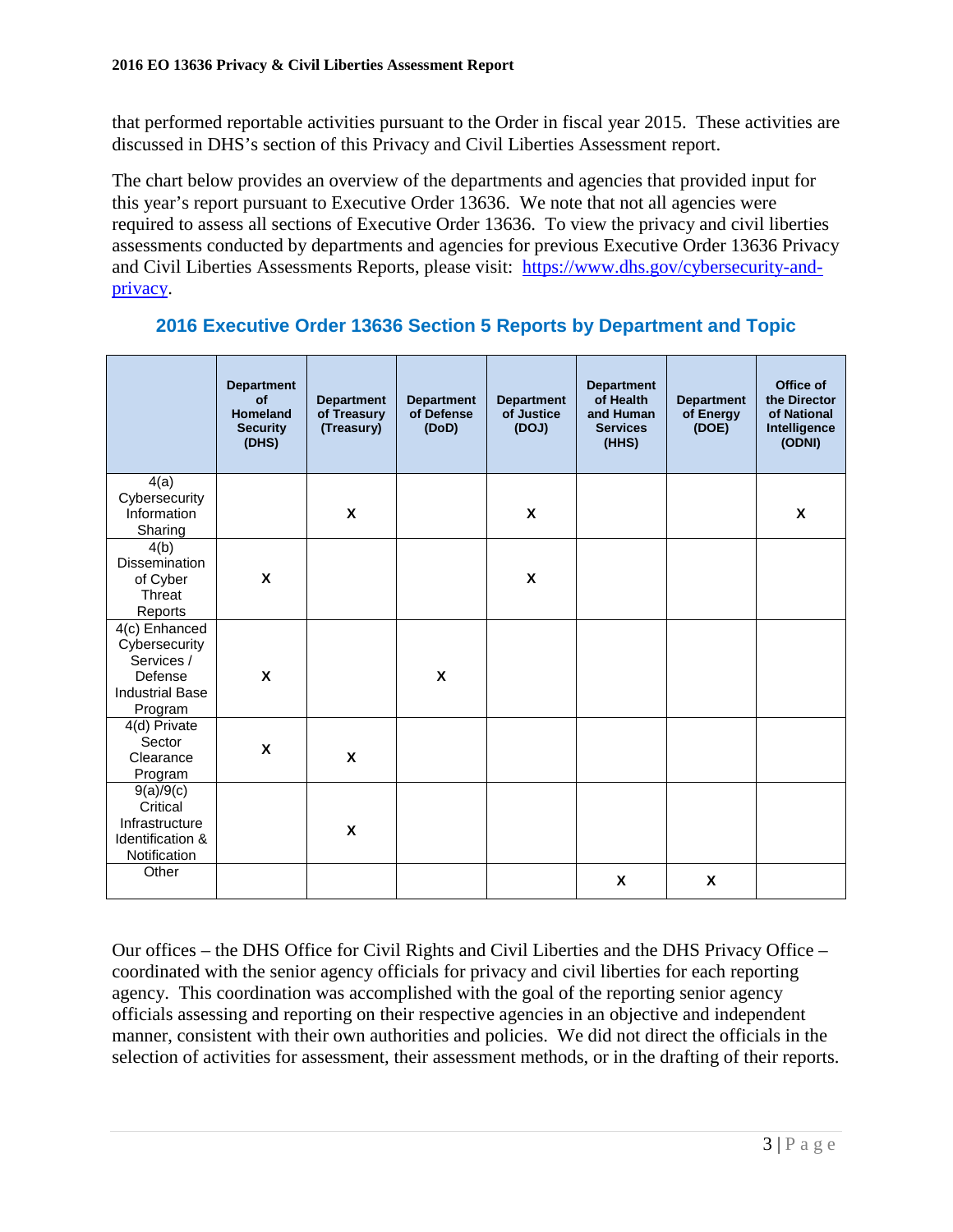that performed reportable activities pursuant to the Order in fiscal year 2015. These activities are discussed in DHS's section of this Privacy and Civil Liberties Assessment report.

The chart below provides an overview of the departments and agencies that provided input for this year's report pursuant to Executive Order 13636. We note that not all agencies were required to assess all sections of Executive Order 13636. To view the privacy and civil liberties assessments conducted by departments and agencies for previous Executive Order 13636 Privacy and Civil Liberties Assessments Reports, please visit: [https://www.dhs.gov/cybersecurity-and-privacy](https://www.dhs.gov/cybersecurity-and-privacy).

## 2016 Executive Order 13636 Section 5 Reports by Department and Topic

| | Department of Homeland Security (DHS) | Department of Treasury (Treasury) | Department of Defense (DoD) | Department of Justice (DOJ) | Department of Health and Human Services (HHS) | Department of Energy (DOE) | Office of the Director of National Intelligence (ODNI) |
|---|---|---|---|---|---|---|---|
| 4(a) Cybersecurity Information Sharing | | X | | X | | | X |
| 4(b) Dissemination of Cyber Threat Reports | X | | | X | | | |
| 4(c) Enhanced Cybersecurity Services / Defense Industrial Base Program | X | | X | | | | |
| 4(d) Private Sector Clearance Program | X | X | | | | | |
| 9(a)/9(c) Critical Infrastructure Identification & Notification | | X | | | | | |
| Other | | | | | X | X | |

Our offices – the DHS Office for Civil Rights and Civil Liberties and the DHS Privacy Office – coordinated with the senior agency officials for privacy and civil liberties for each reporting agency. This coordination was accomplished with the goal of the reporting senior agency officials assessing and reporting on their respective agencies in an objective and independent manner, consistent with their own authorities and policies. We did not direct the officials in the selection of activities for assessment, their assessment methods, or in the drafting of their reports.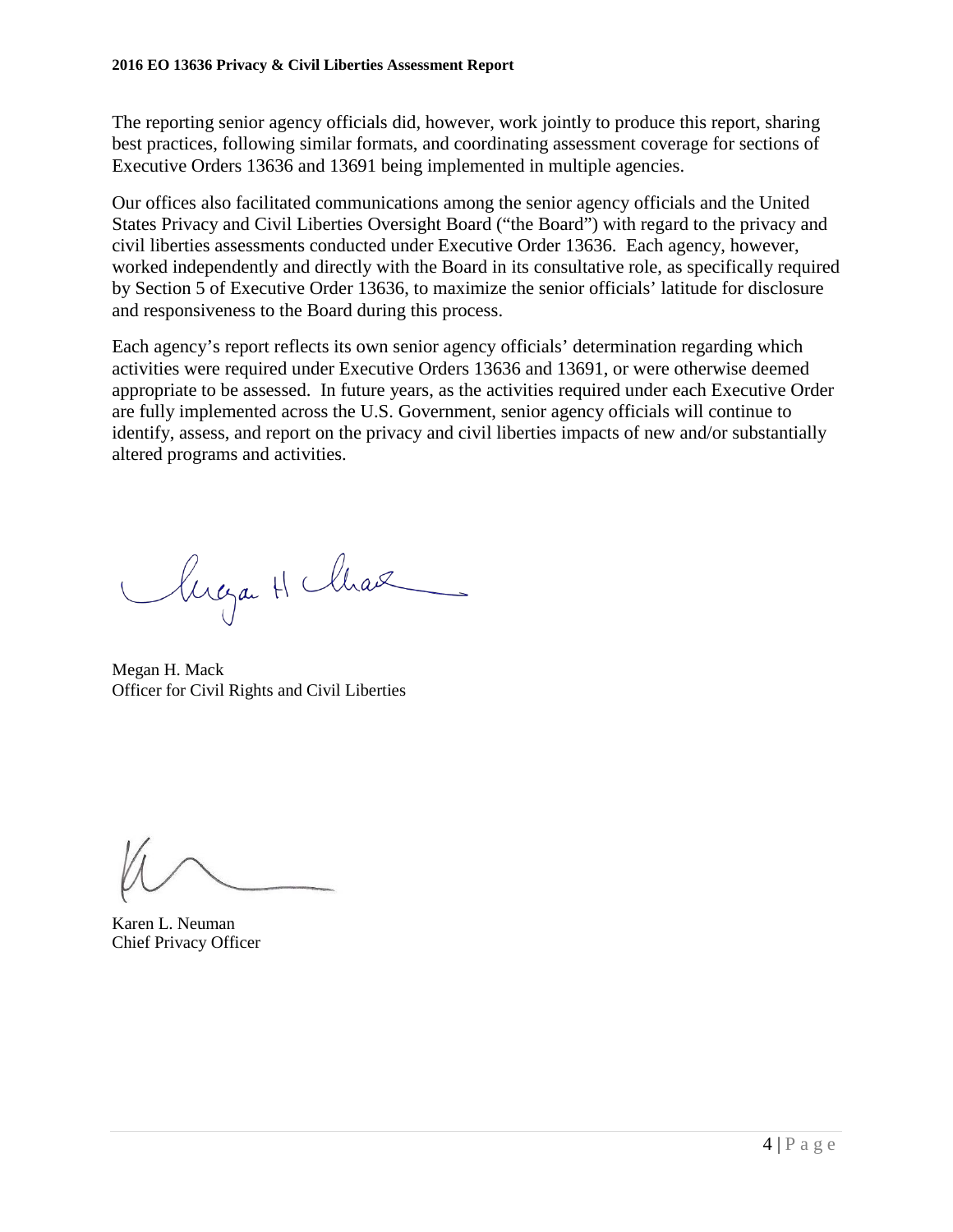The reporting senior agency officials did, however, work jointly to produce this report, sharing best practices, following similar formats, and coordinating assessment coverage for sections of Executive Orders 13636 and 13691 being implemented in multiple agencies.

Our offices also facilitated communications among the senior agency officials and the United States Privacy and Civil Liberties Oversight Board ("the Board") with regard to the privacy and civil liberties assessments conducted under Executive Order 13636. Each agency, however, worked independently and directly with the Board in its consultative role, as specifically required by Section 5 of Executive Order 13636, to maximize the senior officials' latitude for disclosure and responsiveness to the Board during this process.

Each agency's report reflects its own senior agency officials' determination regarding which activities were required under Executive Orders 13636 and 13691, or were otherwise deemed appropriate to be assessed. In future years, as the activities required under each Executive Order are fully implemented across the U.S. Government, senior agency officials will continue to identify, assess, and report on the privacy and civil liberties impacts of new and/or substantially altered programs and activities.

Megan H. Mack
Officer for Civil Rights and Civil Liberties

Karen L. Neuman
Chief Privacy Officer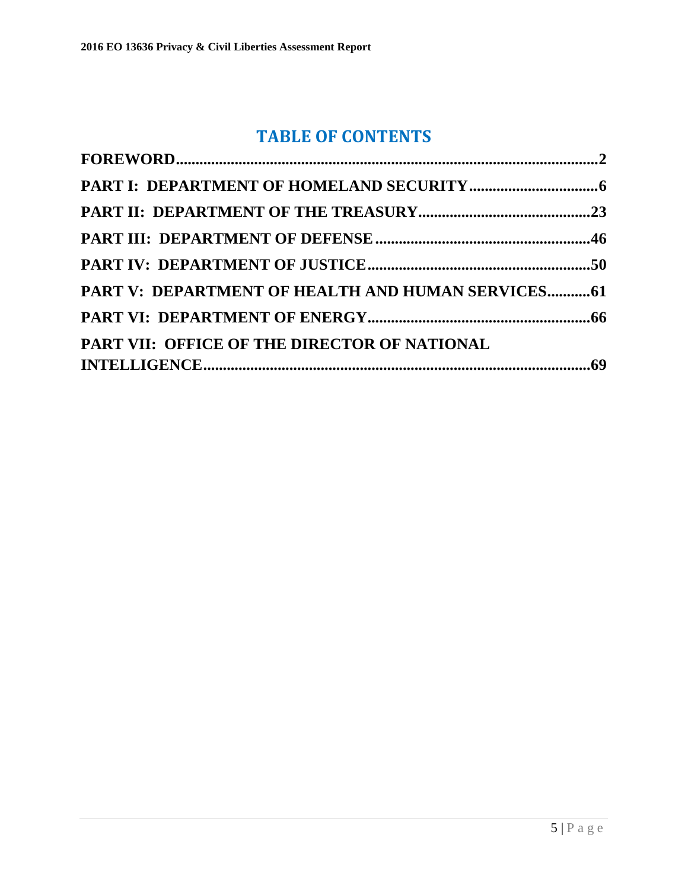# TABLE OF CONTENTS

**FOREWORD.......................................................................................................2**

**PART I: DEPARTMENT OF HOMELAND SECURITY................................6**

**PART II: DEPARTMENT OF THE TREASURY..........................................23**

**PART III: DEPARTMENT OF DEFENSE.....................................................46**

**PART IV: DEPARTMENT OF JUSTICE.......................................................50**

**PART V: DEPARTMENT OF HEALTH AND HUMAN SERVICES...........61**

**PART VI: DEPARTMENT OF ENERGY.......................................................66**

**PART VII: OFFICE OF THE DIRECTOR OF NATIONAL INTELLIGENCE.................................................................................................69**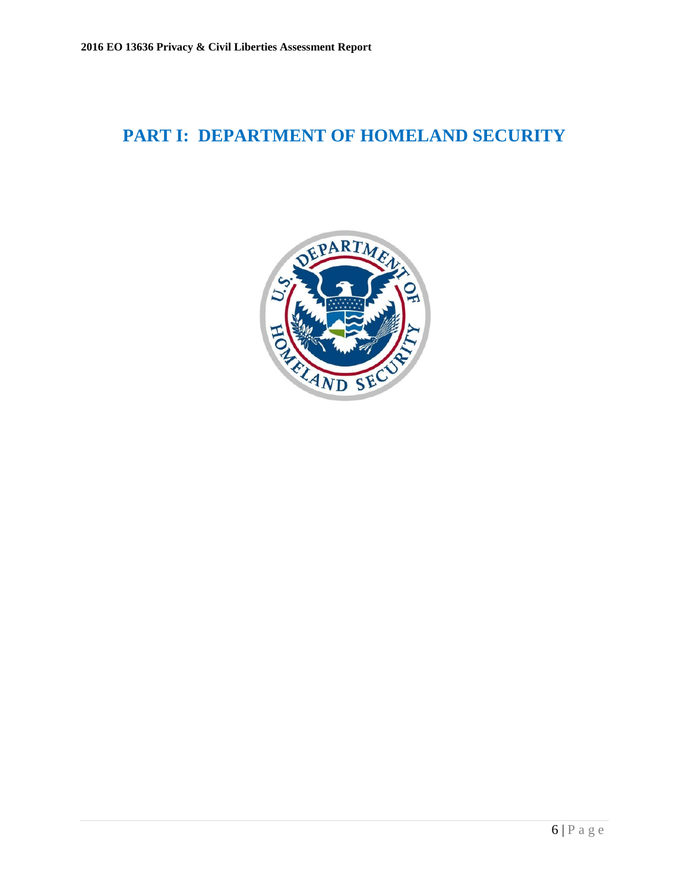# PART I: DEPARTMENT OF HOMELAND SECURITY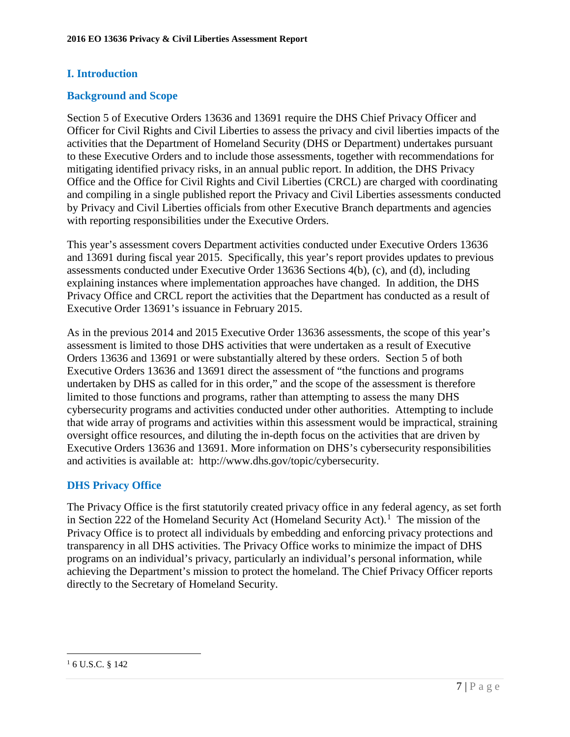## I. Introduction

### Background and Scope

Section 5 of Executive Orders 13636 and 13691 require the DHS Chief Privacy Officer and Officer for Civil Rights and Civil Liberties to assess the privacy and civil liberties impacts of the activities that the Department of Homeland Security (DHS or Department) undertakes pursuant to these Executive Orders and to include those assessments, together with recommendations for mitigating identified privacy risks, in an annual public report. In addition, the DHS Privacy Office and the Office for Civil Rights and Civil Liberties (CRCL) are charged with coordinating and compiling in a single published report the Privacy and Civil Liberties assessments conducted by Privacy and Civil Liberties officials from other Executive Branch departments and agencies with reporting responsibilities under the Executive Orders.

This year's assessment covers Department activities conducted under Executive Orders 13636 and 13691 during fiscal year 2015. Specifically, this year's report provides updates to previous assessments conducted under Executive Order 13636 Sections 4(b), (c), and (d), including explaining instances where implementation approaches have changed. In addition, the DHS Privacy Office and CRCL report the activities that the Department has conducted as a result of Executive Order 13691's issuance in February 2015.

As in the previous 2014 and 2015 Executive Order 13636 assessments, the scope of this year's assessment is limited to those DHS activities that were undertaken as a result of Executive Orders 13636 and 13691 or were substantially altered by these orders. Section 5 of both Executive Orders 13636 and 13691 direct the assessment of "the functions and programs undertaken by DHS as called for in this order," and the scope of the assessment is therefore limited to those functions and programs, rather than attempting to assess the many DHS cybersecurity programs and activities conducted under other authorities. Attempting to include that wide array of programs and activities within this assessment would be impractical, straining oversight office resources, and diluting the in-depth focus on the activities that are driven by Executive Orders 13636 and 13691. More information on DHS's cybersecurity responsibilities and activities is available at: http://www.dhs.gov/topic/cybersecurity.

### DHS Privacy Office

The Privacy Office is the first statutorily created privacy office in any federal agency, as set forth in Section 222 of the Homeland Security Act (Homeland Security Act).[1] The mission of the Privacy Office is to protect all individuals by embedding and enforcing privacy protections and transparency in all DHS activities. The Privacy Office works to minimize the impact of DHS programs on an individual's privacy, particularly an individual's personal information, while achieving the Department's mission to protect the homeland. The Chief Privacy Officer reports directly to the Secretary of Homeland Security.

[1] 6 U.S.C. § 142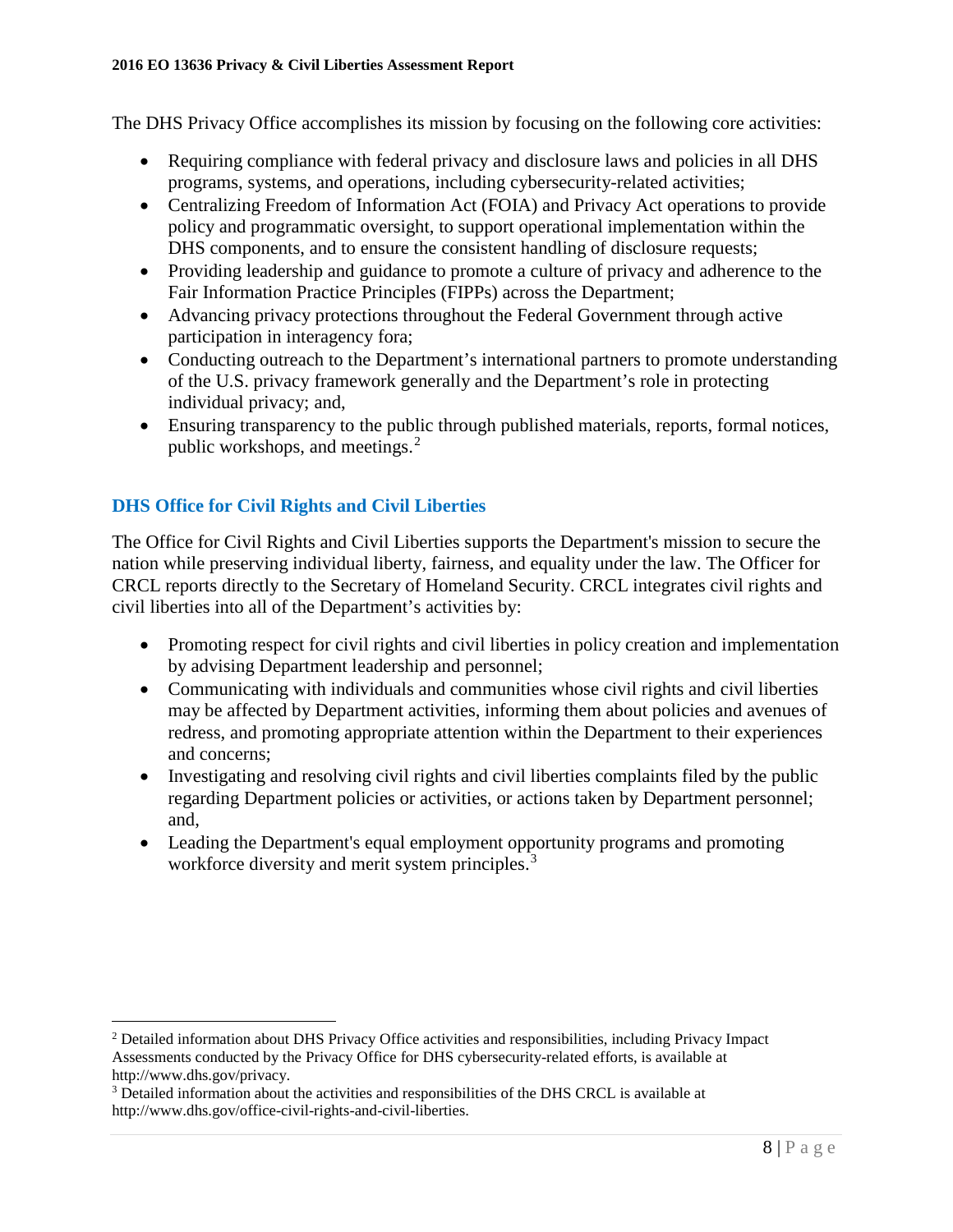The DHS Privacy Office accomplishes its mission by focusing on the following core activities:

- Requiring compliance with federal privacy and disclosure laws and policies in all DHS programs, systems, and operations, including cybersecurity-related activities;
- Centralizing Freedom of Information Act (FOIA) and Privacy Act operations to provide policy and programmatic oversight, to support operational implementation within the DHS components, and to ensure the consistent handling of disclosure requests;
- Providing leadership and guidance to promote a culture of privacy and adherence to the Fair Information Practice Principles (FIPPs) across the Department;
- Advancing privacy protections throughout the Federal Government through active participation in interagency fora;
- Conducting outreach to the Department's international partners to promote understanding of the U.S. privacy framework generally and the Department's role in protecting individual privacy; and,
- Ensuring transparency to the public through published materials, reports, formal notices, public workshops, and meetings.[2]

## DHS Office for Civil Rights and Civil Liberties

The Office for Civil Rights and Civil Liberties supports the Department's mission to secure the nation while preserving individual liberty, fairness, and equality under the law. The Officer for CRCL reports directly to the Secretary of Homeland Security. CRCL integrates civil rights and civil liberties into all of the Department's activities by:

- Promoting respect for civil rights and civil liberties in policy creation and implementation by advising Department leadership and personnel;
- Communicating with individuals and communities whose civil rights and civil liberties may be affected by Department activities, informing them about policies and avenues of redress, and promoting appropriate attention within the Department to their experiences and concerns;
- Investigating and resolving civil rights and civil liberties complaints filed by the public regarding Department policies or activities, or actions taken by Department personnel; and,
- Leading the Department's equal employment opportunity programs and promoting workforce diversity and merit system principles.[3]

---

[2] Detailed information about DHS Privacy Office activities and responsibilities, including Privacy Impact Assessments conducted by the Privacy Office for DHS cybersecurity-related efforts, is available at http://www.dhs.gov/privacy.

[3] Detailed information about the activities and responsibilities of the DHS CRCL is available at http://www.dhs.gov/office-civil-rights-and-civil-liberties.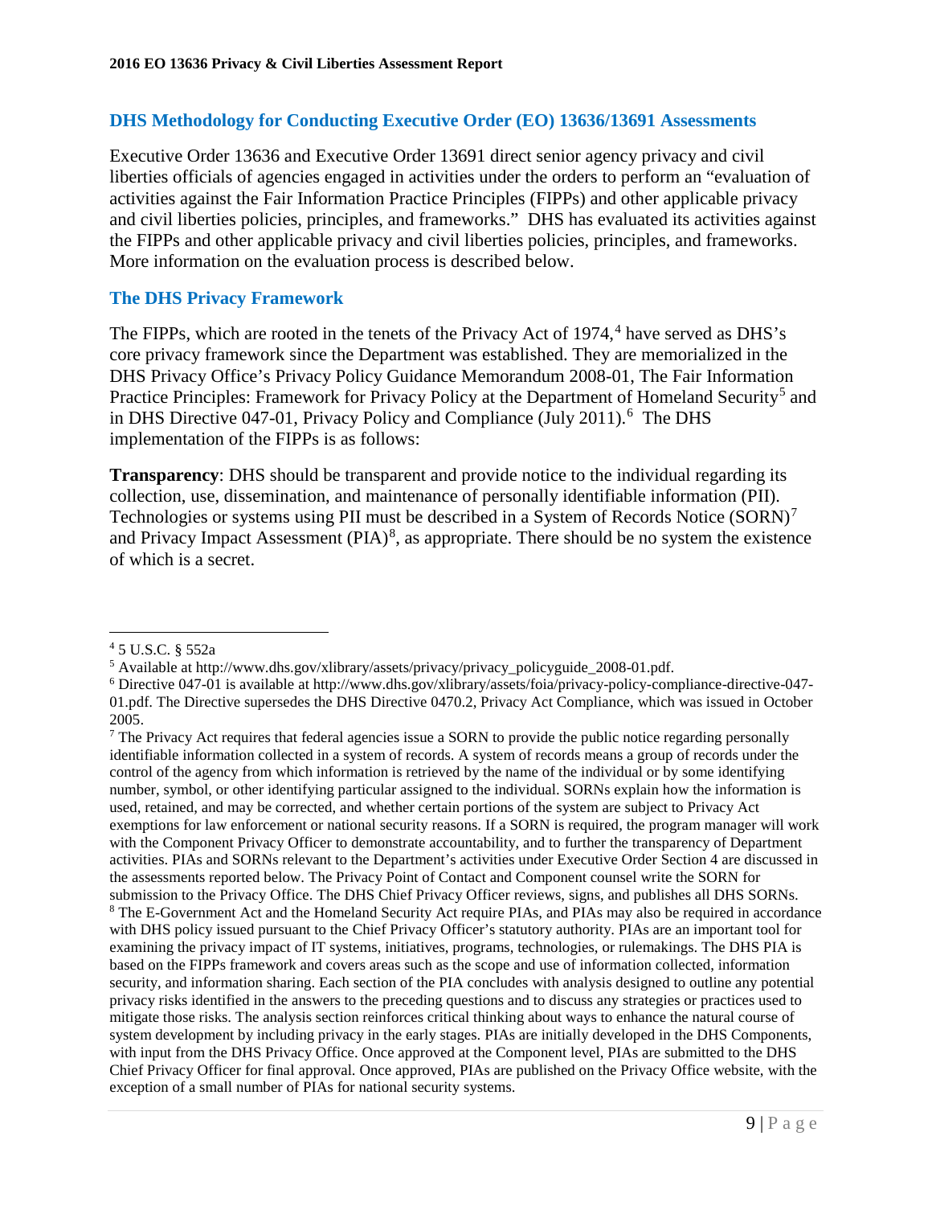## DHS Methodology for Conducting Executive Order (EO) 13636/13691 Assessments

Executive Order 13636 and Executive Order 13691 direct senior agency privacy and civil liberties officials of agencies engaged in activities under the orders to perform an "evaluation of activities against the Fair Information Practice Principles (FIPPs) and other applicable privacy and civil liberties policies, principles, and frameworks." DHS has evaluated its activities against the FIPPs and other applicable privacy and civil liberties policies, principles, and frameworks. More information on the evaluation process is described below.

## The DHS Privacy Framework

The FIPPs, which are rooted in the tenets of the Privacy Act of 1974,[4] have served as DHS's core privacy framework since the Department was established. They are memorialized in the DHS Privacy Office's Privacy Policy Guidance Memorandum 2008-01, The Fair Information Practice Principles: Framework for Privacy Policy at the Department of Homeland Security[5] and in DHS Directive 047-01, Privacy Policy and Compliance (July 2011).[6] The DHS implementation of the FIPPs is as follows:

**Transparency**: DHS should be transparent and provide notice to the individual regarding its collection, use, dissemination, and maintenance of personally identifiable information (PII). Technologies or systems using PII must be described in a System of Records Notice (SORN)[7] and Privacy Impact Assessment (PIA)[8], as appropriate. There should be no system the existence of which is a secret.

---

[4] 5 U.S.C. § 552a

[5] Available at http://www.dhs.gov/xlibrary/assets/privacy/privacy_policyguide_2008-01.pdf.

[6] Directive 047-01 is available at http://www.dhs.gov/xlibrary/assets/foia/privacy-policy-compliance-directive-047-01.pdf. The Directive supersedes the DHS Directive 0470.2, Privacy Act Compliance, which was issued in October 2005.

[7] The Privacy Act requires that federal agencies issue a SORN to provide the public notice regarding personally identifiable information collected in a system of records. A system of records means a group of records under the control of the agency from which information is retrieved by the name of the individual or by some identifying number, symbol, or other identifying particular assigned to the individual. SORNs explain how the information is used, retained, and may be corrected, and whether certain portions of the system are subject to Privacy Act exemptions for law enforcement or national security reasons. If a SORN is required, the program manager will work with the Component Privacy Officer to demonstrate accountability, and to further the transparency of Department activities. PIAs and SORNs relevant to the Department's activities under Executive Order Section 4 are discussed in the assessments reported below. The Privacy Point of Contact and Component counsel write the SORN for submission to the Privacy Office. The DHS Chief Privacy Officer reviews, signs, and publishes all DHS SORNs.

[8] The E-Government Act and the Homeland Security Act require PIAs, and PIAs may also be required in accordance with DHS policy issued pursuant to the Chief Privacy Officer's statutory authority. PIAs are an important tool for examining the privacy impact of IT systems, initiatives, programs, technologies, or rulemakings. The DHS PIA is based on the FIPPs framework and covers areas such as the scope and use of information collected, information security, and information sharing. Each section of the PIA concludes with analysis designed to outline any potential privacy risks identified in the answers to the preceding questions and to discuss any strategies or practices used to mitigate those risks. The analysis section reinforces critical thinking about ways to enhance the natural course of system development by including privacy in the early stages. PIAs are initially developed in the DHS Components, with input from the DHS Privacy Office. Once approved at the Component level, PIAs are submitted to the DHS Chief Privacy Officer for final approval. Once approved, PIAs are published on the Privacy Office website, with the exception of a small number of PIAs for national security systems.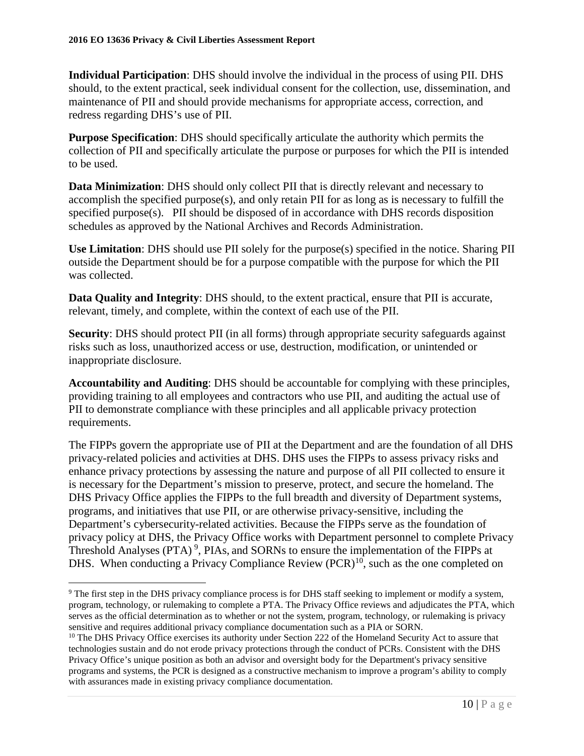**Individual Participation**: DHS should involve the individual in the process of using PII. DHS should, to the extent practical, seek individual consent for the collection, use, dissemination, and maintenance of PII and should provide mechanisms for appropriate access, correction, and redress regarding DHS's use of PII.

**Purpose Specification**: DHS should specifically articulate the authority which permits the collection of PII and specifically articulate the purpose or purposes for which the PII is intended to be used.

**Data Minimization**: DHS should only collect PII that is directly relevant and necessary to accomplish the specified purpose(s), and only retain PII for as long as is necessary to fulfill the specified purpose(s). PII should be disposed of in accordance with DHS records disposition schedules as approved by the National Archives and Records Administration.

**Use Limitation**: DHS should use PII solely for the purpose(s) specified in the notice. Sharing PII outside the Department should be for a purpose compatible with the purpose for which the PII was collected.

**Data Quality and Integrity**: DHS should, to the extent practical, ensure that PII is accurate, relevant, timely, and complete, within the context of each use of the PII.

**Security**: DHS should protect PII (in all forms) through appropriate security safeguards against risks such as loss, unauthorized access or use, destruction, modification, or unintended or inappropriate disclosure.

**Accountability and Auditing**: DHS should be accountable for complying with these principles, providing training to all employees and contractors who use PII, and auditing the actual use of PII to demonstrate compliance with these principles and all applicable privacy protection requirements.

The FIPPs govern the appropriate use of PII at the Department and are the foundation of all DHS privacy-related policies and activities at DHS. DHS uses the FIPPs to assess privacy risks and enhance privacy protections by assessing the nature and purpose of all PII collected to ensure it is necessary for the Department's mission to preserve, protect, and secure the homeland. The DHS Privacy Office applies the FIPPs to the full breadth and diversity of Department systems, programs, and initiatives that use PII, or are otherwise privacy-sensitive, including the Department's cybersecurity-related activities. Because the FIPPs serve as the foundation of privacy policy at DHS, the Privacy Office works with Department personnel to complete Privacy Threshold Analyses (PTA) [9], PIAs, and SORNs to ensure the implementation of the FIPPs at DHS. When conducting a Privacy Compliance Review (PCR)[10], such as the one completed on

[9] The first step in the DHS privacy compliance process is for DHS staff seeking to implement or modify a system, program, technology, or rulemaking to complete a PTA. The Privacy Office reviews and adjudicates the PTA, which serves as the official determination as to whether or not the system, program, technology, or rulemaking is privacy sensitive and requires additional privacy compliance documentation such as a PIA or SORN.

[10] The DHS Privacy Office exercises its authority under Section 222 of the Homeland Security Act to assure that technologies sustain and do not erode privacy protections through the conduct of PCRs. Consistent with the DHS Privacy Office's unique position as both an advisor and oversight body for the Department's privacy sensitive programs and systems, the PCR is designed as a constructive mechanism to improve a program's ability to comply with assurances made in existing privacy compliance documentation.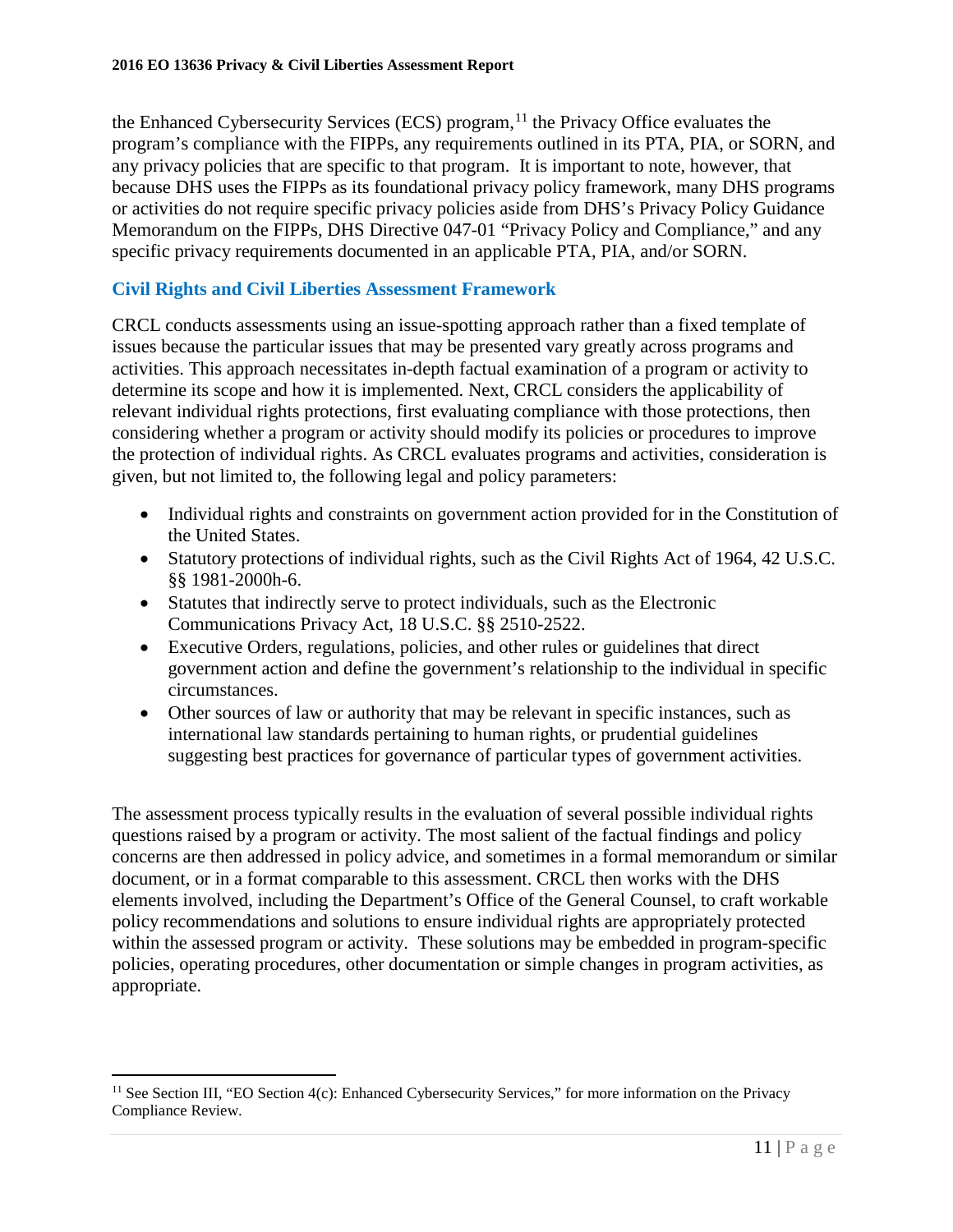the Enhanced Cybersecurity Services (ECS) program,[11] the Privacy Office evaluates the program's compliance with the FIPPs, any requirements outlined in its PTA, PIA, or SORN, and any privacy policies that are specific to that program. It is important to note, however, that because DHS uses the FIPPs as its foundational privacy policy framework, many DHS programs or activities do not require specific privacy policies aside from DHS's Privacy Policy Guidance Memorandum on the FIPPs, DHS Directive 047-01 "Privacy Policy and Compliance," and any specific privacy requirements documented in an applicable PTA, PIA, and/or SORN.

### Civil Rights and Civil Liberties Assessment Framework

CRCL conducts assessments using an issue-spotting approach rather than a fixed template of issues because the particular issues that may be presented vary greatly across programs and activities. This approach necessitates in-depth factual examination of a program or activity to determine its scope and how it is implemented. Next, CRCL considers the applicability of relevant individual rights protections, first evaluating compliance with those protections, then considering whether a program or activity should modify its policies or procedures to improve the protection of individual rights. As CRCL evaluates programs and activities, consideration is given, but not limited to, the following legal and policy parameters:

- Individual rights and constraints on government action provided for in the Constitution of the United States.
- Statutory protections of individual rights, such as the Civil Rights Act of 1964, 42 U.S.C. §§ 1981-2000h-6.
- Statutes that indirectly serve to protect individuals, such as the Electronic Communications Privacy Act, 18 U.S.C. §§ 2510-2522.
- Executive Orders, regulations, policies, and other rules or guidelines that direct government action and define the government's relationship to the individual in specific circumstances.
- Other sources of law or authority that may be relevant in specific instances, such as international law standards pertaining to human rights, or prudential guidelines suggesting best practices for governance of particular types of government activities.

The assessment process typically results in the evaluation of several possible individual rights questions raised by a program or activity. The most salient of the factual findings and policy concerns are then addressed in policy advice, and sometimes in a formal memorandum or similar document, or in a format comparable to this assessment. CRCL then works with the DHS elements involved, including the Department's Office of the General Counsel, to craft workable policy recommendations and solutions to ensure individual rights are appropriately protected within the assessed program or activity. These solutions may be embedded in program-specific policies, operating procedures, other documentation or simple changes in program activities, as appropriate.

---

[11] See Section III, "EO Section 4(c): Enhanced Cybersecurity Services," for more information on the Privacy Compliance Review.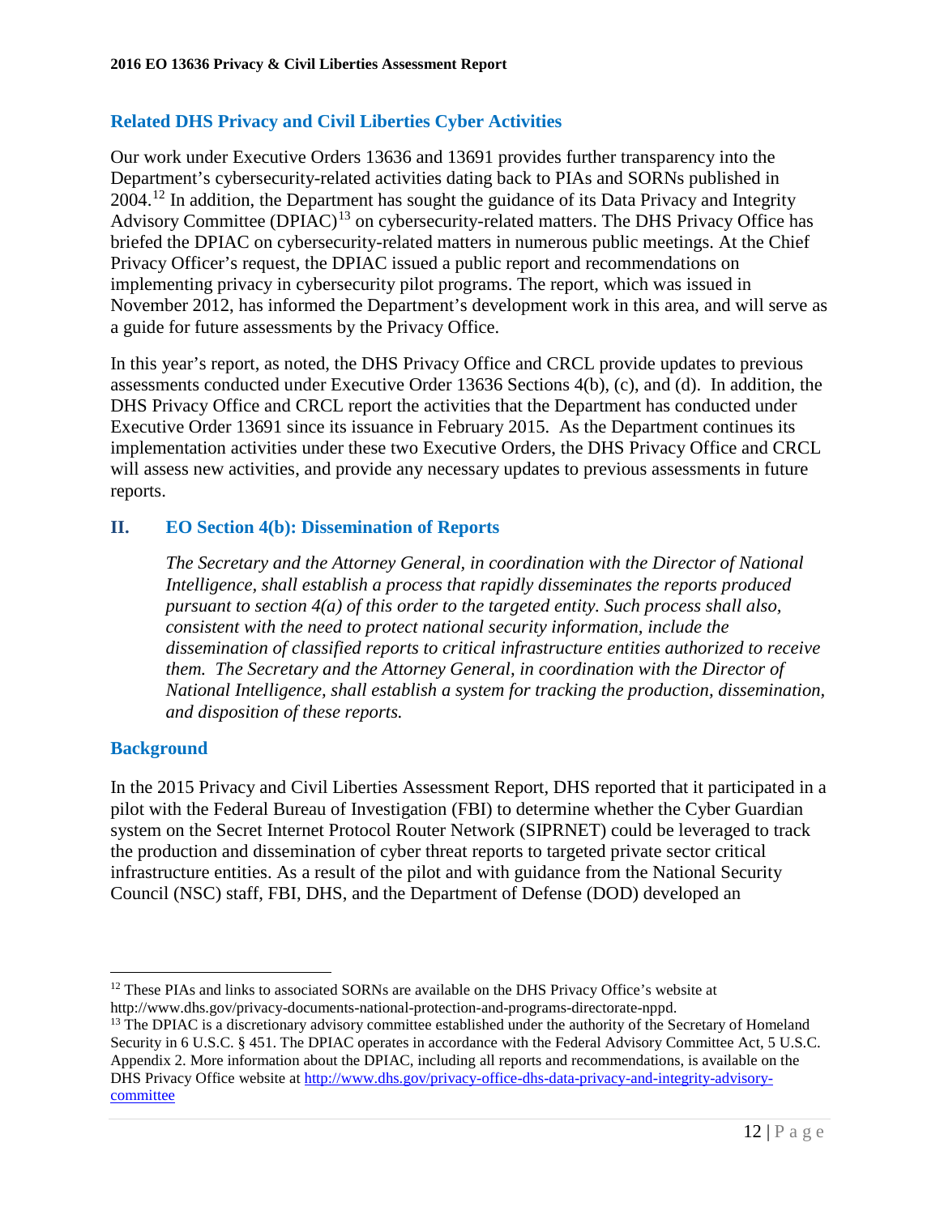## Related DHS Privacy and Civil Liberties Cyber Activities

Our work under Executive Orders 13636 and 13691 provides further transparency into the Department's cybersecurity-related activities dating back to PIAs and SORNs published in 2004.[12] In addition, the Department has sought the guidance of its Data Privacy and Integrity Advisory Committee (DPIAC)[13] on cybersecurity-related matters. The DHS Privacy Office has briefed the DPIAC on cybersecurity-related matters in numerous public meetings. At the Chief Privacy Officer's request, the DPIAC issued a public report and recommendations on implementing privacy in cybersecurity pilot programs. The report, which was issued in November 2012, has informed the Department's development work in this area, and will serve as a guide for future assessments by the Privacy Office.

In this year's report, as noted, the DHS Privacy Office and CRCL provide updates to previous assessments conducted under Executive Order 13636 Sections 4(b), (c), and (d). In addition, the DHS Privacy Office and CRCL report the activities that the Department has conducted under Executive Order 13691 since its issuance in February 2015. As the Department continues its implementation activities under these two Executive Orders, the DHS Privacy Office and CRCL will assess new activities, and provide any necessary updates to previous assessments in future reports.

# II. EO Section 4(b): Dissemination of Reports

*The Secretary and the Attorney General, in coordination with the Director of National Intelligence, shall establish a process that rapidly disseminates the reports produced pursuant to section 4(a) of this order to the targeted entity. Such process shall also, consistent with the need to protect national security information, include the dissemination of classified reports to critical infrastructure entities authorized to receive them. The Secretary and the Attorney General, in coordination with the Director of National Intelligence, shall establish a system for tracking the production, dissemination, and disposition of these reports.*

## Background

In the 2015 Privacy and Civil Liberties Assessment Report, DHS reported that it participated in a pilot with the Federal Bureau of Investigation (FBI) to determine whether the Cyber Guardian system on the Secret Internet Protocol Router Network (SIPRNET) could be leveraged to track the production and dissemination of cyber threat reports to targeted private sector critical infrastructure entities. As a result of the pilot and with guidance from the National Security Council (NSC) staff, FBI, DHS, and the Department of Defense (DOD) developed an

---

[12] These PIAs and links to associated SORNs are available on the DHS Privacy Office's website at http://www.dhs.gov/privacy-documents-national-protection-and-programs-directorate-nppd.

[13] The DPIAC is a discretionary advisory committee established under the authority of the Secretary of Homeland Security in 6 U.S.C. § 451. The DPIAC operates in accordance with the Federal Advisory Committee Act, 5 U.S.C. Appendix 2. More information about the DPIAC, including all reports and recommendations, is available on the DHS Privacy Office website at http://www.dhs.gov/privacy-office-dhs-data-privacy-and-integrity-advisory-committee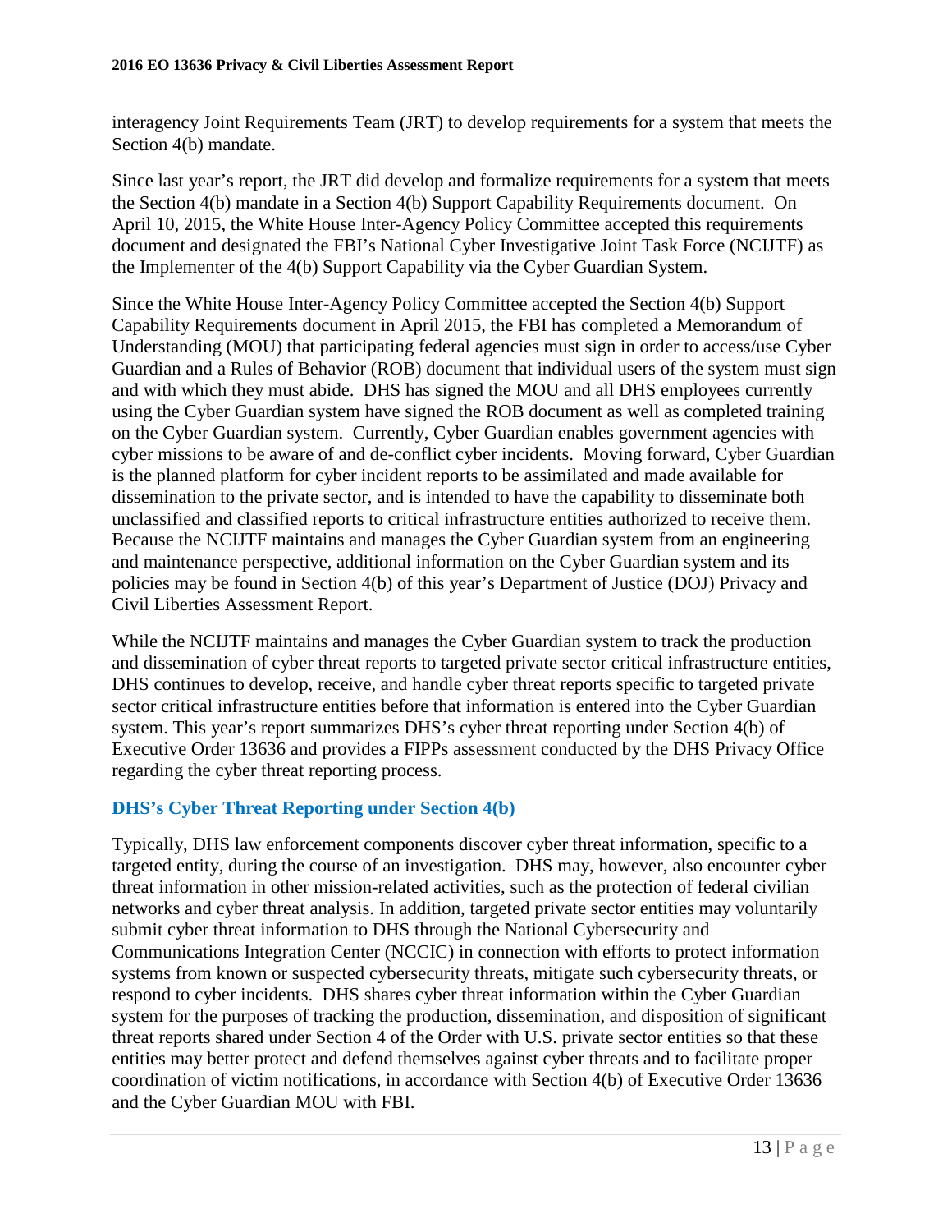interagency Joint Requirements Team (JRT) to develop requirements for a system that meets the Section 4(b) mandate.

Since last year's report, the JRT did develop and formalize requirements for a system that meets the Section 4(b) mandate in a Section 4(b) Support Capability Requirements document. On April 10, 2015, the White House Inter-Agency Policy Committee accepted this requirements document and designated the FBI's National Cyber Investigative Joint Task Force (NCIJTF) as the Implementer of the 4(b) Support Capability via the Cyber Guardian System.

Since the White House Inter-Agency Policy Committee accepted the Section 4(b) Support Capability Requirements document in April 2015, the FBI has completed a Memorandum of Understanding (MOU) that participating federal agencies must sign in order to access/use Cyber Guardian and a Rules of Behavior (ROB) document that individual users of the system must sign and with which they must abide. DHS has signed the MOU and all DHS employees currently using the Cyber Guardian system have signed the ROB document as well as completed training on the Cyber Guardian system. Currently, Cyber Guardian enables government agencies with cyber missions to be aware of and de-conflict cyber incidents. Moving forward, Cyber Guardian is the planned platform for cyber incident reports to be assimilated and made available for dissemination to the private sector, and is intended to have the capability to disseminate both unclassified and classified reports to critical infrastructure entities authorized to receive them. Because the NCIJTF maintains and manages the Cyber Guardian system from an engineering and maintenance perspective, additional information on the Cyber Guardian system and its policies may be found in Section 4(b) of this year's Department of Justice (DOJ) Privacy and Civil Liberties Assessment Report.

While the NCIJTF maintains and manages the Cyber Guardian system to track the production and dissemination of cyber threat reports to targeted private sector critical infrastructure entities, DHS continues to develop, receive, and handle cyber threat reports specific to targeted private sector critical infrastructure entities before that information is entered into the Cyber Guardian system. This year's report summarizes DHS's cyber threat reporting under Section 4(b) of Executive Order 13636 and provides a FIPPs assessment conducted by the DHS Privacy Office regarding the cyber threat reporting process.

### DHS's Cyber Threat Reporting under Section 4(b)

Typically, DHS law enforcement components discover cyber threat information, specific to a targeted entity, during the course of an investigation. DHS may, however, also encounter cyber threat information in other mission-related activities, such as the protection of federal civilian networks and cyber threat analysis. In addition, targeted private sector entities may voluntarily submit cyber threat information to DHS through the National Cybersecurity and Communications Integration Center (NCCIC) in connection with efforts to protect information systems from known or suspected cybersecurity threats, mitigate such cybersecurity threats, or respond to cyber incidents. DHS shares cyber threat information within the Cyber Guardian system for the purposes of tracking the production, dissemination, and disposition of significant threat reports shared under Section 4 of the Order with U.S. private sector entities so that these entities may better protect and defend themselves against cyber threats and to facilitate proper coordination of victim notifications, in accordance with Section 4(b) of Executive Order 13636 and the Cyber Guardian MOU with FBI.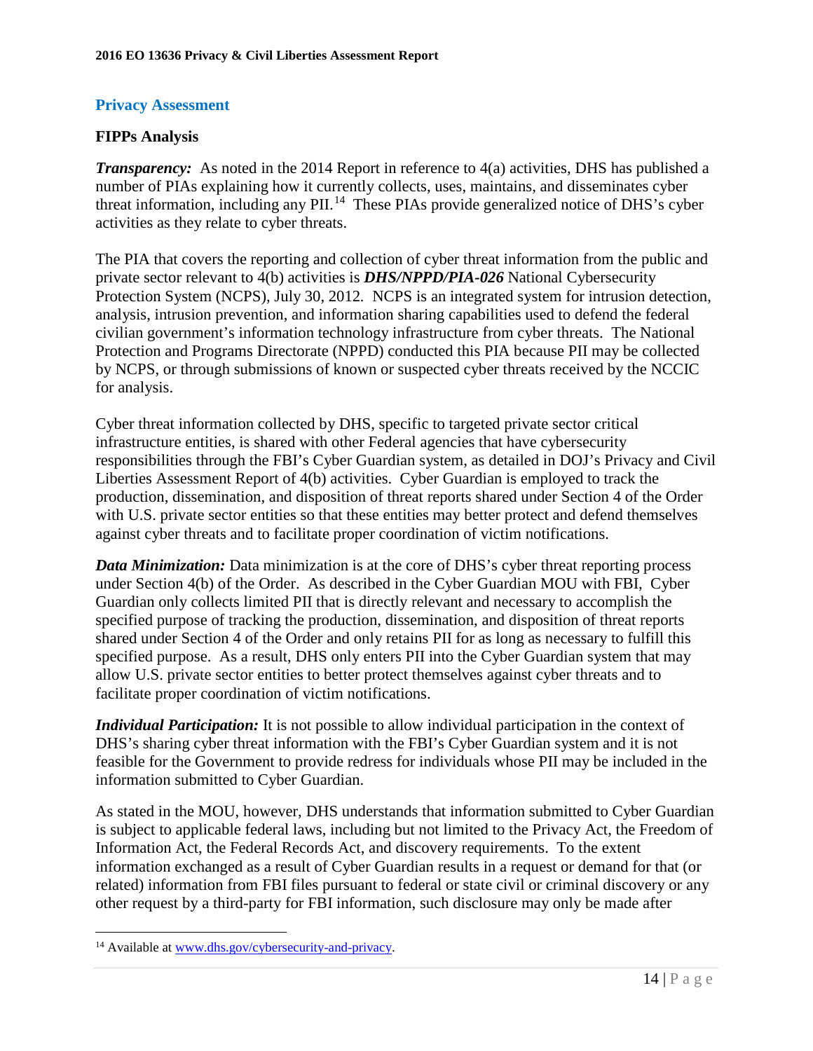## Privacy Assessment

### FIPPs Analysis

***Transparency:*** As noted in the 2014 Report in reference to 4(a) activities, DHS has published a number of PIAs explaining how it currently collects, uses, maintains, and disseminates cyber threat information, including any PII.[14] These PIAs provide generalized notice of DHS's cyber activities as they relate to cyber threats.

The PIA that covers the reporting and collection of cyber threat information from the public and private sector relevant to 4(b) activities is ***DHS/NPPD/PIA-026*** National Cybersecurity Protection System (NCPS), July 30, 2012. NCPS is an integrated system for intrusion detection, analysis, intrusion prevention, and information sharing capabilities used to defend the federal civilian government's information technology infrastructure from cyber threats. The National Protection and Programs Directorate (NPPD) conducted this PIA because PII may be collected by NCPS, or through submissions of known or suspected cyber threats received by the NCCIC for analysis.

Cyber threat information collected by DHS, specific to targeted private sector critical infrastructure entities, is shared with other Federal agencies that have cybersecurity responsibilities through the FBI's Cyber Guardian system, as detailed in DOJ's Privacy and Civil Liberties Assessment Report of 4(b) activities. Cyber Guardian is employed to track the production, dissemination, and disposition of threat reports shared under Section 4 of the Order with U.S. private sector entities so that these entities may better protect and defend themselves against cyber threats and to facilitate proper coordination of victim notifications.

***Data Minimization:*** Data minimization is at the core of DHS's cyber threat reporting process under Section 4(b) of the Order. As described in the Cyber Guardian MOU with FBI, Cyber Guardian only collects limited PII that is directly relevant and necessary to accomplish the specified purpose of tracking the production, dissemination, and disposition of threat reports shared under Section 4 of the Order and only retains PII for as long as necessary to fulfill this specified purpose. As a result, DHS only enters PII into the Cyber Guardian system that may allow U.S. private sector entities to better protect themselves against cyber threats and to facilitate proper coordination of victim notifications.

***Individual Participation:*** It is not possible to allow individual participation in the context of DHS's sharing cyber threat information with the FBI's Cyber Guardian system and it is not feasible for the Government to provide redress for individuals whose PII may be included in the information submitted to Cyber Guardian.

As stated in the MOU, however, DHS understands that information submitted to Cyber Guardian is subject to applicable federal laws, including but not limited to the Privacy Act, the Freedom of Information Act, the Federal Records Act, and discovery requirements. To the extent information exchanged as a result of Cyber Guardian results in a request or demand for that (or related) information from FBI files pursuant to federal or state civil or criminal discovery or any other request by a third-party for FBI information, such disclosure may only be made after

[14] Available at www.dhs.gov/cybersecurity-and-privacy.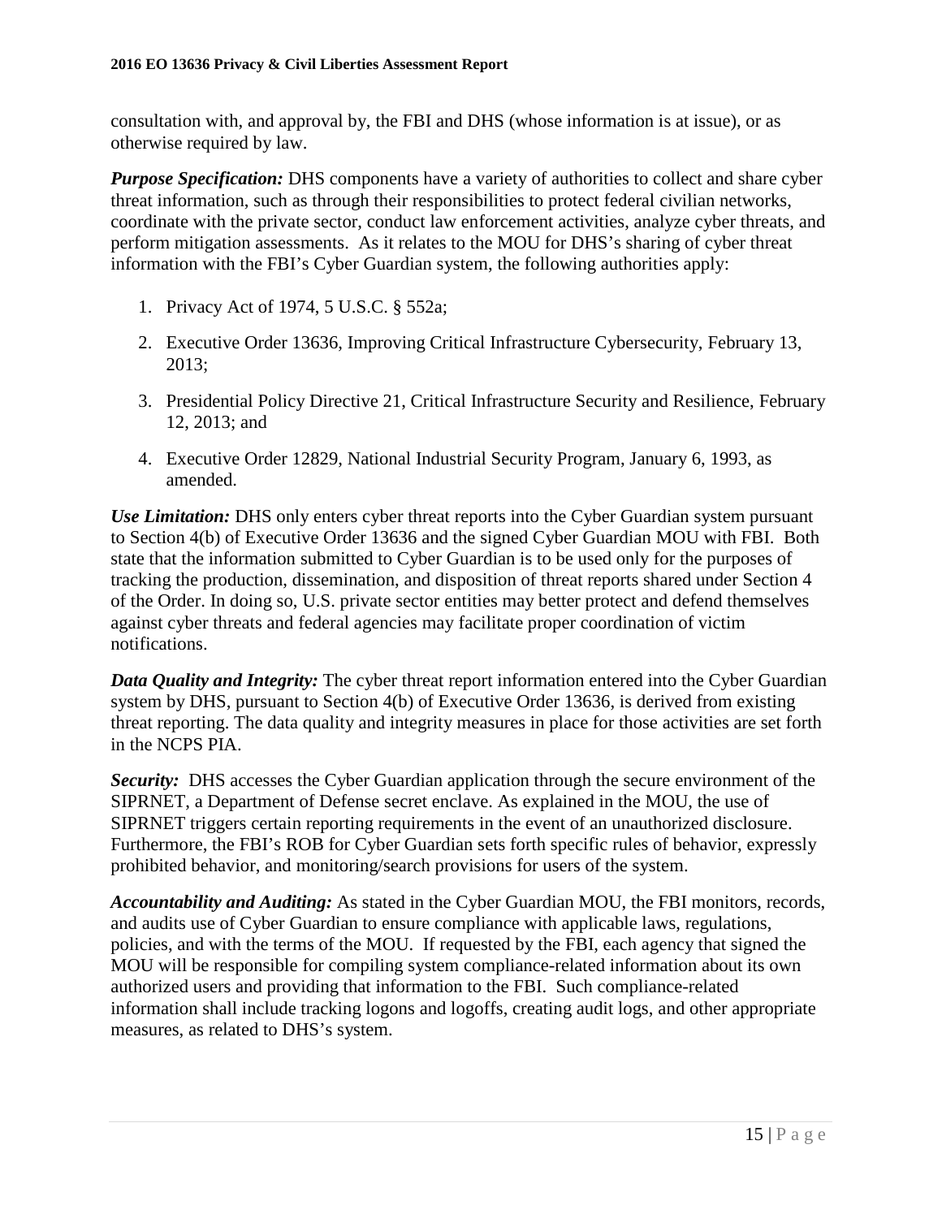consultation with, and approval by, the FBI and DHS (whose information is at issue), or as otherwise required by law.

***Purpose Specification:*** DHS components have a variety of authorities to collect and share cyber threat information, such as through their responsibilities to protect federal civilian networks, coordinate with the private sector, conduct law enforcement activities, analyze cyber threats, and perform mitigation assessments. As it relates to the MOU for DHS's sharing of cyber threat information with the FBI's Cyber Guardian system, the following authorities apply:

1. Privacy Act of 1974, 5 U.S.C. § 552a;
2. Executive Order 13636, Improving Critical Infrastructure Cybersecurity, February 13, 2013;
3. Presidential Policy Directive 21, Critical Infrastructure Security and Resilience, February 12, 2013; and
4. Executive Order 12829, National Industrial Security Program, January 6, 1993, as amended.

***Use Limitation:*** DHS only enters cyber threat reports into the Cyber Guardian system pursuant to Section 4(b) of Executive Order 13636 and the signed Cyber Guardian MOU with FBI. Both state that the information submitted to Cyber Guardian is to be used only for the purposes of tracking the production, dissemination, and disposition of threat reports shared under Section 4 of the Order. In doing so, U.S. private sector entities may better protect and defend themselves against cyber threats and federal agencies may facilitate proper coordination of victim notifications.

***Data Quality and Integrity:*** The cyber threat report information entered into the Cyber Guardian system by DHS, pursuant to Section 4(b) of Executive Order 13636, is derived from existing threat reporting. The data quality and integrity measures in place for those activities are set forth in the NCPS PIA.

***Security:*** DHS accesses the Cyber Guardian application through the secure environment of the SIPRNET, a Department of Defense secret enclave. As explained in the MOU, the use of SIPRNET triggers certain reporting requirements in the event of an unauthorized disclosure. Furthermore, the FBI's ROB for Cyber Guardian sets forth specific rules of behavior, expressly prohibited behavior, and monitoring/search provisions for users of the system.

***Accountability and Auditing:*** As stated in the Cyber Guardian MOU, the FBI monitors, records, and audits use of Cyber Guardian to ensure compliance with applicable laws, regulations, policies, and with the terms of the MOU. If requested by the FBI, each agency that signed the MOU will be responsible for compiling system compliance-related information about its own authorized users and providing that information to the FBI. Such compliance-related information shall include tracking logons and logoffs, creating audit logs, and other appropriate measures, as related to DHS's system.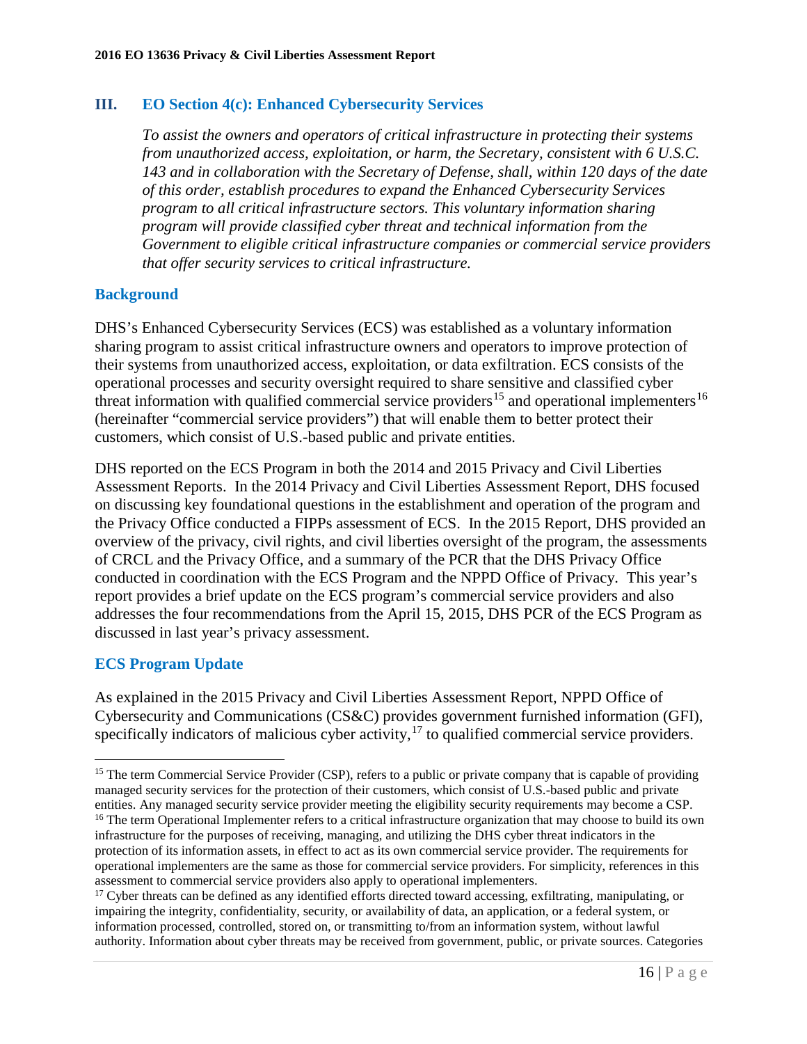## III. EO Section 4(c): Enhanced Cybersecurity Services

*To assist the owners and operators of critical infrastructure in protecting their systems from unauthorized access, exploitation, or harm, the Secretary, consistent with 6 U.S.C. 143 and in collaboration with the Secretary of Defense, shall, within 120 days of the date of this order, establish procedures to expand the Enhanced Cybersecurity Services program to all critical infrastructure sectors. This voluntary information sharing program will provide classified cyber threat and technical information from the Government to eligible critical infrastructure companies or commercial service providers that offer security services to critical infrastructure.*

### Background

DHS's Enhanced Cybersecurity Services (ECS) was established as a voluntary information sharing program to assist critical infrastructure owners and operators to improve protection of their systems from unauthorized access, exploitation, or data exfiltration. ECS consists of the operational processes and security oversight required to share sensitive and classified cyber threat information with qualified commercial service providers[15] and operational implementers[16] (hereinafter "commercial service providers") that will enable them to better protect their customers, which consist of U.S.-based public and private entities.

DHS reported on the ECS Program in both the 2014 and 2015 Privacy and Civil Liberties Assessment Reports. In the 2014 Privacy and Civil Liberties Assessment Report, DHS focused on discussing key foundational questions in the establishment and operation of the program and the Privacy Office conducted a FIPPs assessment of ECS. In the 2015 Report, DHS provided an overview of the privacy, civil rights, and civil liberties oversight of the program, the assessments of CRCL and the Privacy Office, and a summary of the PCR that the DHS Privacy Office conducted in coordination with the ECS Program and the NPPD Office of Privacy. This year's report provides a brief update on the ECS program's commercial service providers and also addresses the four recommendations from the April 15, 2015, DHS PCR of the ECS Program as discussed in last year's privacy assessment.

### ECS Program Update

As explained in the 2015 Privacy and Civil Liberties Assessment Report, NPPD Office of Cybersecurity and Communications (CS&C) provides government furnished information (GFI), specifically indicators of malicious cyber activity,[17] to qualified commercial service providers.

---

[15] The term Commercial Service Provider (CSP), refers to a public or private company that is capable of providing managed security services for the protection of their customers, which consist of U.S.-based public and private entities. Any managed security service provider meeting the eligibility security requirements may become a CSP.

[16] The term Operational Implementer refers to a critical infrastructure organization that may choose to build its own infrastructure for the purposes of receiving, managing, and utilizing the DHS cyber threat indicators in the protection of its information assets, in effect to act as its own commercial service provider. The requirements for operational implementers are the same as those for commercial service providers. For simplicity, references in this assessment to commercial service providers also apply to operational implementers.

[17] Cyber threats can be defined as any identified efforts directed toward accessing, exfiltrating, manipulating, or impairing the integrity, confidentiality, security, or availability of data, an application, or a federal system, or information processed, controlled, stored on, or transmitting to/from an information system, without lawful authority. Information about cyber threats may be received from government, public, or private sources. Categories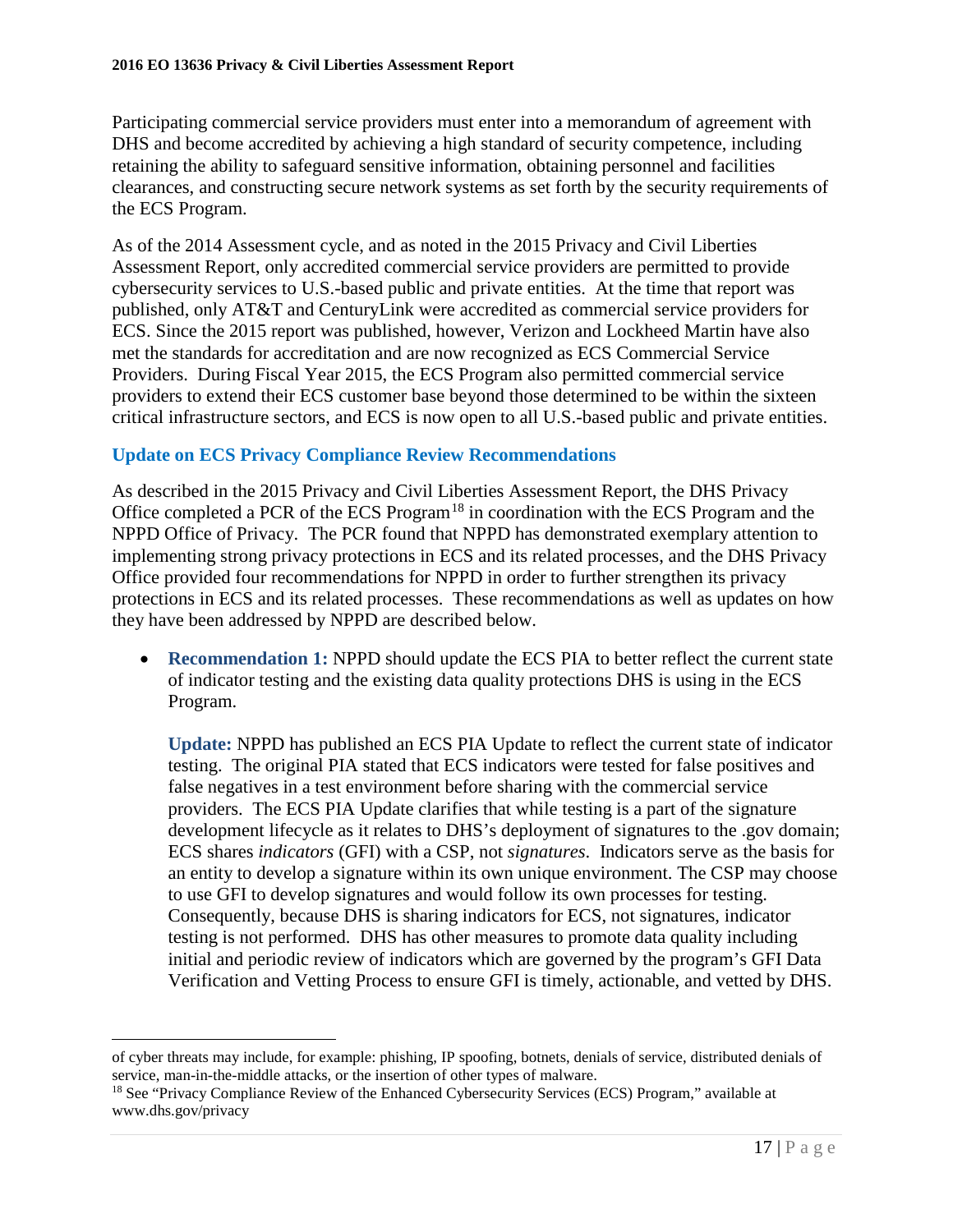Participating commercial service providers must enter into a memorandum of agreement with DHS and become accredited by achieving a high standard of security competence, including retaining the ability to safeguard sensitive information, obtaining personnel and facilities clearances, and constructing secure network systems as set forth by the security requirements of the ECS Program.

As of the 2014 Assessment cycle, and as noted in the 2015 Privacy and Civil Liberties Assessment Report, only accredited commercial service providers are permitted to provide cybersecurity services to U.S.-based public and private entities. At the time that report was published, only AT&T and CenturyLink were accredited as commercial service providers for ECS. Since the 2015 report was published, however, Verizon and Lockheed Martin have also met the standards for accreditation and are now recognized as ECS Commercial Service Providers. During Fiscal Year 2015, the ECS Program also permitted commercial service providers to extend their ECS customer base beyond those determined to be within the sixteen critical infrastructure sectors, and ECS is now open to all U.S.-based public and private entities.

### Update on ECS Privacy Compliance Review Recommendations

As described in the 2015 Privacy and Civil Liberties Assessment Report, the DHS Privacy Office completed a PCR of the ECS Program[18] in coordination with the ECS Program and the NPPD Office of Privacy. The PCR found that NPPD has demonstrated exemplary attention to implementing strong privacy protections in ECS and its related processes, and the DHS Privacy Office provided four recommendations for NPPD in order to further strengthen its privacy protections in ECS and its related processes. These recommendations as well as updates on how they have been addressed by NPPD are described below.

- **Recommendation 1:** NPPD should update the ECS PIA to better reflect the current state of indicator testing and the existing data quality protections DHS is using in the ECS Program.

  **Update:** NPPD has published an ECS PIA Update to reflect the current state of indicator testing. The original PIA stated that ECS indicators were tested for false positives and false negatives in a test environment before sharing with the commercial service providers. The ECS PIA Update clarifies that while testing is a part of the signature development lifecycle as it relates to DHS's deployment of signatures to the .gov domain; ECS shares *indicators* (GFI) with a CSP, not *signatures*. Indicators serve as the basis for an entity to develop a signature within its own unique environment. The CSP may choose to use GFI to develop signatures and would follow its own processes for testing. Consequently, because DHS is sharing indicators for ECS, not signatures, indicator testing is not performed. DHS has other measures to promote data quality including initial and periodic review of indicators which are governed by the program's GFI Data Verification and Vetting Process to ensure GFI is timely, actionable, and vetted by DHS.

---

of cyber threats may include, for example: phishing, IP spoofing, botnets, denials of service, distributed denials of service, man-in-the-middle attacks, or the insertion of other types of malware.

[18] See "Privacy Compliance Review of the Enhanced Cybersecurity Services (ECS) Program," available at www.dhs.gov/privacy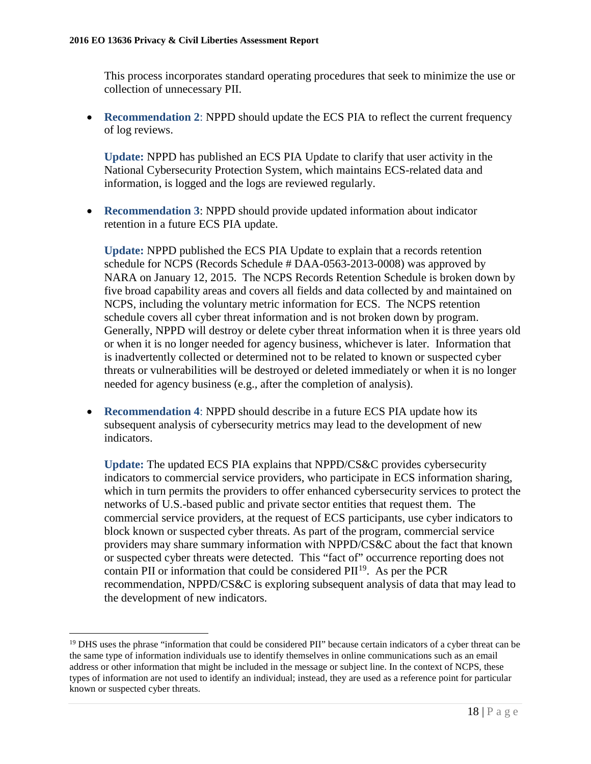This process incorporates standard operating procedures that seek to minimize the use or collection of unnecessary PII.

- **Recommendation 2**: NPPD should update the ECS PIA to reflect the current frequency of log reviews.

  **Update:** NPPD has published an ECS PIA Update to clarify that user activity in the National Cybersecurity Protection System, which maintains ECS-related data and information, is logged and the logs are reviewed regularly.

- **Recommendation 3**: NPPD should provide updated information about indicator retention in a future ECS PIA update.

  **Update:** NPPD published the ECS PIA Update to explain that a records retention schedule for NCPS (Records Schedule # DAA-0563-2013-0008) was approved by NARA on January 12, 2015. The NCPS Records Retention Schedule is broken down by five broad capability areas and covers all fields and data collected by and maintained on NCPS, including the voluntary metric information for ECS. The NCPS retention schedule covers all cyber threat information and is not broken down by program. Generally, NPPD will destroy or delete cyber threat information when it is three years old or when it is no longer needed for agency business, whichever is later. Information that is inadvertently collected or determined not to be related to known or suspected cyber threats or vulnerabilities will be destroyed or deleted immediately or when it is no longer needed for agency business (e.g., after the completion of analysis).

- **Recommendation 4**: NPPD should describe in a future ECS PIA update how its subsequent analysis of cybersecurity metrics may lead to the development of new indicators.

  **Update:** The updated ECS PIA explains that NPPD/CS&C provides cybersecurity indicators to commercial service providers, who participate in ECS information sharing, which in turn permits the providers to offer enhanced cybersecurity services to protect the networks of U.S.-based public and private sector entities that request them. The commercial service providers, at the request of ECS participants, use cyber indicators to block known or suspected cyber threats. As part of the program, commercial service providers may share summary information with NPPD/CS&C about the fact that known or suspected cyber threats were detected. This "fact of" occurrence reporting does not contain PII or information that could be considered PII[19]. As per the PCR recommendation, NPPD/CS&C is exploring subsequent analysis of data that may lead to the development of new indicators.

---

[19] DHS uses the phrase "information that could be considered PII" because certain indicators of a cyber threat can be the same type of information individuals use to identify themselves in online communications such as an email address or other information that might be included in the message or subject line. In the context of NCPS, these types of information are not used to identify an individual; instead, they are used as a reference point for particular known or suspected cyber threats.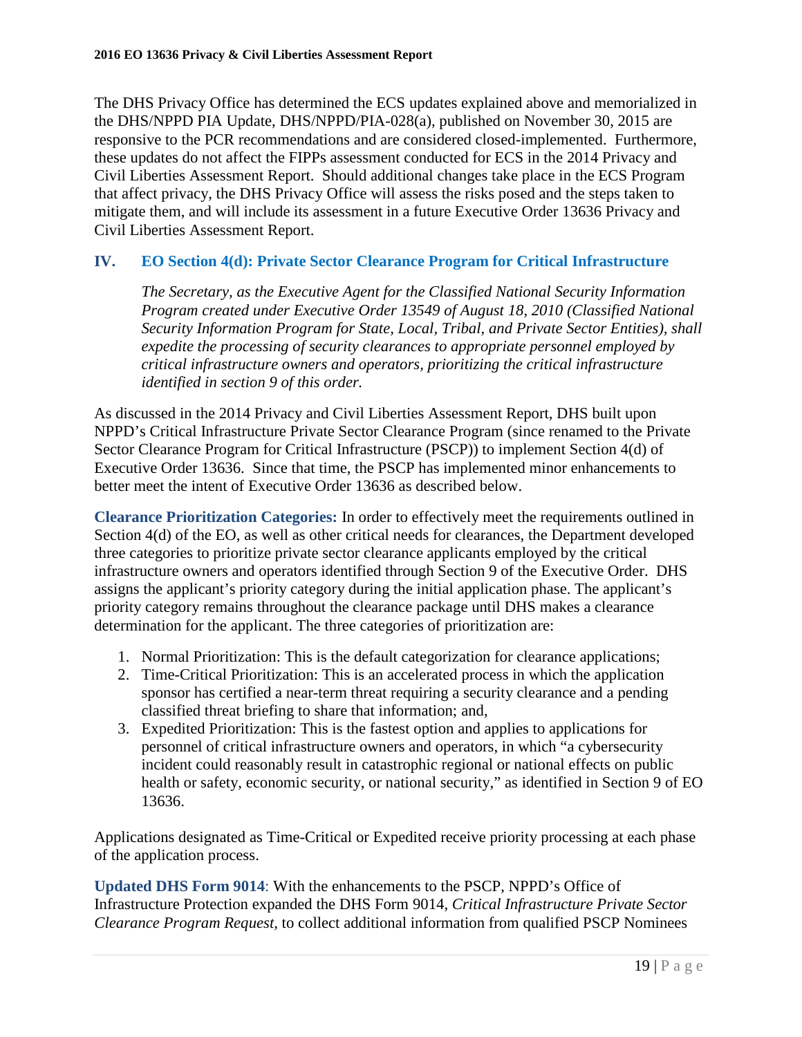The DHS Privacy Office has determined the ECS updates explained above and memorialized in the DHS/NPPD PIA Update, DHS/NPPD/PIA-028(a), published on November 30, 2015 are responsive to the PCR recommendations and are considered closed-implemented. Furthermore, these updates do not affect the FIPPs assessment conducted for ECS in the 2014 Privacy and Civil Liberties Assessment Report. Should additional changes take place in the ECS Program that affect privacy, the DHS Privacy Office will assess the risks posed and the steps taken to mitigate them, and will include its assessment in a future Executive Order 13636 Privacy and Civil Liberties Assessment Report.

## IV. EO Section 4(d): Private Sector Clearance Program for Critical Infrastructure

> *The Secretary, as the Executive Agent for the Classified National Security Information Program created under Executive Order 13549 of August 18, 2010 (Classified National Security Information Program for State, Local, Tribal, and Private Sector Entities), shall expedite the processing of security clearances to appropriate personnel employed by critical infrastructure owners and operators, prioritizing the critical infrastructure identified in section 9 of this order.*

As discussed in the 2014 Privacy and Civil Liberties Assessment Report, DHS built upon NPPD's Critical Infrastructure Private Sector Clearance Program (since renamed to the Private Sector Clearance Program for Critical Infrastructure (PSCP)) to implement Section 4(d) of Executive Order 13636. Since that time, the PSCP has implemented minor enhancements to better meet the intent of Executive Order 13636 as described below.

**Clearance Prioritization Categories:** In order to effectively meet the requirements outlined in Section 4(d) of the EO, as well as other critical needs for clearances, the Department developed three categories to prioritize private sector clearance applicants employed by the critical infrastructure owners and operators identified through Section 9 of the Executive Order. DHS assigns the applicant's priority category during the initial application phase. The applicant's priority category remains throughout the clearance package until DHS makes a clearance determination for the applicant. The three categories of prioritization are:

1. Normal Prioritization: This is the default categorization for clearance applications;
2. Time-Critical Prioritization: This is an accelerated process in which the application sponsor has certified a near-term threat requiring a security clearance and a pending classified threat briefing to share that information; and,
3. Expedited Prioritization: This is the fastest option and applies to applications for personnel of critical infrastructure owners and operators, in which "a cybersecurity incident could reasonably result in catastrophic regional or national effects on public health or safety, economic security, or national security," as identified in Section 9 of EO 13636.

Applications designated as Time-Critical or Expedited receive priority processing at each phase of the application process.

**Updated DHS Form 9014**: With the enhancements to the PSCP, NPPD's Office of Infrastructure Protection expanded the DHS Form 9014, *Critical Infrastructure Private Sector Clearance Program Request*, to collect additional information from qualified PSCP Nominees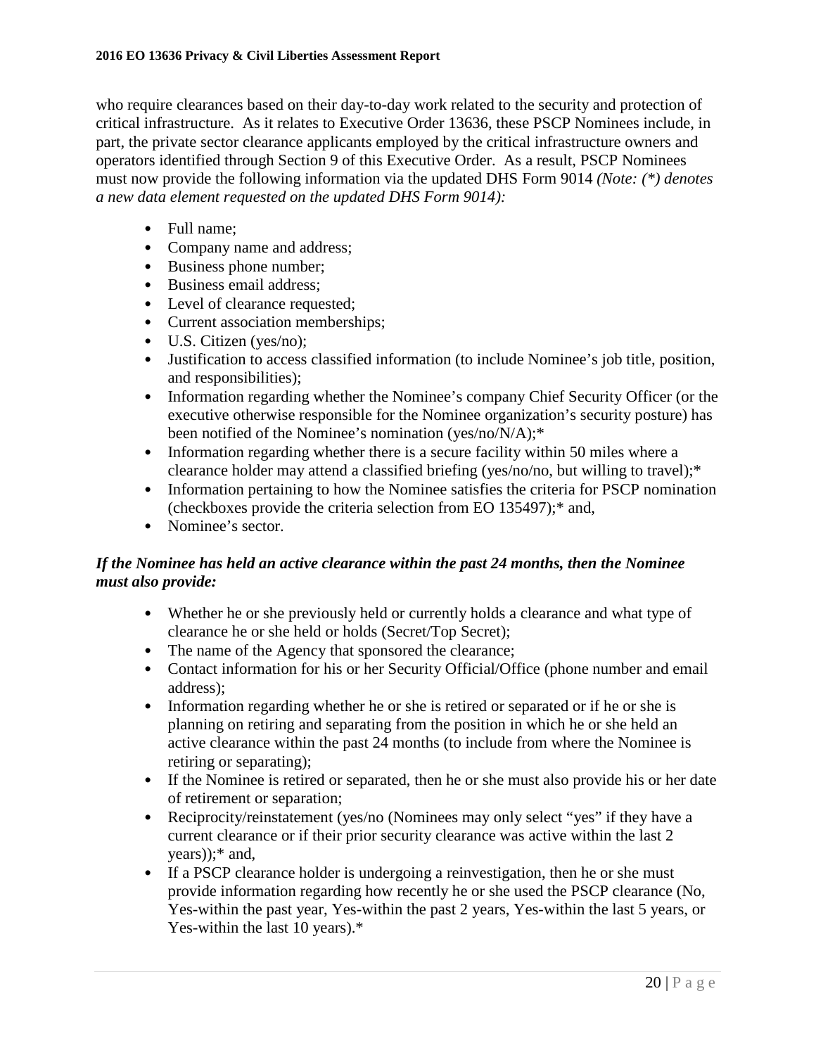who require clearances based on their day-to-day work related to the security and protection of critical infrastructure. As it relates to Executive Order 13636, these PSCP Nominees include, in part, the private sector clearance applicants employed by the critical infrastructure owners and operators identified through Section 9 of this Executive Order. As a result, PSCP Nominees must now provide the following information via the updated DHS Form 9014 *(Note: (*) denotes a new data element requested on the updated DHS Form 9014):*

- Full name;
- Company name and address;
- Business phone number;
- Business email address;
- Level of clearance requested;
- Current association memberships;
- U.S. Citizen (yes/no);
- Justification to access classified information (to include Nominee's job title, position, and responsibilities);
- Information regarding whether the Nominee's company Chief Security Officer (or the executive otherwise responsible for the Nominee organization's security posture) has been notified of the Nominee's nomination (yes/no/N/A);*
- Information regarding whether there is a secure facility within 50 miles where a clearance holder may attend a classified briefing (yes/no/no, but willing to travel);*
- Information pertaining to how the Nominee satisfies the criteria for PSCP nomination (checkboxes provide the criteria selection from EO 135497);* and,
- Nominee's sector.

***If the Nominee has held an active clearance within the past 24 months, then the Nominee must also provide:***

- Whether he or she previously held or currently holds a clearance and what type of clearance he or she held or holds (Secret/Top Secret);
- The name of the Agency that sponsored the clearance;
- Contact information for his or her Security Official/Office (phone number and email address);
- Information regarding whether he or she is retired or separated or if he or she is planning on retiring and separating from the position in which he or she held an active clearance within the past 24 months (to include from where the Nominee is retiring or separating);
- If the Nominee is retired or separated, then he or she must also provide his or her date of retirement or separation;
- Reciprocity/reinstatement (yes/no (Nominees may only select "yes" if they have a current clearance or if their prior security clearance was active within the last 2 years));* and,
- If a PSCP clearance holder is undergoing a reinvestigation, then he or she must provide information regarding how recently he or she used the PSCP clearance (No, Yes-within the past year, Yes-within the past 2 years, Yes-within the last 5 years, or Yes-within the last 10 years).*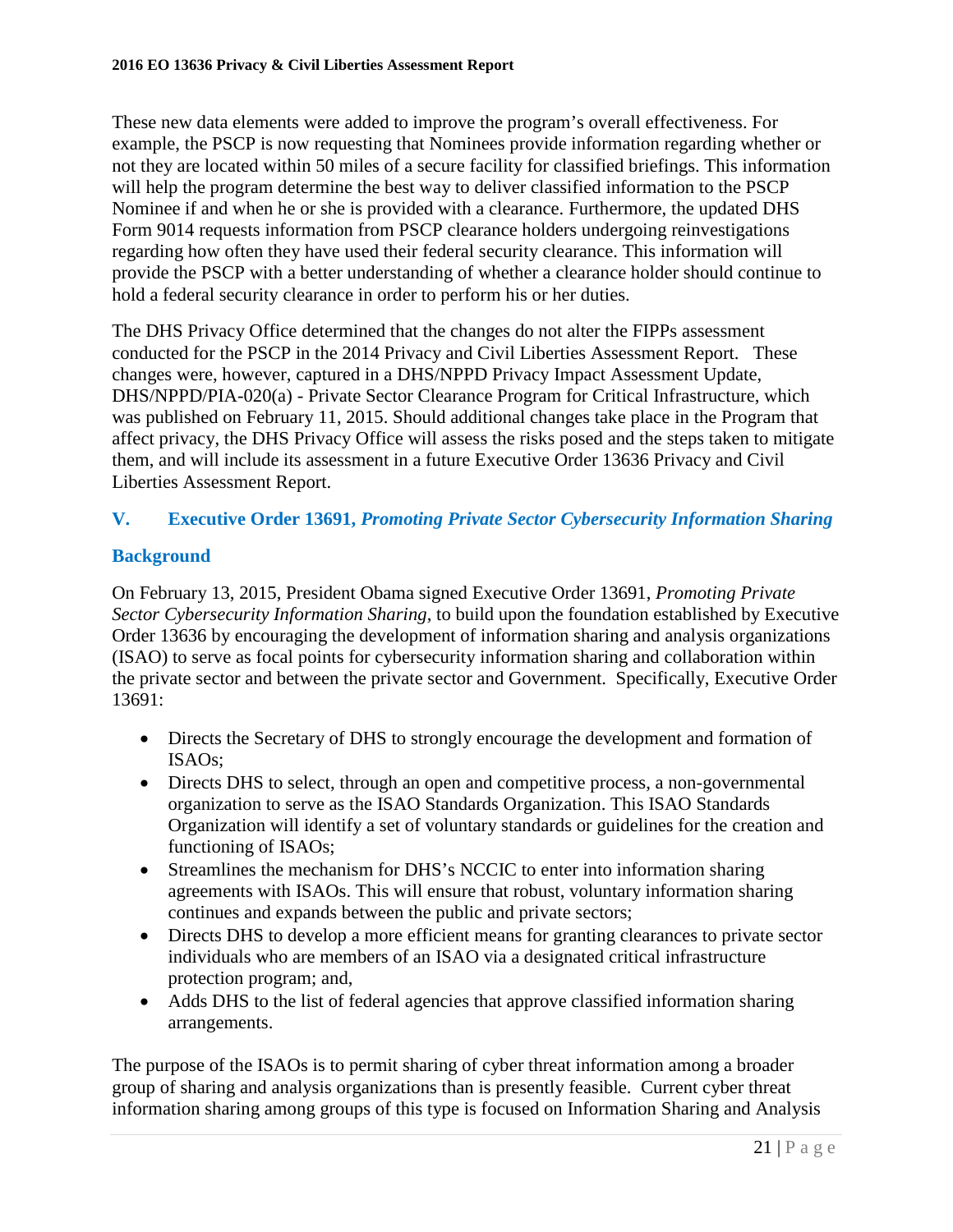These new data elements were added to improve the program's overall effectiveness. For example, the PSCP is now requesting that Nominees provide information regarding whether or not they are located within 50 miles of a secure facility for classified briefings. This information will help the program determine the best way to deliver classified information to the PSCP Nominee if and when he or she is provided with a clearance. Furthermore, the updated DHS Form 9014 requests information from PSCP clearance holders undergoing reinvestigations regarding how often they have used their federal security clearance. This information will provide the PSCP with a better understanding of whether a clearance holder should continue to hold a federal security clearance in order to perform his or her duties.

The DHS Privacy Office determined that the changes do not alter the FIPPs assessment conducted for the PSCP in the 2014 Privacy and Civil Liberties Assessment Report. These changes were, however, captured in a DHS/NPPD Privacy Impact Assessment Update, DHS/NPPD/PIA-020(a) - Private Sector Clearance Program for Critical Infrastructure, which was published on February 11, 2015. Should additional changes take place in the Program that affect privacy, the DHS Privacy Office will assess the risks posed and the steps taken to mitigate them, and will include its assessment in a future Executive Order 13636 Privacy and Civil Liberties Assessment Report.

## V. Executive Order 13691, *Promoting Private Sector Cybersecurity Information Sharing*

### Background

On February 13, 2015, President Obama signed Executive Order 13691, *Promoting Private Sector Cybersecurity Information Sharing*, to build upon the foundation established by Executive Order 13636 by encouraging the development of information sharing and analysis organizations (ISAO) to serve as focal points for cybersecurity information sharing and collaboration within the private sector and between the private sector and Government. Specifically, Executive Order 13691:

- Directs the Secretary of DHS to strongly encourage the development and formation of ISAOs;
- Directs DHS to select, through an open and competitive process, a non-governmental organization to serve as the ISAO Standards Organization. This ISAO Standards Organization will identify a set of voluntary standards or guidelines for the creation and functioning of ISAOs;
- Streamlines the mechanism for DHS's NCCIC to enter into information sharing agreements with ISAOs. This will ensure that robust, voluntary information sharing continues and expands between the public and private sectors;
- Directs DHS to develop a more efficient means for granting clearances to private sector individuals who are members of an ISAO via a designated critical infrastructure protection program; and,
- Adds DHS to the list of federal agencies that approve classified information sharing arrangements.

The purpose of the ISAOs is to permit sharing of cyber threat information among a broader group of sharing and analysis organizations than is presently feasible. Current cyber threat information sharing among groups of this type is focused on Information Sharing and Analysis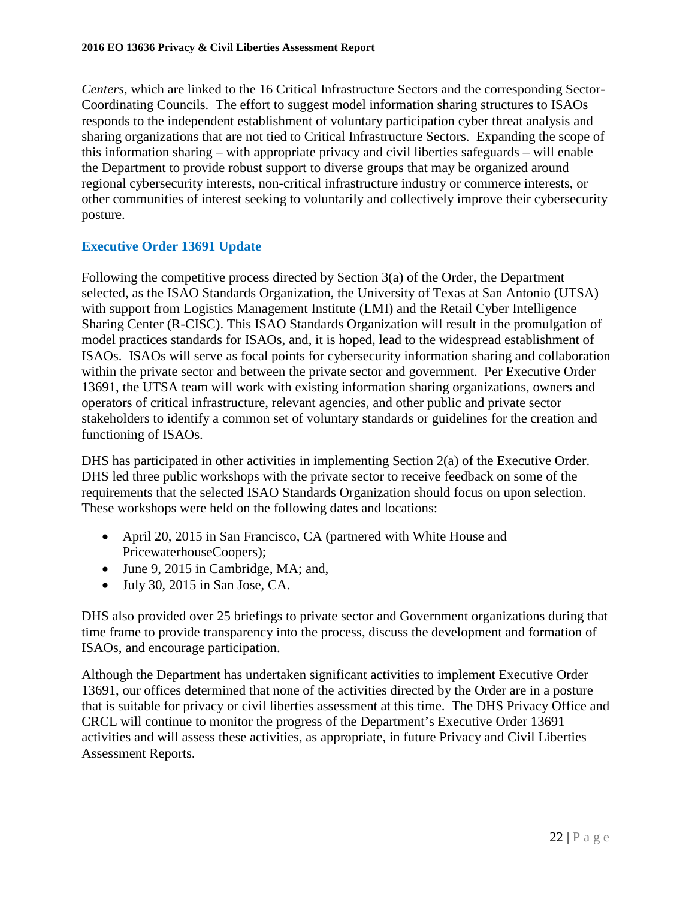*Centers*, which are linked to the 16 Critical Infrastructure Sectors and the corresponding Sector-Coordinating Councils. The effort to suggest model information sharing structures to ISAOs responds to the independent establishment of voluntary participation cyber threat analysis and sharing organizations that are not tied to Critical Infrastructure Sectors. Expanding the scope of this information sharing – with appropriate privacy and civil liberties safeguards – will enable the Department to provide robust support to diverse groups that may be organized around regional cybersecurity interests, non-critical infrastructure industry or commerce interests, or other communities of interest seeking to voluntarily and collectively improve their cybersecurity posture.

### Executive Order 13691 Update

Following the competitive process directed by Section 3(a) of the Order, the Department selected, as the ISAO Standards Organization, the University of Texas at San Antonio (UTSA) with support from Logistics Management Institute (LMI) and the Retail Cyber Intelligence Sharing Center (R-CISC). This ISAO Standards Organization will result in the promulgation of model practices standards for ISAOs, and, it is hoped, lead to the widespread establishment of ISAOs. ISAOs will serve as focal points for cybersecurity information sharing and collaboration within the private sector and between the private sector and government. Per Executive Order 13691, the UTSA team will work with existing information sharing organizations, owners and operators of critical infrastructure, relevant agencies, and other public and private sector stakeholders to identify a common set of voluntary standards or guidelines for the creation and functioning of ISAOs.

DHS has participated in other activities in implementing Section 2(a) of the Executive Order. DHS led three public workshops with the private sector to receive feedback on some of the requirements that the selected ISAO Standards Organization should focus on upon selection. These workshops were held on the following dates and locations:

- April 20, 2015 in San Francisco, CA (partnered with White House and PricewaterhouseCoopers);
- June 9, 2015 in Cambridge, MA; and,
- July 30, 2015 in San Jose, CA.

DHS also provided over 25 briefings to private sector and Government organizations during that time frame to provide transparency into the process, discuss the development and formation of ISAOs, and encourage participation.

Although the Department has undertaken significant activities to implement Executive Order 13691, our offices determined that none of the activities directed by the Order are in a posture that is suitable for privacy or civil liberties assessment at this time. The DHS Privacy Office and CRCL will continue to monitor the progress of the Department's Executive Order 13691 activities and will assess these activities, as appropriate, in future Privacy and Civil Liberties Assessment Reports.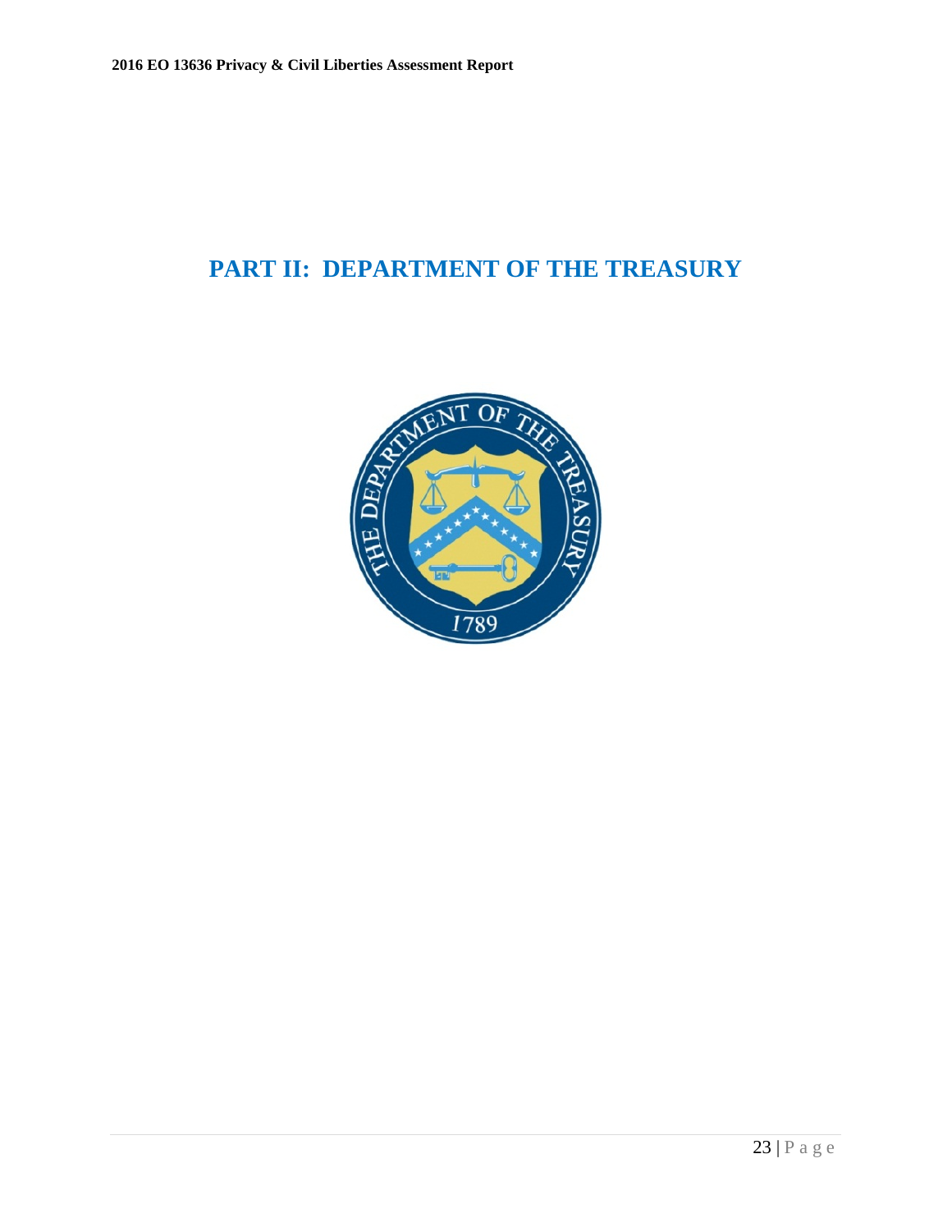# PART II: DEPARTMENT OF THE TREASURY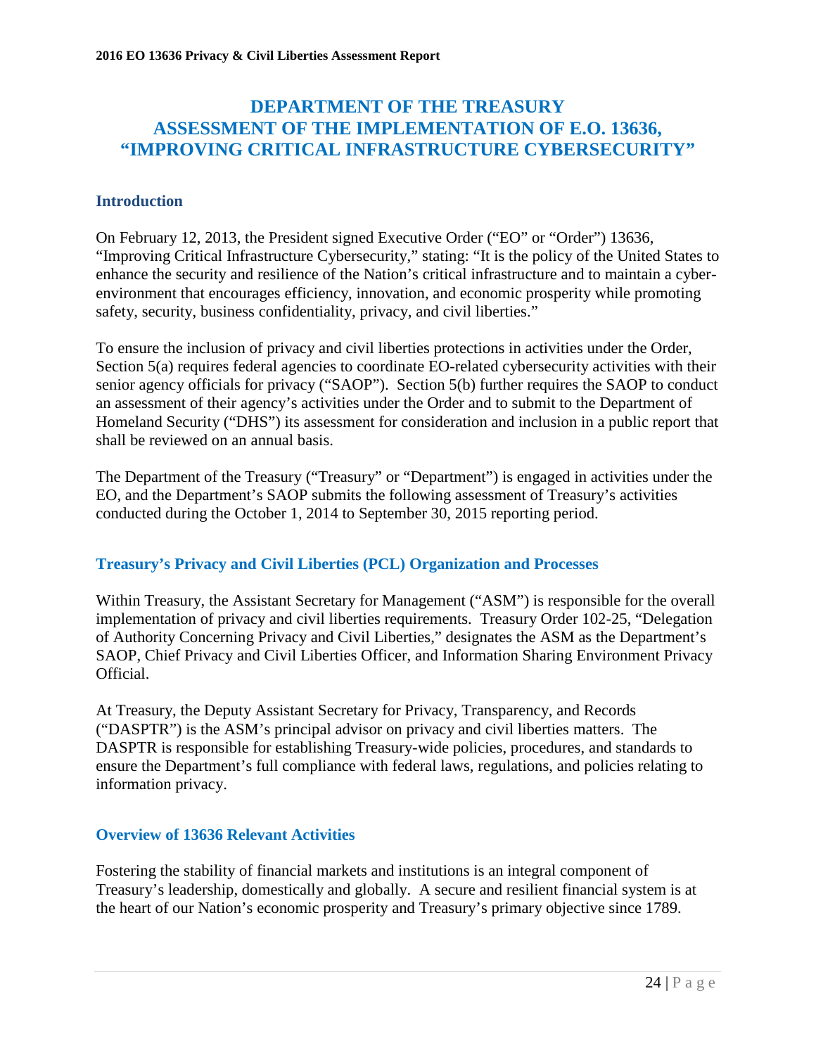# DEPARTMENT OF THE TREASURY ASSESSMENT OF THE IMPLEMENTATION OF E.O. 13636, "IMPROVING CRITICAL INFRASTRUCTURE CYBERSECURITY"

## Introduction

On February 12, 2013, the President signed Executive Order ("EO" or "Order") 13636, "Improving Critical Infrastructure Cybersecurity," stating: "It is the policy of the United States to enhance the security and resilience of the Nation's critical infrastructure and to maintain a cyber-environment that encourages efficiency, innovation, and economic prosperity while promoting safety, security, business confidentiality, privacy, and civil liberties."

To ensure the inclusion of privacy and civil liberties protections in activities under the Order, Section 5(a) requires federal agencies to coordinate EO-related cybersecurity activities with their senior agency officials for privacy ("SAOP"). Section 5(b) further requires the SAOP to conduct an assessment of their agency's activities under the Order and to submit to the Department of Homeland Security ("DHS") its assessment for consideration and inclusion in a public report that shall be reviewed on an annual basis.

The Department of the Treasury ("Treasury" or "Department") is engaged in activities under the EO, and the Department's SAOP submits the following assessment of Treasury's activities conducted during the October 1, 2014 to September 30, 2015 reporting period.

## Treasury's Privacy and Civil Liberties (PCL) Organization and Processes

Within Treasury, the Assistant Secretary for Management ("ASM") is responsible for the overall implementation of privacy and civil liberties requirements. Treasury Order 102-25, "Delegation of Authority Concerning Privacy and Civil Liberties," designates the ASM as the Department's SAOP, Chief Privacy and Civil Liberties Officer, and Information Sharing Environment Privacy Official.

At Treasury, the Deputy Assistant Secretary for Privacy, Transparency, and Records ("DASPTR") is the ASM's principal advisor on privacy and civil liberties matters. The DASPTR is responsible for establishing Treasury-wide policies, procedures, and standards to ensure the Department's full compliance with federal laws, regulations, and policies relating to information privacy.

## Overview of 13636 Relevant Activities

Fostering the stability of financial markets and institutions is an integral component of Treasury's leadership, domestically and globally. A secure and resilient financial system is at the heart of our Nation's economic prosperity and Treasury's primary objective since 1789.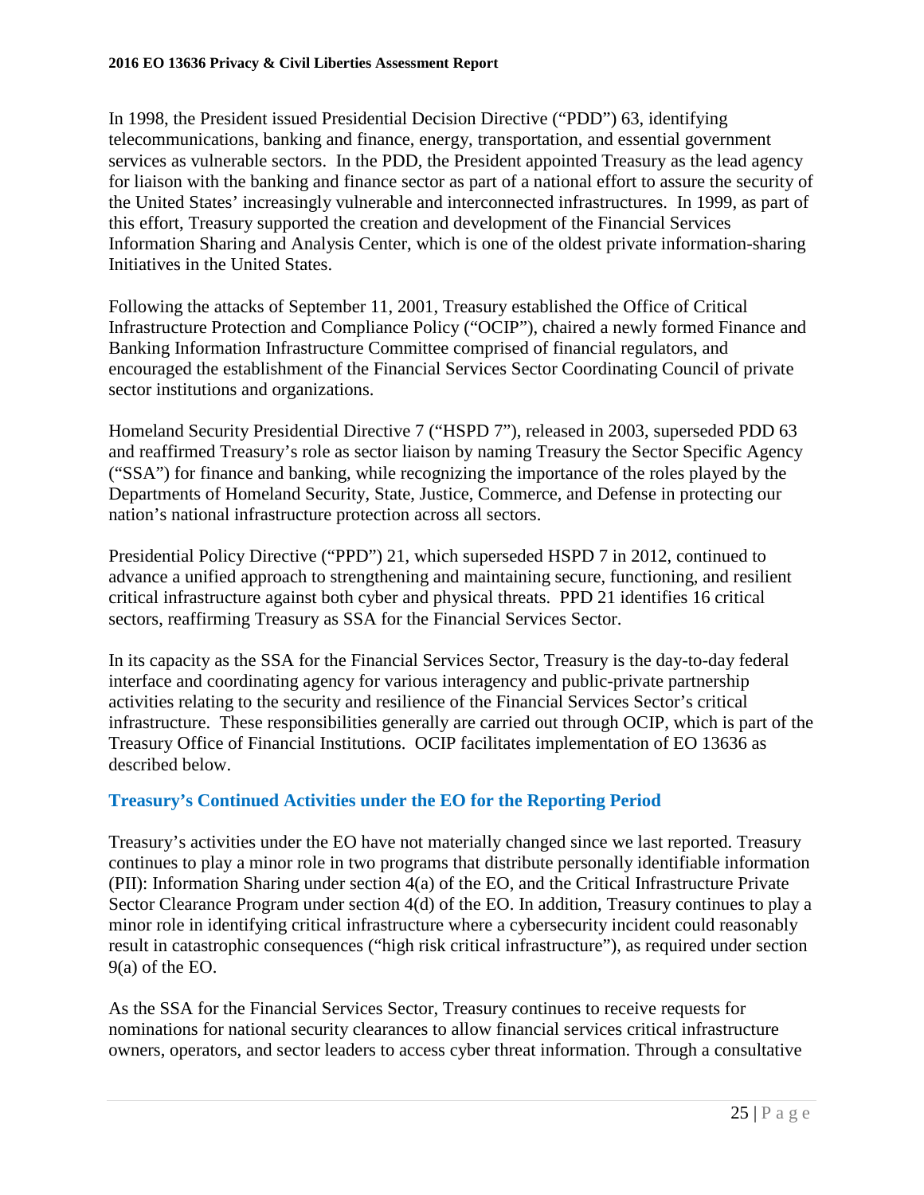In 1998, the President issued Presidential Decision Directive ("PDD") 63, identifying telecommunications, banking and finance, energy, transportation, and essential government services as vulnerable sectors. In the PDD, the President appointed Treasury as the lead agency for liaison with the banking and finance sector as part of a national effort to assure the security of the United States' increasingly vulnerable and interconnected infrastructures. In 1999, as part of this effort, Treasury supported the creation and development of the Financial Services Information Sharing and Analysis Center, which is one of the oldest private information-sharing Initiatives in the United States.

Following the attacks of September 11, 2001, Treasury established the Office of Critical Infrastructure Protection and Compliance Policy ("OCIP"), chaired a newly formed Finance and Banking Information Infrastructure Committee comprised of financial regulators, and encouraged the establishment of the Financial Services Sector Coordinating Council of private sector institutions and organizations.

Homeland Security Presidential Directive 7 ("HSPD 7"), released in 2003, superseded PDD 63 and reaffirmed Treasury's role as sector liaison by naming Treasury the Sector Specific Agency ("SSA") for finance and banking, while recognizing the importance of the roles played by the Departments of Homeland Security, State, Justice, Commerce, and Defense in protecting our nation's national infrastructure protection across all sectors.

Presidential Policy Directive ("PPD") 21, which superseded HSPD 7 in 2012, continued to advance a unified approach to strengthening and maintaining secure, functioning, and resilient critical infrastructure against both cyber and physical threats. PPD 21 identifies 16 critical sectors, reaffirming Treasury as SSA for the Financial Services Sector.

In its capacity as the SSA for the Financial Services Sector, Treasury is the day-to-day federal interface and coordinating agency for various interagency and public-private partnership activities relating to the security and resilience of the Financial Services Sector's critical infrastructure. These responsibilities generally are carried out through OCIP, which is part of the Treasury Office of Financial Institutions. OCIP facilitates implementation of EO 13636 as described below.

### Treasury's Continued Activities under the EO for the Reporting Period

Treasury's activities under the EO have not materially changed since we last reported. Treasury continues to play a minor role in two programs that distribute personally identifiable information (PII): Information Sharing under section 4(a) of the EO, and the Critical Infrastructure Private Sector Clearance Program under section 4(d) of the EO. In addition, Treasury continues to play a minor role in identifying critical infrastructure where a cybersecurity incident could reasonably result in catastrophic consequences ("high risk critical infrastructure"), as required under section 9(a) of the EO.

As the SSA for the Financial Services Sector, Treasury continues to receive requests for nominations for national security clearances to allow financial services critical infrastructure owners, operators, and sector leaders to access cyber threat information. Through a consultative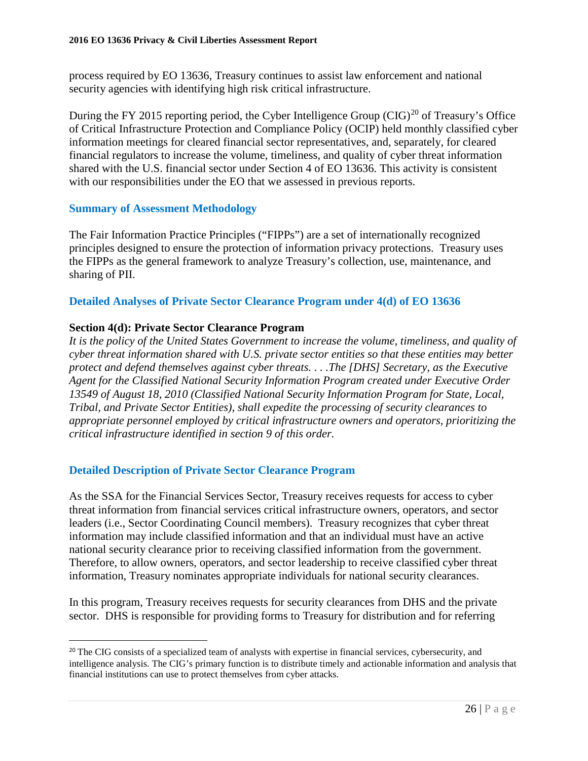process required by EO 13636, Treasury continues to assist law enforcement and national security agencies with identifying high risk critical infrastructure.

During the FY 2015 reporting period, the Cyber Intelligence Group (CIG)[20] of Treasury's Office of Critical Infrastructure Protection and Compliance Policy (OCIP) held monthly classified cyber information meetings for cleared financial sector representatives, and, separately, for cleared financial regulators to increase the volume, timeliness, and quality of cyber threat information shared with the U.S. financial sector under Section 4 of EO 13636. This activity is consistent with our responsibilities under the EO that we assessed in previous reports.

## Summary of Assessment Methodology

The Fair Information Practice Principles ("FIPPs") are a set of internationally recognized principles designed to ensure the protection of information privacy protections. Treasury uses the FIPPs as the general framework to analyze Treasury's collection, use, maintenance, and sharing of PII.

## Detailed Analyses of Private Sector Clearance Program under 4(d) of EO 13636

**Section 4(d): Private Sector Clearance Program**

*It is the policy of the United States Government to increase the volume, timeliness, and quality of cyber threat information shared with U.S. private sector entities so that these entities may better protect and defend themselves against cyber threats. . . .The [DHS] Secretary, as the Executive Agent for the Classified National Security Information Program created under Executive Order 13549 of August 18, 2010 (Classified National Security Information Program for State, Local, Tribal, and Private Sector Entities), shall expedite the processing of security clearances to appropriate personnel employed by critical infrastructure owners and operators, prioritizing the critical infrastructure identified in section 9 of this order.*

## Detailed Description of Private Sector Clearance Program

As the SSA for the Financial Services Sector, Treasury receives requests for access to cyber threat information from financial services critical infrastructure owners, operators, and sector leaders (i.e., Sector Coordinating Council members). Treasury recognizes that cyber threat information may include classified information and that an individual must have an active national security clearance prior to receiving classified information from the government. Therefore, to allow owners, operators, and sector leadership to receive classified cyber threat information, Treasury nominates appropriate individuals for national security clearances.

In this program, Treasury receives requests for security clearances from DHS and the private sector. DHS is responsible for providing forms to Treasury for distribution and for referring

[20] The CIG consists of a specialized team of analysts with expertise in financial services, cybersecurity, and intelligence analysis. The CIG's primary function is to distribute timely and actionable information and analysis that financial institutions can use to protect themselves from cyber attacks.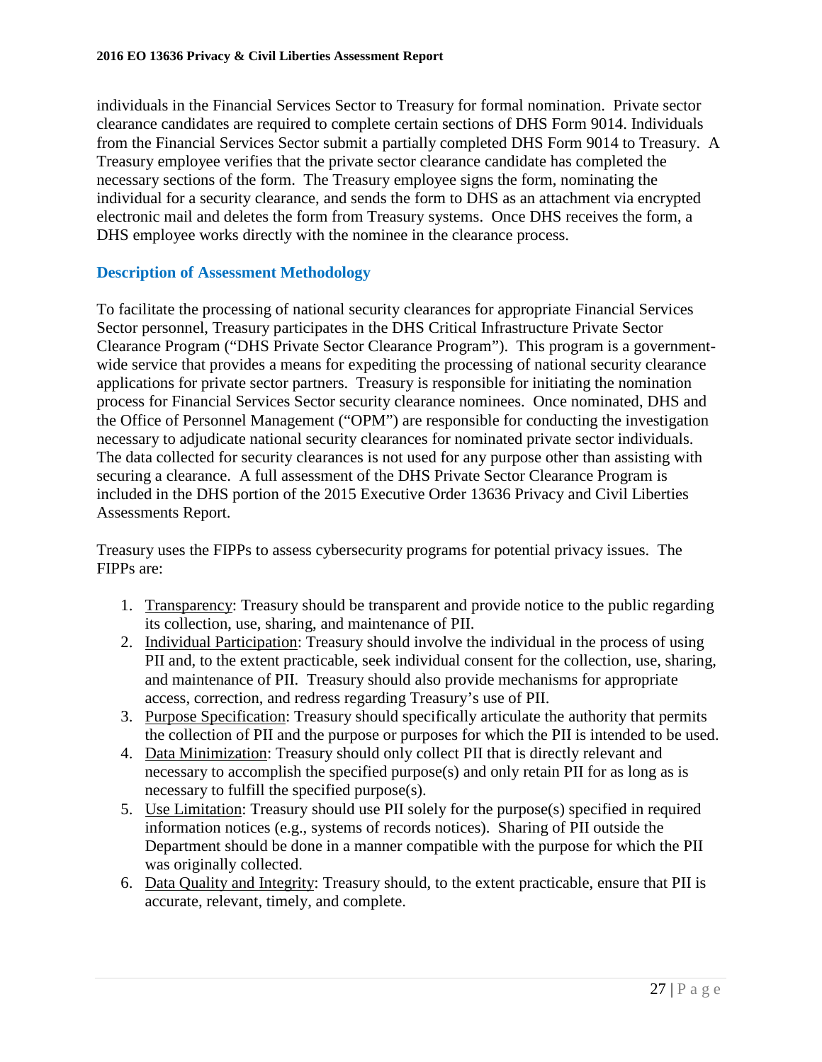individuals in the Financial Services Sector to Treasury for formal nomination. Private sector clearance candidates are required to complete certain sections of DHS Form 9014. Individuals from the Financial Services Sector submit a partially completed DHS Form 9014 to Treasury. A Treasury employee verifies that the private sector clearance candidate has completed the necessary sections of the form. The Treasury employee signs the form, nominating the individual for a security clearance, and sends the form to DHS as an attachment via encrypted electronic mail and deletes the form from Treasury systems. Once DHS receives the form, a DHS employee works directly with the nominee in the clearance process.

### Description of Assessment Methodology

To facilitate the processing of national security clearances for appropriate Financial Services Sector personnel, Treasury participates in the DHS Critical Infrastructure Private Sector Clearance Program ("DHS Private Sector Clearance Program"). This program is a government-wide service that provides a means for expediting the processing of national security clearance applications for private sector partners. Treasury is responsible for initiating the nomination process for Financial Services Sector security clearance nominees. Once nominated, DHS and the Office of Personnel Management ("OPM") are responsible for conducting the investigation necessary to adjudicate national security clearances for nominated private sector individuals. The data collected for security clearances is not used for any purpose other than assisting with securing a clearance. A full assessment of the DHS Private Sector Clearance Program is included in the DHS portion of the 2015 Executive Order 13636 Privacy and Civil Liberties Assessments Report.

Treasury uses the FIPPs to assess cybersecurity programs for potential privacy issues. The FIPPs are:

1. Transparency: Treasury should be transparent and provide notice to the public regarding its collection, use, sharing, and maintenance of PII.
2. Individual Participation: Treasury should involve the individual in the process of using PII and, to the extent practicable, seek individual consent for the collection, use, sharing, and maintenance of PII. Treasury should also provide mechanisms for appropriate access, correction, and redress regarding Treasury's use of PII.
3. Purpose Specification: Treasury should specifically articulate the authority that permits the collection of PII and the purpose or purposes for which the PII is intended to be used.
4. Data Minimization: Treasury should only collect PII that is directly relevant and necessary to accomplish the specified purpose(s) and only retain PII for as long as is necessary to fulfill the specified purpose(s).
5. Use Limitation: Treasury should use PII solely for the purpose(s) specified in required information notices (e.g., systems of records notices). Sharing of PII outside the Department should be done in a manner compatible with the purpose for which the PII was originally collected.
6. Data Quality and Integrity: Treasury should, to the extent practicable, ensure that PII is accurate, relevant, timely, and complete.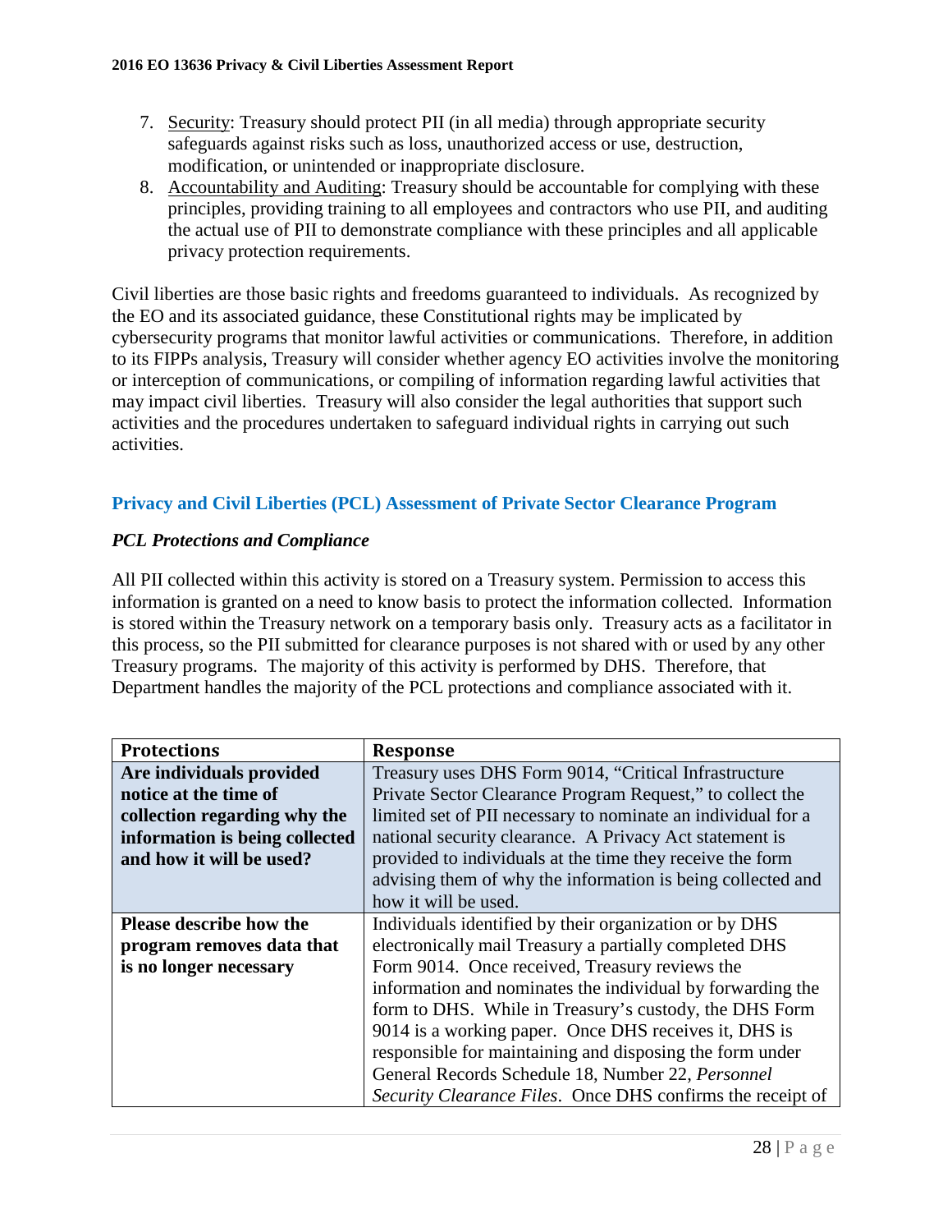7. Security: Treasury should protect PII (in all media) through appropriate security safeguards against risks such as loss, unauthorized access or use, destruction, modification, or unintended or inappropriate disclosure.
8. Accountability and Auditing: Treasury should be accountable for complying with these principles, providing training to all employees and contractors who use PII, and auditing the actual use of PII to demonstrate compliance with these principles and all applicable privacy protection requirements.

Civil liberties are those basic rights and freedoms guaranteed to individuals. As recognized by the EO and its associated guidance, these Constitutional rights may be implicated by cybersecurity programs that monitor lawful activities or communications. Therefore, in addition to its FIPPs analysis, Treasury will consider whether agency EO activities involve the monitoring or interception of communications, or compiling of information regarding lawful activities that may impact civil liberties. Treasury will also consider the legal authorities that support such activities and the procedures undertaken to safeguard individual rights in carrying out such activities.

## Privacy and Civil Liberties (PCL) Assessment of Private Sector Clearance Program

### *PCL Protections and Compliance*

All PII collected within this activity is stored on a Treasury system. Permission to access this information is granted on a need to know basis to protect the information collected. Information is stored within the Treasury network on a temporary basis only. Treasury acts as a facilitator in this process, so the PII submitted for clearance purposes is not shared with or used by any other Treasury programs. The majority of this activity is performed by DHS. Therefore, that Department handles the majority of the PCL protections and compliance associated with it.

| Protections | Response |
|---|---|
| **Are individuals provided notice at the time of collection regarding why the information is being collected and how it will be used?** | Treasury uses DHS Form 9014, "Critical Infrastructure Private Sector Clearance Program Request," to collect the limited set of PII necessary to nominate an individual for a national security clearance. A Privacy Act statement is provided to individuals at the time they receive the form advising them of why the information is being collected and how it will be used. |
| **Please describe how the program removes data that is no longer necessary** | Individuals identified by their organization or by DHS electronically mail Treasury a partially completed DHS Form 9014. Once received, Treasury reviews the information and nominates the individual by forwarding the form to DHS. While in Treasury's custody, the DHS Form 9014 is a working paper. Once DHS receives it, DHS is responsible for maintaining and disposing the form under General Records Schedule 18, Number 22, *Personnel Security Clearance Files*. Once DHS confirms the receipt of |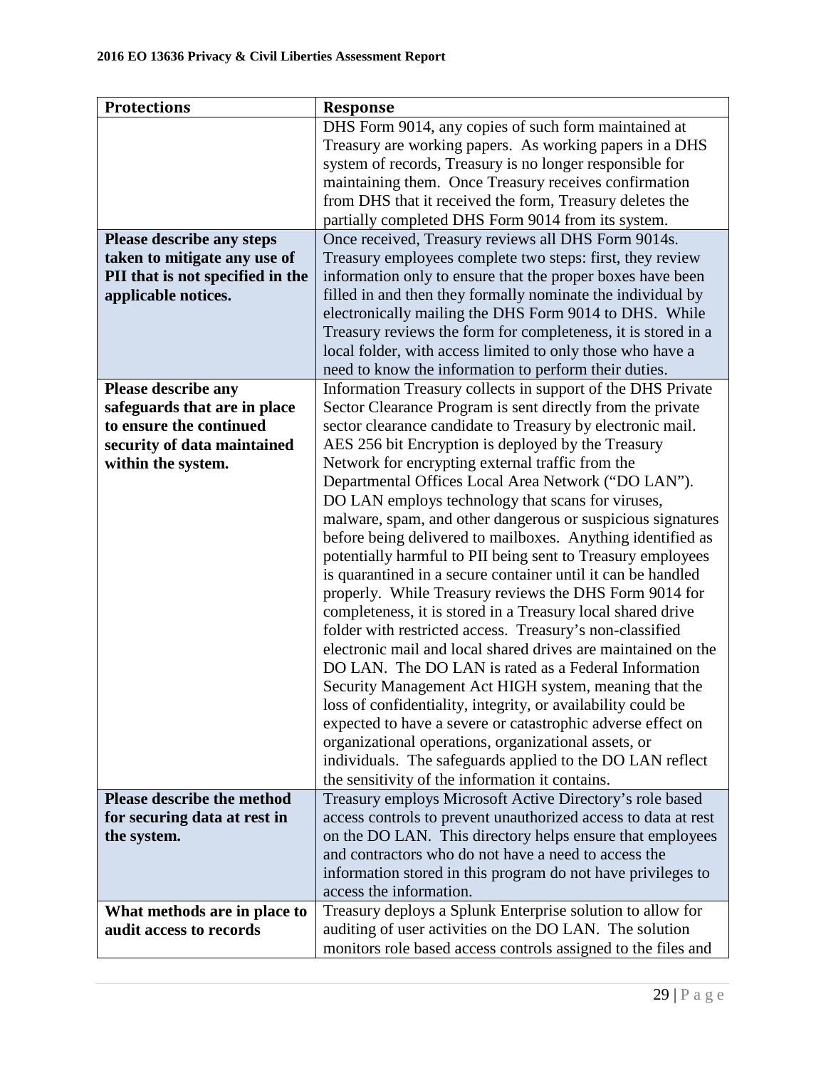| Protections | Response |
|---|---|
| | DHS Form 9014, any copies of such form maintained at Treasury are working papers. As working papers in a DHS system of records, Treasury is no longer responsible for maintaining them. Once Treasury receives confirmation from DHS that it received the form, Treasury deletes the partially completed DHS Form 9014 from its system. |
| **Please describe any steps taken to mitigate any use of PII that is not specified in the applicable notices.** | Once received, Treasury reviews all DHS Form 9014s. Treasury employees complete two steps: first, they review information only to ensure that the proper boxes have been filled in and then they formally nominate the individual by electronically mailing the DHS Form 9014 to DHS. While Treasury reviews the form for completeness, it is stored in a local folder, with access limited to only those who have a need to know the information to perform their duties. |
| **Please describe any safeguards that are in place to ensure the continued security of data maintained within the system.** | Information Treasury collects in support of the DHS Private Sector Clearance Program is sent directly from the private sector clearance candidate to Treasury by electronic mail. AES 256 bit Encryption is deployed by the Treasury Network for encrypting external traffic from the Departmental Offices Local Area Network ("DO LAN"). DO LAN employs technology that scans for viruses, malware, spam, and other dangerous or suspicious signatures before being delivered to mailboxes. Anything identified as potentially harmful to PII being sent to Treasury employees is quarantined in a secure container until it can be handled properly. While Treasury reviews the DHS Form 9014 for completeness, it is stored in a Treasury local shared drive folder with restricted access. Treasury's non-classified electronic mail and local shared drives are maintained on the DO LAN. The DO LAN is rated as a Federal Information Security Management Act HIGH system, meaning that the loss of confidentiality, integrity, or availability could be expected to have a severe or catastrophic adverse effect on organizational operations, organizational assets, or individuals. The safeguards applied to the DO LAN reflect the sensitivity of the information it contains. |
| **Please describe the method for securing data at rest in the system.** | Treasury employs Microsoft Active Directory's role based access controls to prevent unauthorized access to data at rest on the DO LAN. This directory helps ensure that employees and contractors who do not have a need to access the information stored in this program do not have privileges to access the information. |
| **What methods are in place to audit access to records** | Treasury deploys a Splunk Enterprise solution to allow for auditing of user activities on the DO LAN. The solution monitors role based access controls assigned to the files and |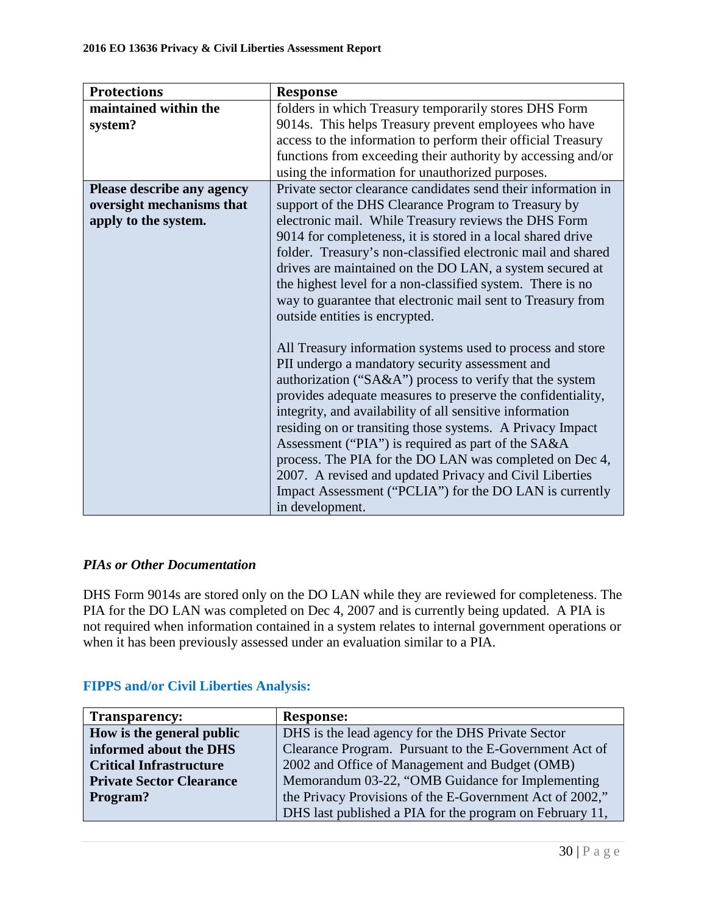| Protections | Response |
| --- | --- |
| maintained within the system? | folders in which Treasury temporarily stores DHS Form 9014s. This helps Treasury prevent employees who have access to the information to perform their official Treasury functions from exceeding their authority by accessing and/or using the information for unauthorized purposes. |
| **Please describe any agency oversight mechanisms that apply to the system.** | Private sector clearance candidates send their information in support of the DHS Clearance Program to Treasury by electronic mail. While Treasury reviews the DHS Form 9014 for completeness, it is stored in a local shared drive folder. Treasury's non-classified electronic mail and shared drives are maintained on the DO LAN, a system secured at the highest level for a non-classified system. There is no way to guarantee that electronic mail sent to Treasury from outside entities is encrypted.<br><br>All Treasury information systems used to process and store PII undergo a mandatory security assessment and authorization ("SA&A") process to verify that the system provides adequate measures to preserve the confidentiality, integrity, and availability of all sensitive information residing on or transiting those systems. A Privacy Impact Assessment ("PIA") is required as part of the SA&A process. The PIA for the DO LAN was completed on Dec 4, 2007. A revised and updated Privacy and Civil Liberties Impact Assessment ("PCLIA") for the DO LAN is currently in development. |

### *PIAs or Other Documentation*

DHS Form 9014s are stored only on the DO LAN while they are reviewed for completeness. The PIA for the DO LAN was completed on Dec 4, 2007 and is currently being updated. A PIA is not required when information contained in a system relates to internal government operations or when it has been previously assessed under an evaluation similar to a PIA.

### FIPPS and/or Civil Liberties Analysis:

| Transparency: | Response: |
| --- | --- |
| **How is the general public informed about the DHS Critical Infrastructure Private Sector Clearance Program?** | DHS is the lead agency for the DHS Private Sector Clearance Program. Pursuant to the E-Government Act of 2002 and Office of Management and Budget (OMB) Memorandum 03-22, "OMB Guidance for Implementing the Privacy Provisions of the E-Government Act of 2002," DHS last published a PIA for the program on February 11, |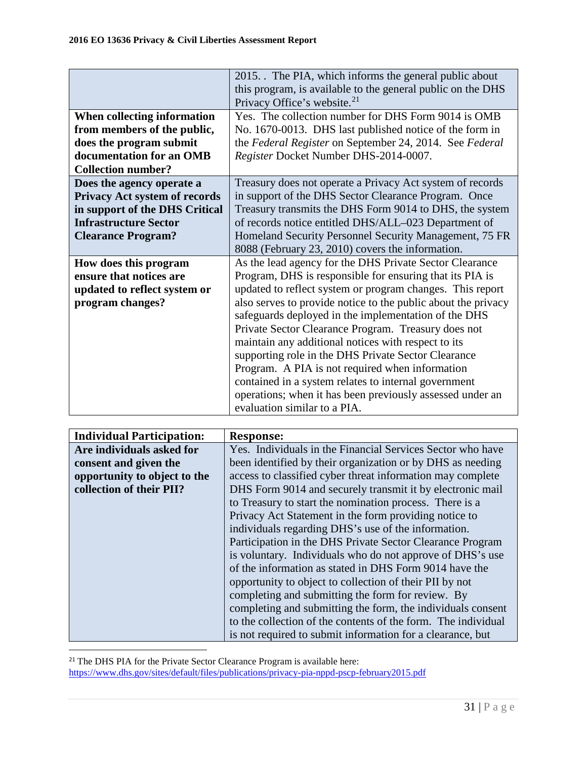| | |
|---|---|
| | 2015. . The PIA, which informs the general public about this program, is available to the general public on the DHS Privacy Office's website.[21] |
| **When collecting information from members of the public, does the program submit documentation for an OMB Collection number?** | Yes. The collection number for DHS Form 9014 is OMB No. 1670-0013. DHS last published notice of the form in the *Federal Register* on September 24, 2014. See *Federal Register* Docket Number DHS-2014-0007. |
| **Does the agency operate a Privacy Act system of records in support of the DHS Critical Infrastructure Sector Clearance Program?** | Treasury does not operate a Privacy Act system of records in support of the DHS Sector Clearance Program. Once Treasury transmits the DHS Form 9014 to DHS, the system of records notice entitled DHS/ALL–023 Department of Homeland Security Personnel Security Management, 75 FR 8088 (February 23, 2010) covers the information. |
| **How does this program ensure that notices are updated to reflect system or program changes?** | As the lead agency for the DHS Private Sector Clearance Program, DHS is responsible for ensuring that its PIA is updated to reflect system or program changes. This report also serves to provide notice to the public about the privacy safeguards deployed in the implementation of the DHS Private Sector Clearance Program. Treasury does not maintain any additional notices with respect to its supporting role in the DHS Private Sector Clearance Program. A PIA is not required when information contained in a system relates to internal government operations; when it has been previously assessed under an evaluation similar to a PIA. |

| **Individual Participation:** | **Response:** |
|---|---|
| **Are individuals asked for consent and given the opportunity to object to the collection of their PII?** | Yes. Individuals in the Financial Services Sector who have been identified by their organization or by DHS as needing access to classified cyber threat information may complete DHS Form 9014 and securely transmit it by electronic mail to Treasury to start the nomination process. There is a Privacy Act Statement in the form providing notice to individuals regarding DHS's use of the information. Participation in the DHS Private Sector Clearance Program is voluntary. Individuals who do not approve of DHS's use of the information as stated in DHS Form 9014 have the opportunity to object to collection of their PII by not completing and submitting the form for review. By completing and submitting the form, the individuals consent to the collection of the contents of the form. The individual is not required to submit information for a clearance, but |

[21] The DHS PIA for the Private Sector Clearance Program is available here: https://www.dhs.gov/sites/default/files/publications/privacy-pia-nppd-pscp-february2015.pdf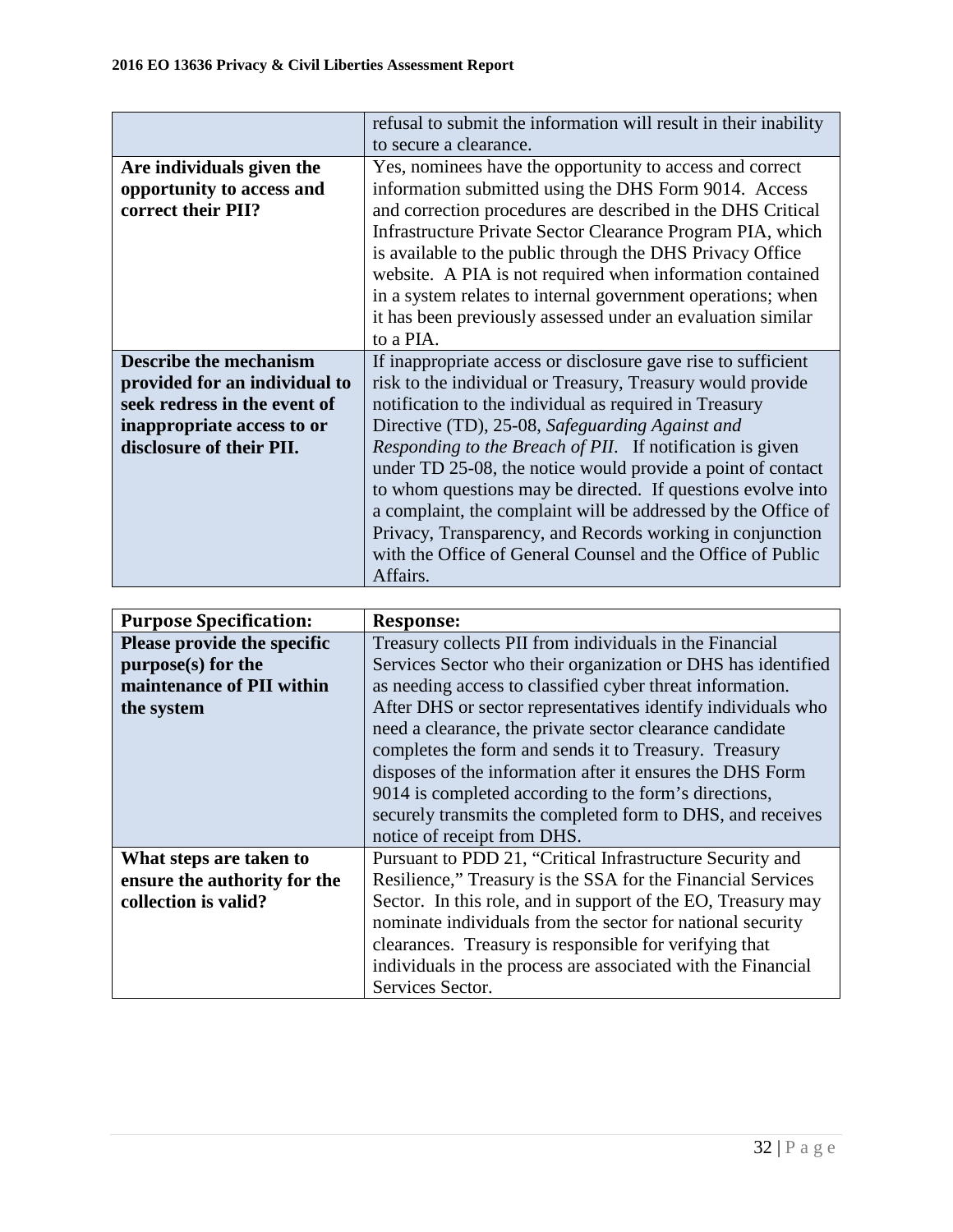| | |
|---|---|
| | refusal to submit the information will result in their inability to secure a clearance. |
| **Are individuals given the opportunity to access and correct their PII?** | Yes, nominees have the opportunity to access and correct information submitted using the DHS Form 9014. Access and correction procedures are described in the DHS Critical Infrastructure Private Sector Clearance Program PIA, which is available to the public through the DHS Privacy Office website. A PIA is not required when information contained in a system relates to internal government operations; when it has been previously assessed under an evaluation similar to a PIA. |
| **Describe the mechanism provided for an individual to seek redress in the event of inappropriate access to or disclosure of their PII.** | If inappropriate access or disclosure gave rise to sufficient risk to the individual or Treasury, Treasury would provide notification to the individual as required in Treasury Directive (TD), 25-08, *Safeguarding Against and Responding to the Breach of PII*. If notification is given under TD 25-08, the notice would provide a point of contact to whom questions may be directed. If questions evolve into a complaint, the complaint will be addressed by the Office of Privacy, Transparency, and Records working in conjunction with the Office of General Counsel and the Office of Public Affairs. |

| **Purpose Specification:** | **Response:** |
|---|---|
| **Please provide the specific purpose(s) for the maintenance of PII within the system** | Treasury collects PII from individuals in the Financial Services Sector who their organization or DHS has identified as needing access to classified cyber threat information. After DHS or sector representatives identify individuals who need a clearance, the private sector clearance candidate completes the form and sends it to Treasury. Treasury disposes of the information after it ensures the DHS Form 9014 is completed according to the form's directions, securely transmits the completed form to DHS, and receives notice of receipt from DHS. |
| **What steps are taken to ensure the authority for the collection is valid?** | Pursuant to PDD 21, "Critical Infrastructure Security and Resilience," Treasury is the SSA for the Financial Services Sector. In this role, and in support of the EO, Treasury may nominate individuals from the sector for national security clearances. Treasury is responsible for verifying that individuals in the process are associated with the Financial Services Sector. |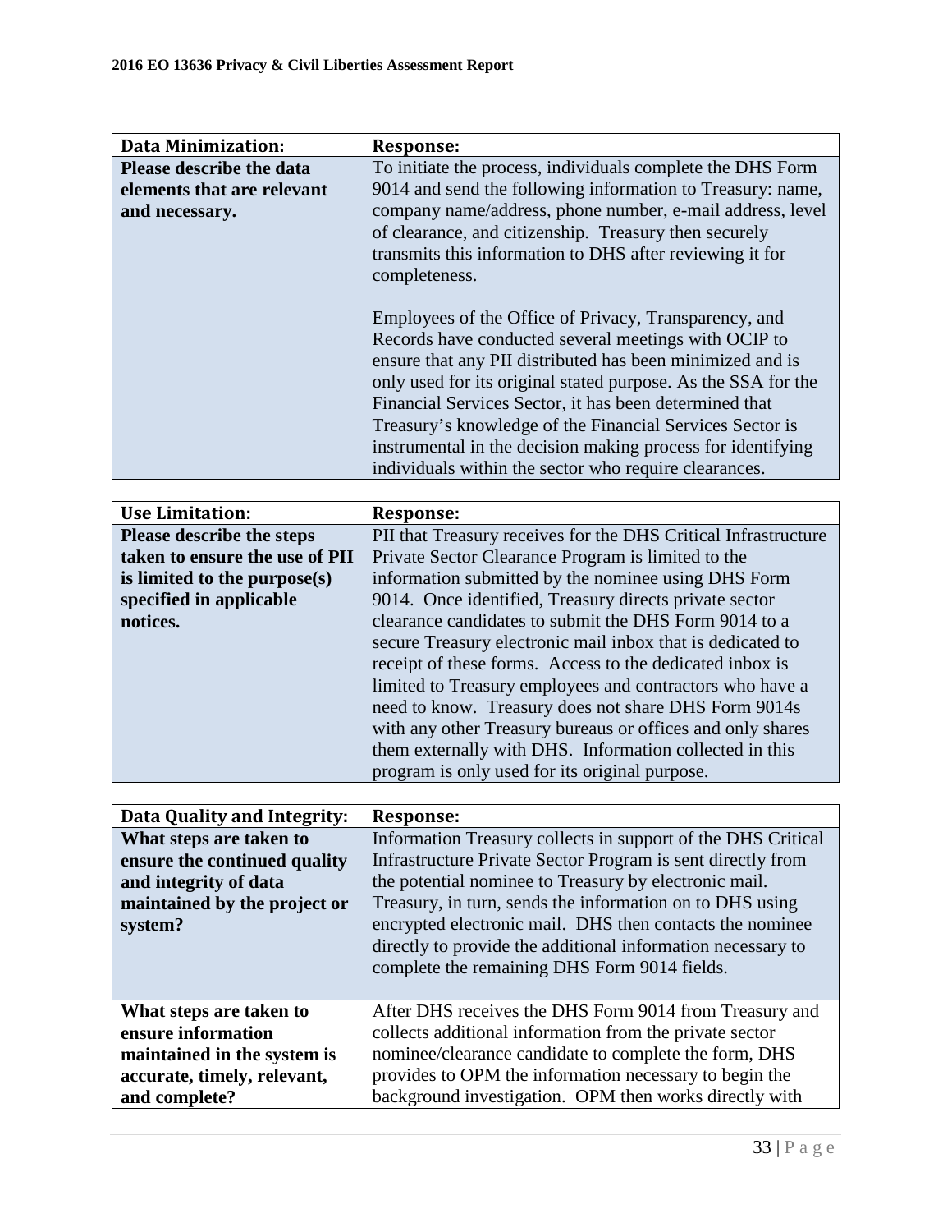| Data Minimization: | Response: |
|---|---|
| **Please describe the data elements that are relevant and necessary.** | To initiate the process, individuals complete the DHS Form 9014 and send the following information to Treasury: name, company name/address, phone number, e-mail address, level of clearance, and citizenship. Treasury then securely transmits this information to DHS after reviewing it for completeness.<br><br>Employees of the Office of Privacy, Transparency, and Records have conducted several meetings with OCIP to ensure that any PII distributed has been minimized and is only used for its original stated purpose. As the SSA for the Financial Services Sector, it has been determined that Treasury's knowledge of the Financial Services Sector is instrumental in the decision making process for identifying individuals within the sector who require clearances. |

| Use Limitation: | Response: |
|---|---|
| **Please describe the steps taken to ensure the use of PII is limited to the purpose(s) specified in applicable notices.** | PII that Treasury receives for the DHS Critical Infrastructure Private Sector Clearance Program is limited to the information submitted by the nominee using DHS Form 9014. Once identified, Treasury directs private sector clearance candidates to submit the DHS Form 9014 to a secure Treasury electronic mail inbox that is dedicated to receipt of these forms. Access to the dedicated inbox is limited to Treasury employees and contractors who have a need to know. Treasury does not share DHS Form 9014s with any other Treasury bureaus or offices and only shares them externally with DHS. Information collected in this program is only used for its original purpose. |

| Data Quality and Integrity: | Response: |
|---|---|
| **What steps are taken to ensure the continued quality and integrity of data maintained by the project or system?** | Information Treasury collects in support of the DHS Critical Infrastructure Private Sector Program is sent directly from the potential nominee to Treasury by electronic mail. Treasury, in turn, sends the information on to DHS using encrypted electronic mail. DHS then contacts the nominee directly to provide the additional information necessary to complete the remaining DHS Form 9014 fields. |
| **What steps are taken to ensure information maintained in the system is accurate, timely, relevant, and complete?** | After DHS receives the DHS Form 9014 from Treasury and collects additional information from the private sector nominee/clearance candidate to complete the form, DHS provides to OPM the information necessary to begin the background investigation. OPM then works directly with |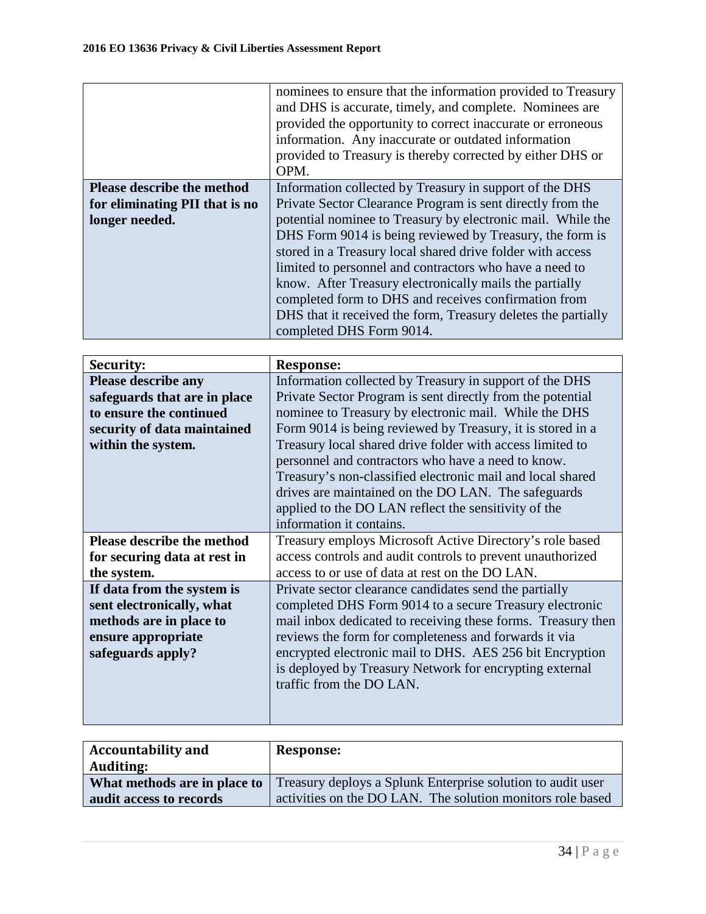| | |
|---|---|
| | nominees to ensure that the information provided to Treasury and DHS is accurate, timely, and complete. Nominees are provided the opportunity to correct inaccurate or erroneous information. Any inaccurate or outdated information provided to Treasury is thereby corrected by either DHS or OPM. |
| **Please describe the method for eliminating PII that is no longer needed.** | Information collected by Treasury in support of the DHS Private Sector Clearance Program is sent directly from the potential nominee to Treasury by electronic mail. While the DHS Form 9014 is being reviewed by Treasury, the form is stored in a Treasury local shared drive folder with access limited to personnel and contractors who have a need to know. After Treasury electronically mails the partially completed form to DHS and receives confirmation from DHS that it received the form, Treasury deletes the partially completed DHS Form 9014. |

| **Security:** | **Response:** |
|---|---|
| **Please describe any safeguards that are in place to ensure the continued security of data maintained within the system.** | Information collected by Treasury in support of the DHS Private Sector Program is sent directly from the potential nominee to Treasury by electronic mail. While the DHS Form 9014 is being reviewed by Treasury, it is stored in a Treasury local shared drive folder with access limited to personnel and contractors who have a need to know. Treasury's non-classified electronic mail and local shared drives are maintained on the DO LAN. The safeguards applied to the DO LAN reflect the sensitivity of the information it contains. |
| **Please describe the method for securing data at rest in the system.** | Treasury employs Microsoft Active Directory's role based access controls and audit controls to prevent unauthorized access to or use of data at rest on the DO LAN. |
| **If data from the system is sent electronically, what methods are in place to ensure appropriate safeguards apply?** | Private sector clearance candidates send the partially completed DHS Form 9014 to a secure Treasury electronic mail inbox dedicated to receiving these forms. Treasury then reviews the form for completeness and forwards it via encrypted electronic mail to DHS. AES 256 bit Encryption is deployed by Treasury Network for encrypting external traffic from the DO LAN. |

| **Accountability and Auditing:** | **Response:** |
|---|---|
| **What methods are in place to audit access to records** | Treasury deploys a Splunk Enterprise solution to audit user activities on the DO LAN. The solution monitors role based |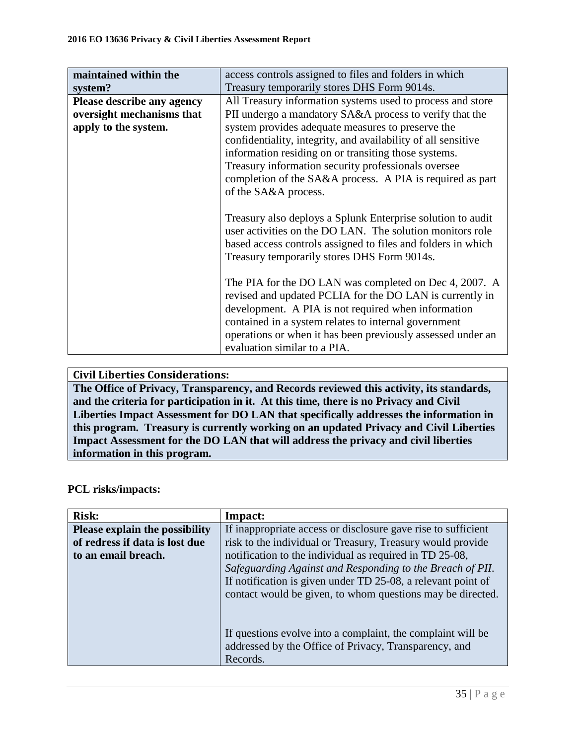| **maintained within the system?** | access controls assigned to files and folders in which Treasury temporarily stores DHS Form 9014s. |
|---|---|
| **Please describe any agency oversight mechanisms that apply to the system.** | All Treasury information systems used to process and store PII undergo a mandatory SA&A process to verify that the system provides adequate measures to preserve the confidentiality, integrity, and availability of all sensitive information residing on or transiting those systems. Treasury information security professionals oversee completion of the SA&A process. A PIA is required as part of the SA&A process.<br><br>Treasury also deploys a Splunk Enterprise solution to audit user activities on the DO LAN. The solution monitors role based access controls assigned to files and folders in which Treasury temporarily stores DHS Form 9014s.<br><br>The PIA for the DO LAN was completed on Dec 4, 2007. A revised and updated PCLIA for the DO LAN is currently in development. A PIA is not required when information contained in a system relates to internal government operations or when it has been previously assessed under an evaluation similar to a PIA. |

| **Civil Liberties Considerations:** |
|---|
| **The Office of Privacy, Transparency, and Records reviewed this activity, its standards, and the criteria for participation in it. At this time, there is no Privacy and Civil Liberties Impact Assessment for DO LAN that specifically addresses the information in this program. Treasury is currently working on an updated Privacy and Civil Liberties Impact Assessment for the DO LAN that will address the privacy and civil liberties information in this program.** |

**PCL risks/impacts:**

| **Risk:** | **Impact:** |
|---|---|
| **Please explain the possibility of redress if data is lost due to an email breach.** | If inappropriate access or disclosure gave rise to sufficient risk to the individual or Treasury, Treasury would provide notification to the individual as required in TD 25-08, *Safeguarding Against and Responding to the Breach of PII*. If notification is given under TD 25-08, a relevant point of contact would be given, to whom questions may be directed.<br><br>If questions evolve into a complaint, the complaint will be addressed by the Office of Privacy, Transparency, and Records. |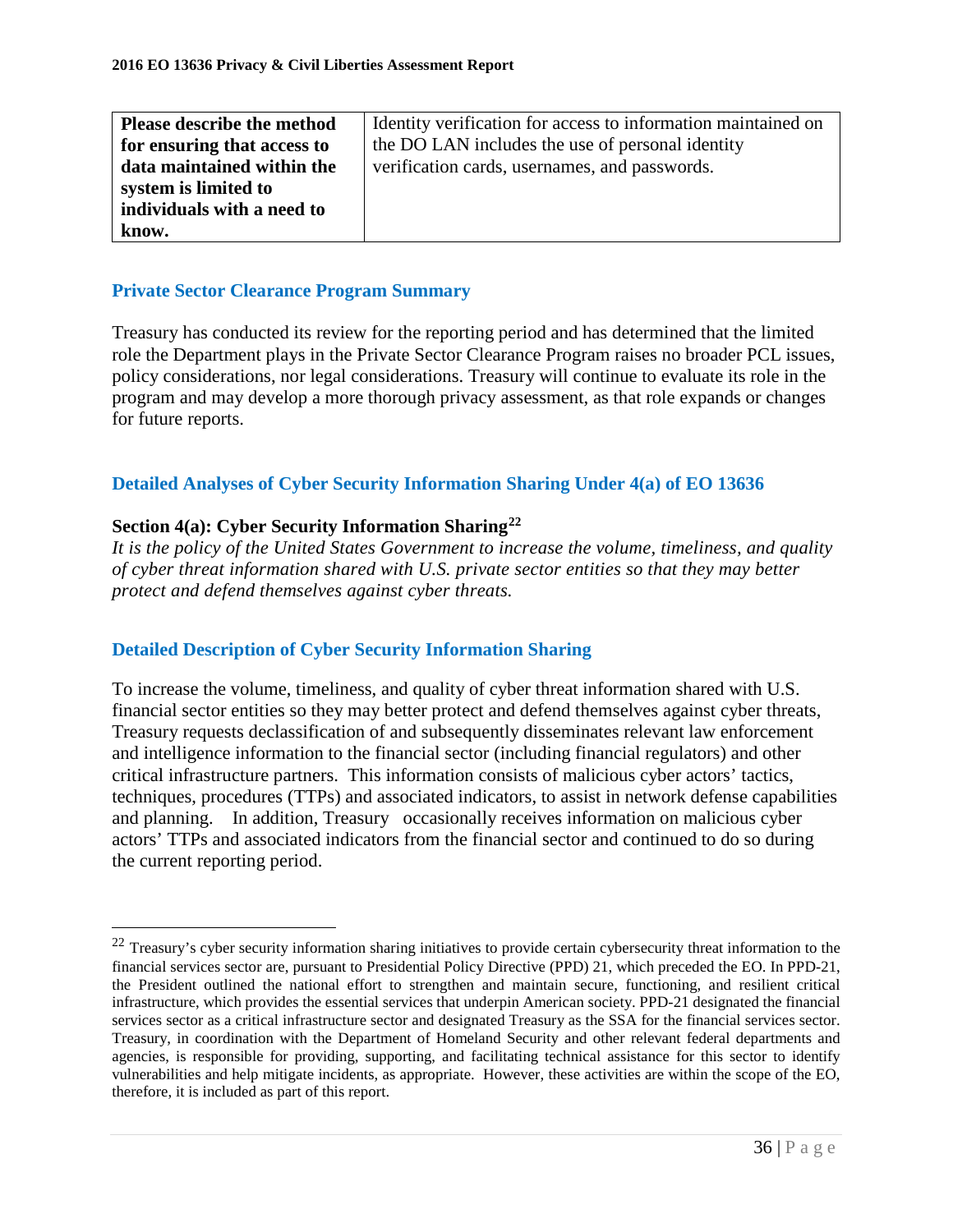| Please describe the method for ensuring that access to data maintained within the system is limited to individuals with a need to know. | Identity verification for access to information maintained on the DO LAN includes the use of personal identity verification cards, usernames, and passwords. |
|---|---|

## Private Sector Clearance Program Summary

Treasury has conducted its review for the reporting period and has determined that the limited role the Department plays in the Private Sector Clearance Program raises no broader PCL issues, policy considerations, nor legal considerations. Treasury will continue to evaluate its role in the program and may develop a more thorough privacy assessment, as that role expands or changes for future reports.

## Detailed Analyses of Cyber Security Information Sharing Under 4(a) of EO 13636

### Section 4(a): Cyber Security Information Sharing[22]

*It is the policy of the United States Government to increase the volume, timeliness, and quality of cyber threat information shared with U.S. private sector entities so that they may better protect and defend themselves against cyber threats.*

## Detailed Description of Cyber Security Information Sharing

To increase the volume, timeliness, and quality of cyber threat information shared with U.S. financial sector entities so they may better protect and defend themselves against cyber threats, Treasury requests declassification of and subsequently disseminates relevant law enforcement and intelligence information to the financial sector (including financial regulators) and other critical infrastructure partners. This information consists of malicious cyber actors' tactics, techniques, procedures (TTPs) and associated indicators, to assist in network defense capabilities and planning. In addition, Treasury occasionally receives information on malicious cyber actors' TTPs and associated indicators from the financial sector and continued to do so during the current reporting period.

[22] Treasury's cyber security information sharing initiatives to provide certain cybersecurity threat information to the financial services sector are, pursuant to Presidential Policy Directive (PPD) 21, which preceded the EO. In PPD-21, the President outlined the national effort to strengthen and maintain secure, functioning, and resilient critical infrastructure, which provides the essential services that underpin American society. PPD-21 designated the financial services sector as a critical infrastructure sector and designated Treasury as the SSA for the financial services sector. Treasury, in coordination with the Department of Homeland Security and other relevant federal departments and agencies, is responsible for providing, supporting, and facilitating technical assistance for this sector to identify vulnerabilities and help mitigate incidents, as appropriate. However, these activities are within the scope of the EO, therefore, it is included as part of this report.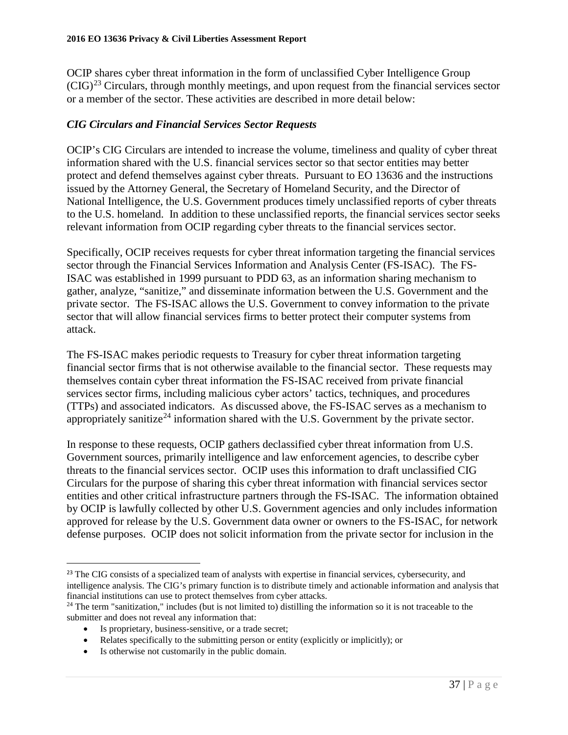OCIP shares cyber threat information in the form of unclassified Cyber Intelligence Group (CIG)[23] Circulars, through monthly meetings, and upon request from the financial services sector or a member of the sector. These activities are described in more detail below:

### *CIG Circulars and Financial Services Sector Requests*

OCIP's CIG Circulars are intended to increase the volume, timeliness and quality of cyber threat information shared with the U.S. financial services sector so that sector entities may better protect and defend themselves against cyber threats. Pursuant to EO 13636 and the instructions issued by the Attorney General, the Secretary of Homeland Security, and the Director of National Intelligence, the U.S. Government produces timely unclassified reports of cyber threats to the U.S. homeland. In addition to these unclassified reports, the financial services sector seeks relevant information from OCIP regarding cyber threats to the financial services sector.

Specifically, OCIP receives requests for cyber threat information targeting the financial services sector through the Financial Services Information and Analysis Center (FS-ISAC). The FS-ISAC was established in 1999 pursuant to PDD 63, as an information sharing mechanism to gather, analyze, "sanitize," and disseminate information between the U.S. Government and the private sector. The FS-ISAC allows the U.S. Government to convey information to the private sector that will allow financial services firms to better protect their computer systems from attack.

The FS-ISAC makes periodic requests to Treasury for cyber threat information targeting financial sector firms that is not otherwise available to the financial sector. These requests may themselves contain cyber threat information the FS-ISAC received from private financial services sector firms, including malicious cyber actors' tactics, techniques, and procedures (TTPs) and associated indicators. As discussed above, the FS-ISAC serves as a mechanism to appropriately sanitize[24] information shared with the U.S. Government by the private sector.

In response to these requests, OCIP gathers declassified cyber threat information from U.S. Government sources, primarily intelligence and law enforcement agencies, to describe cyber threats to the financial services sector. OCIP uses this information to draft unclassified CIG Circulars for the purpose of sharing this cyber threat information with financial services sector entities and other critical infrastructure partners through the FS-ISAC. The information obtained by OCIP is lawfully collected by other U.S. Government agencies and only includes information approved for release by the U.S. Government data owner or owners to the FS-ISAC, for network defense purposes. OCIP does not solicit information from the private sector for inclusion in the

---

[23] The CIG consists of a specialized team of analysts with expertise in financial services, cybersecurity, and intelligence analysis. The CIG's primary function is to distribute timely and actionable information and analysis that financial institutions can use to protect themselves from cyber attacks.

[24] The term "sanitization," includes (but is not limited to) distilling the information so it is not traceable to the submitter and does not reveal any information that:

- Is proprietary, business-sensitive, or a trade secret;
- Relates specifically to the submitting person or entity (explicitly or implicitly); or
- Is otherwise not customarily in the public domain.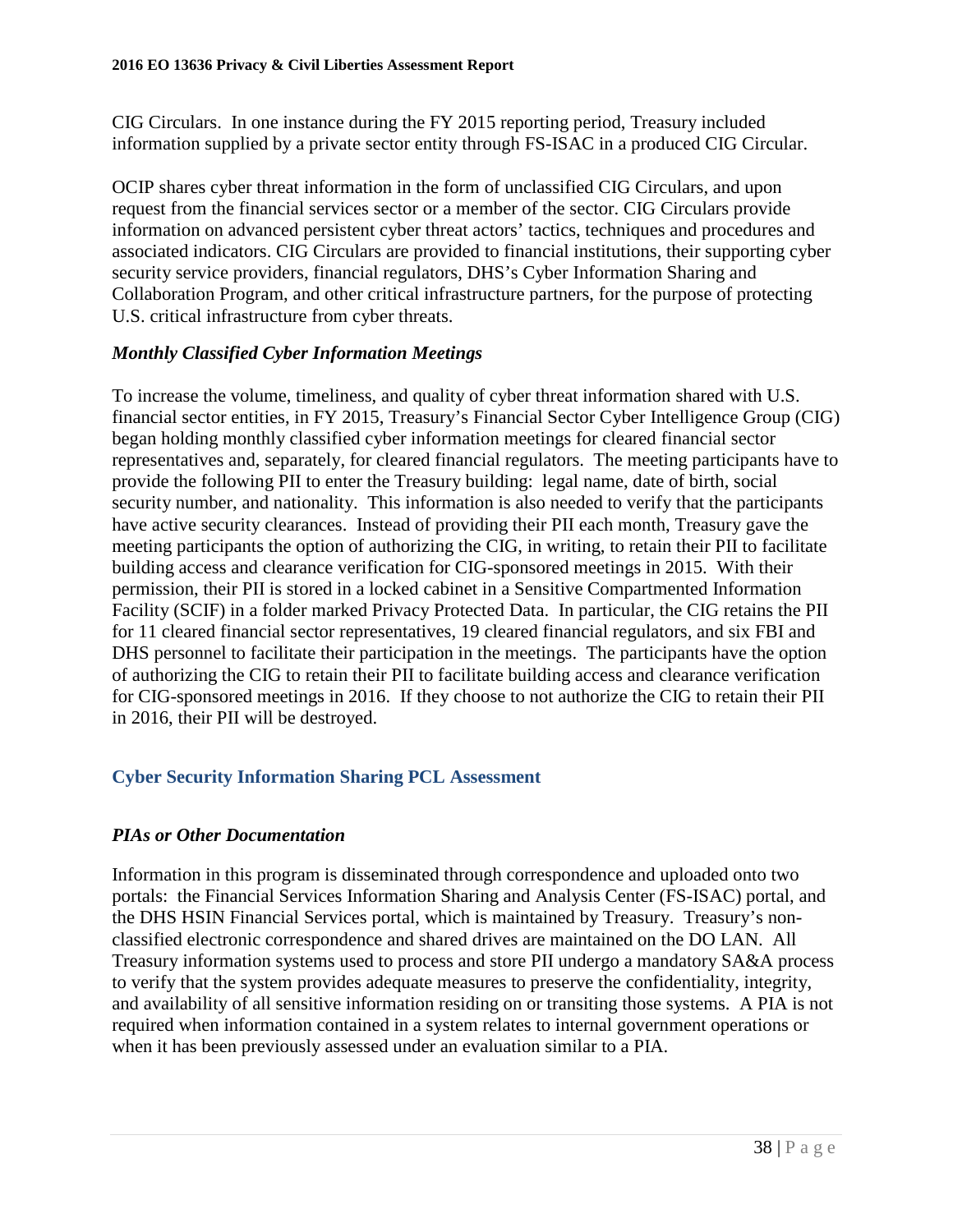CIG Circulars.  In one instance during the FY 2015 reporting period, Treasury included information supplied by a private sector entity through FS-ISAC in a produced CIG Circular.

OCIP shares cyber threat information in the form of unclassified CIG Circulars, and upon request from the financial services sector or a member of the sector. CIG Circulars provide information on advanced persistent cyber threat actors' tactics, techniques and procedures and associated indicators. CIG Circulars are provided to financial institutions, their supporting cyber security service providers, financial regulators, DHS's Cyber Information Sharing and Collaboration Program, and other critical infrastructure partners, for the purpose of protecting U.S. critical infrastructure from cyber threats.

### *Monthly Classified Cyber Information Meetings*

To increase the volume, timeliness, and quality of cyber threat information shared with U.S. financial sector entities, in FY 2015, Treasury's Financial Sector Cyber Intelligence Group (CIG) began holding monthly classified cyber information meetings for cleared financial sector representatives and, separately, for cleared financial regulators.  The meeting participants have to provide the following PII to enter the Treasury building:  legal name, date of birth, social security number, and nationality.  This information is also needed to verify that the participants have active security clearances.  Instead of providing their PII each month, Treasury gave the meeting participants the option of authorizing the CIG, in writing, to retain their PII to facilitate building access and clearance verification for CIG-sponsored meetings in 2015.  With their permission, their PII is stored in a locked cabinet in a Sensitive Compartmented Information Facility (SCIF) in a folder marked Privacy Protected Data.  In particular, the CIG retains the PII for 11 cleared financial sector representatives, 19 cleared financial regulators, and six FBI and DHS personnel to facilitate their participation in the meetings.  The participants have the option of authorizing the CIG to retain their PII to facilitate building access and clearance verification for CIG-sponsored meetings in 2016.  If they choose to not authorize the CIG to retain their PII in 2016, their PII will be destroyed.

## Cyber Security Information Sharing PCL Assessment

### *PIAs or Other Documentation*

Information in this program is disseminated through correspondence and uploaded onto two portals:  the Financial Services Information Sharing and Analysis Center (FS-ISAC) portal, and the DHS HSIN Financial Services portal, which is maintained by Treasury.  Treasury's non-classified electronic correspondence and shared drives are maintained on the DO LAN.  All Treasury information systems used to process and store PII undergo a mandatory SA&A process to verify that the system provides adequate measures to preserve the confidentiality, integrity, and availability of all sensitive information residing on or transiting those systems.  A PIA is not required when information contained in a system relates to internal government operations or when it has been previously assessed under an evaluation similar to a PIA.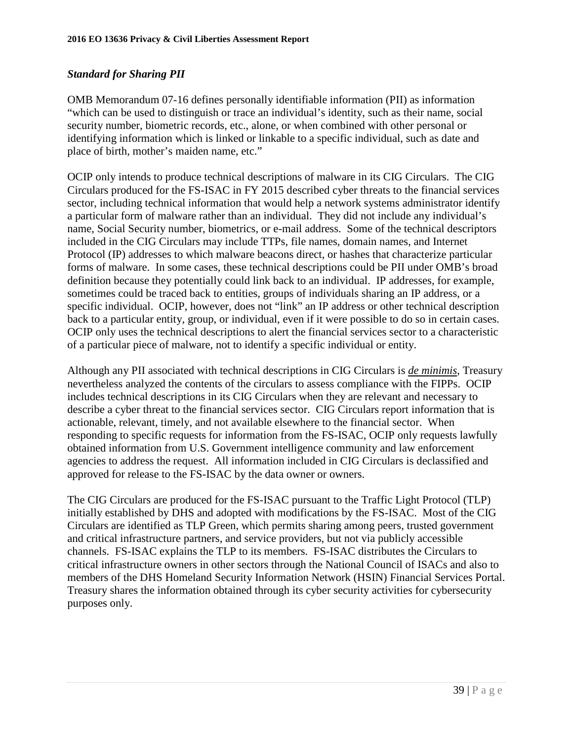### *Standard for Sharing PII*

OMB Memorandum 07-16 defines personally identifiable information (PII) as information "which can be used to distinguish or trace an individual's identity, such as their name, social security number, biometric records, etc., alone, or when combined with other personal or identifying information which is linked or linkable to a specific individual, such as date and place of birth, mother's maiden name, etc."

OCIP only intends to produce technical descriptions of malware in its CIG Circulars. The CIG Circulars produced for the FS-ISAC in FY 2015 described cyber threats to the financial services sector, including technical information that would help a network systems administrator identify a particular form of malware rather than an individual. They did not include any individual's name, Social Security number, biometrics, or e-mail address. Some of the technical descriptors included in the CIG Circulars may include TTPs, file names, domain names, and Internet Protocol (IP) addresses to which malware beacons direct, or hashes that characterize particular forms of malware. In some cases, these technical descriptions could be PII under OMB's broad definition because they potentially could link back to an individual. IP addresses, for example, sometimes could be traced back to entities, groups of individuals sharing an IP address, or a specific individual. OCIP, however, does not "link" an IP address or other technical description back to a particular entity, group, or individual, even if it were possible to do so in certain cases. OCIP only uses the technical descriptions to alert the financial services sector to a characteristic of a particular piece of malware, not to identify a specific individual or entity.

Although any PII associated with technical descriptions in CIG Circulars is ***de minimis***, Treasury nevertheless analyzed the contents of the circulars to assess compliance with the FIPPs. OCIP includes technical descriptions in its CIG Circulars when they are relevant and necessary to describe a cyber threat to the financial services sector. CIG Circulars report information that is actionable, relevant, timely, and not available elsewhere to the financial sector. When responding to specific requests for information from the FS-ISAC, OCIP only requests lawfully obtained information from U.S. Government intelligence community and law enforcement agencies to address the request. All information included in CIG Circulars is declassified and approved for release to the FS-ISAC by the data owner or owners.

The CIG Circulars are produced for the FS-ISAC pursuant to the Traffic Light Protocol (TLP) initially established by DHS and adopted with modifications by the FS-ISAC. Most of the CIG Circulars are identified as TLP Green, which permits sharing among peers, trusted government and critical infrastructure partners, and service providers, but not via publicly accessible channels. FS-ISAC explains the TLP to its members. FS-ISAC distributes the Circulars to critical infrastructure owners in other sectors through the National Council of ISACs and also to members of the DHS Homeland Security Information Network (HSIN) Financial Services Portal. Treasury shares the information obtained through its cyber security activities for cybersecurity purposes only.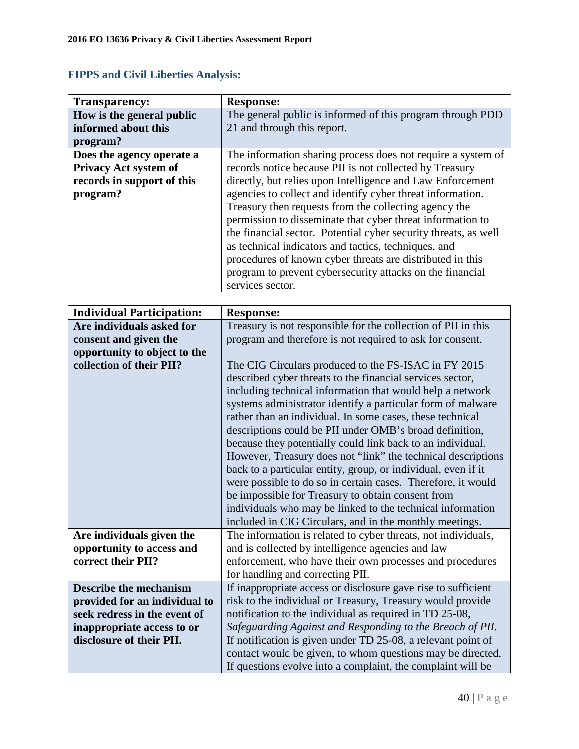## FIPPS and Civil Liberties Analysis:

| Transparency: | Response: |
|---|---|
| **How is the general public informed about this program?** | The general public is informed of this program through PDD 21 and through this report. |
| **Does the agency operate a Privacy Act system of records in support of this program?** | The information sharing process does not require a system of records notice because PII is not collected by Treasury directly, but relies upon Intelligence and Law Enforcement agencies to collect and identify cyber threat information. Treasury then requests from the collecting agency the permission to disseminate that cyber threat information to the financial sector. Potential cyber security threats, as well as technical indicators and tactics, techniques, and procedures of known cyber threats are distributed in this program to prevent cybersecurity attacks on the financial services sector. |

| Individual Participation: | Response: |
|---|---|
| **Are individuals asked for consent and given the opportunity to object to the collection of their PII?** | Treasury is not responsible for the collection of PII in this program and therefore is not required to ask for consent.<br><br>The CIG Circulars produced to the FS-ISAC in FY 2015 described cyber threats to the financial services sector, including technical information that would help a network systems administrator identify a particular form of malware rather than an individual. In some cases, these technical descriptions could be PII under OMB's broad definition, because they potentially could link back to an individual. However, Treasury does not "link" the technical descriptions back to a particular entity, group, or individual, even if it were possible to do so in certain cases. Therefore, it would be impossible for Treasury to obtain consent from individuals who may be linked to the technical information included in CIG Circulars, and in the monthly meetings. |
| **Are individuals given the opportunity to access and correct their PII?** | The information is related to cyber threats, not individuals, and is collected by intelligence agencies and law enforcement, who have their own processes and procedures for handling and correcting PII. |
| **Describe the mechanism provided for an individual to seek redress in the event of inappropriate access to or disclosure of their PII.** | If inappropriate access or disclosure gave rise to sufficient risk to the individual or Treasury, Treasury would provide notification to the individual as required in TD 25-08, *Safeguarding Against and Responding to the Breach of PII*. If notification is given under TD 25-08, a relevant point of contact would be given, to whom questions may be directed. If questions evolve into a complaint, the complaint will be |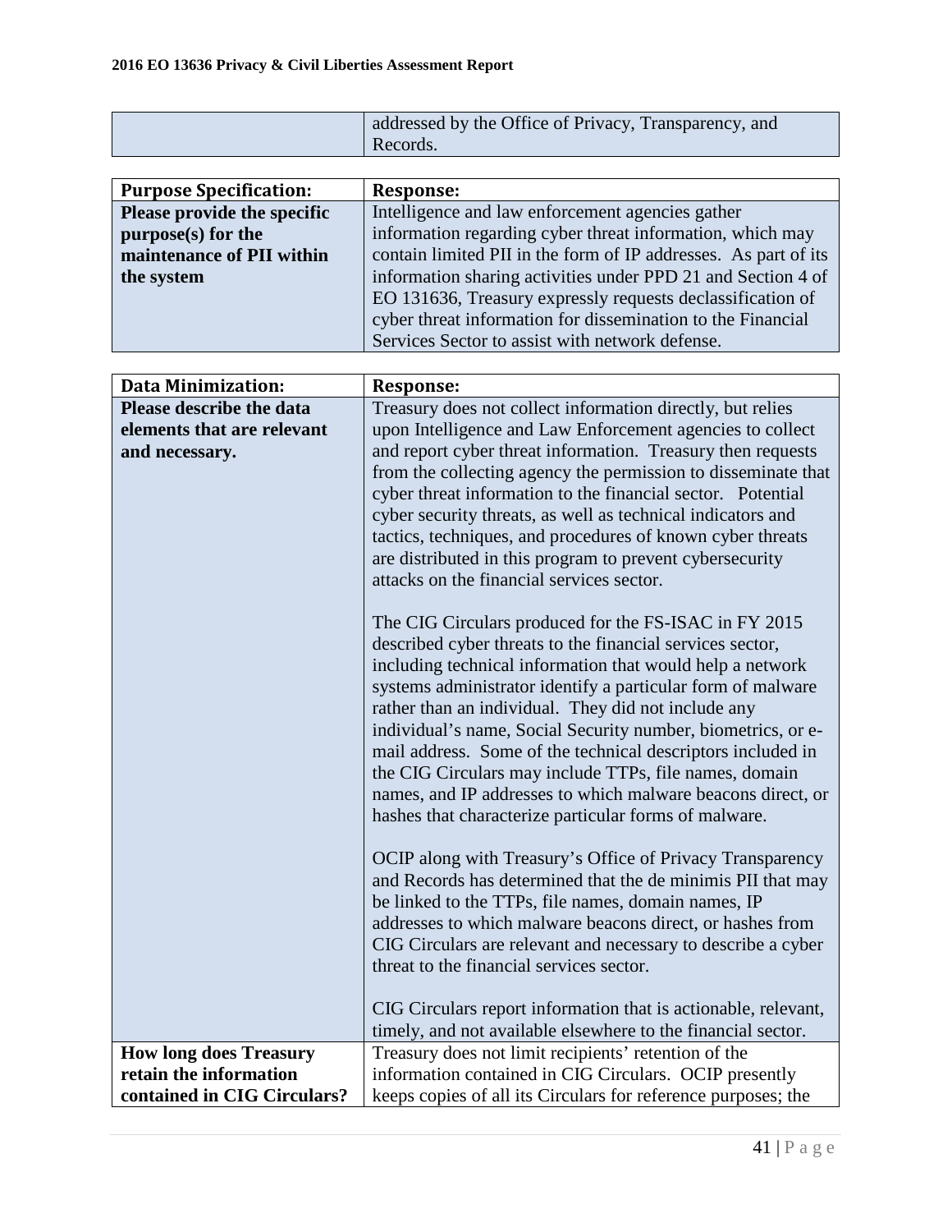| | addressed by the Office of Privacy, Transparency, and Records. |
|---|---|

| **Purpose Specification:** | **Response:** |
|---|---|
| **Please provide the specific purpose(s) for the maintenance of PII within the system** | Intelligence and law enforcement agencies gather information regarding cyber threat information, which may contain limited PII in the form of IP addresses. As part of its information sharing activities under PPD 21 and Section 4 of EO 131636, Treasury expressly requests declassification of cyber threat information for dissemination to the Financial Services Sector to assist with network defense. |

| **Data Minimization:** | **Response:** |
|---|---|
| **Please describe the data elements that are relevant and necessary.** | Treasury does not collect information directly, but relies upon Intelligence and Law Enforcement agencies to collect and report cyber threat information. Treasury then requests from the collecting agency the permission to disseminate that cyber threat information to the financial sector. Potential cyber security threats, as well as technical indicators and tactics, techniques, and procedures of known cyber threats are distributed in this program to prevent cybersecurity attacks on the financial services sector.<br><br>The CIG Circulars produced for the FS-ISAC in FY 2015 described cyber threats to the financial services sector, including technical information that would help a network systems administrator identify a particular form of malware rather than an individual. They did not include any individual's name, Social Security number, biometrics, or e-mail address. Some of the technical descriptors included in the CIG Circulars may include TTPs, file names, domain names, and IP addresses to which malware beacons direct, or hashes that characterize particular forms of malware.<br><br>OCIP along with Treasury's Office of Privacy Transparency and Records has determined that the de minimis PII that may be linked to the TTPs, file names, domain names, IP addresses to which malware beacons direct, or hashes from CIG Circulars are relevant and necessary to describe a cyber threat to the financial services sector.<br><br>CIG Circulars report information that is actionable, relevant, timely, and not available elsewhere to the financial sector. |
| **How long does Treasury retain the information contained in CIG Circulars?** | Treasury does not limit recipients' retention of the information contained in CIG Circulars. OCIP presently keeps copies of all its Circulars for reference purposes; the |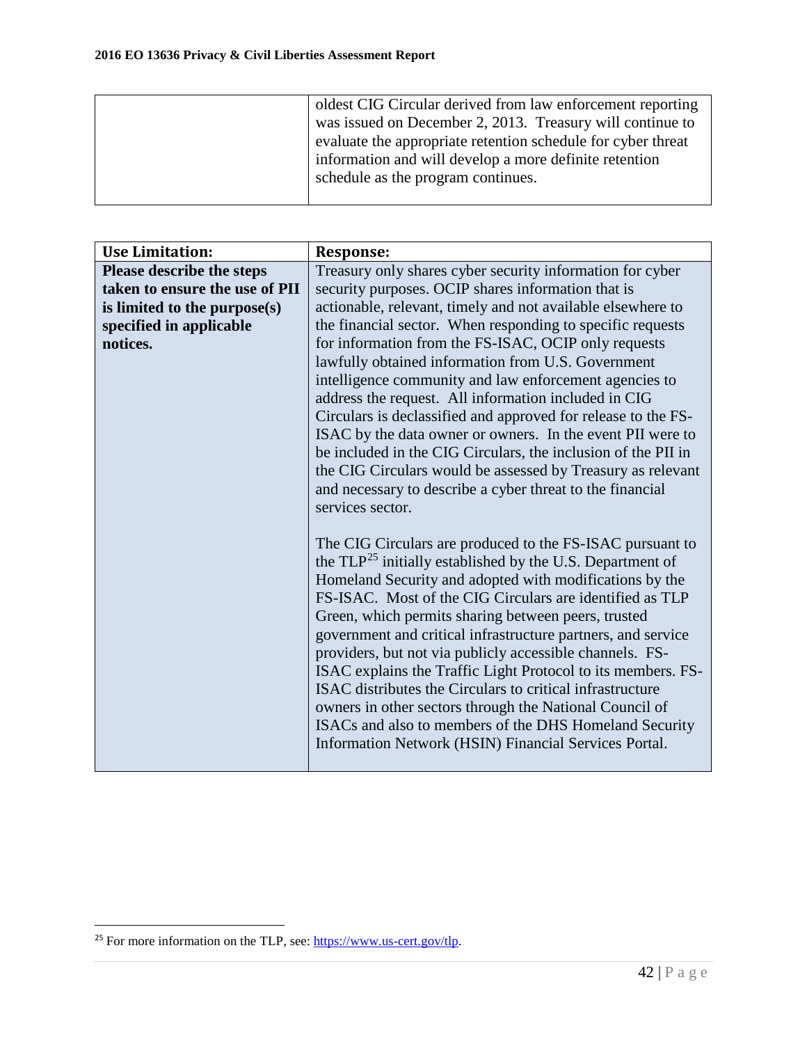| | |
|---|---|
| | oldest CIG Circular derived from law enforcement reporting was issued on December 2, 2013. Treasury will continue to evaluate the appropriate retention schedule for cyber threat information and will develop a more definite retention schedule as the program continues. |

| Use Limitation: | Response: |
|---|---|
| **Please describe the steps taken to ensure the use of PII is limited to the purpose(s) specified in applicable notices.** | Treasury only shares cyber security information for cyber security purposes. OCIP shares information that is actionable, relevant, timely and not available elsewhere to the financial sector. When responding to specific requests for information from the FS-ISAC, OCIP only requests lawfully obtained information from U.S. Government intelligence community and law enforcement agencies to address the request. All information included in CIG Circulars is declassified and approved for release to the FS-ISAC by the data owner or owners. In the event PII were to be included in the CIG Circulars, the inclusion of the PII in the CIG Circulars would be assessed by Treasury as relevant and necessary to describe a cyber threat to the financial services sector.<br><br>The CIG Circulars are produced to the FS-ISAC pursuant to the TLP[25] initially established by the U.S. Department of Homeland Security and adopted with modifications by the FS-ISAC. Most of the CIG Circulars are identified as TLP Green, which permits sharing between peers, trusted government and critical infrastructure partners, and service providers, but not via publicly accessible channels. FS-ISAC explains the Traffic Light Protocol to its members. FS-ISAC distributes the Circulars to critical infrastructure owners in other sectors through the National Council of ISACs and also to members of the DHS Homeland Security Information Network (HSIN) Financial Services Portal. |

[25] For more information on the TLP, see: https://www.us-cert.gov/tlp.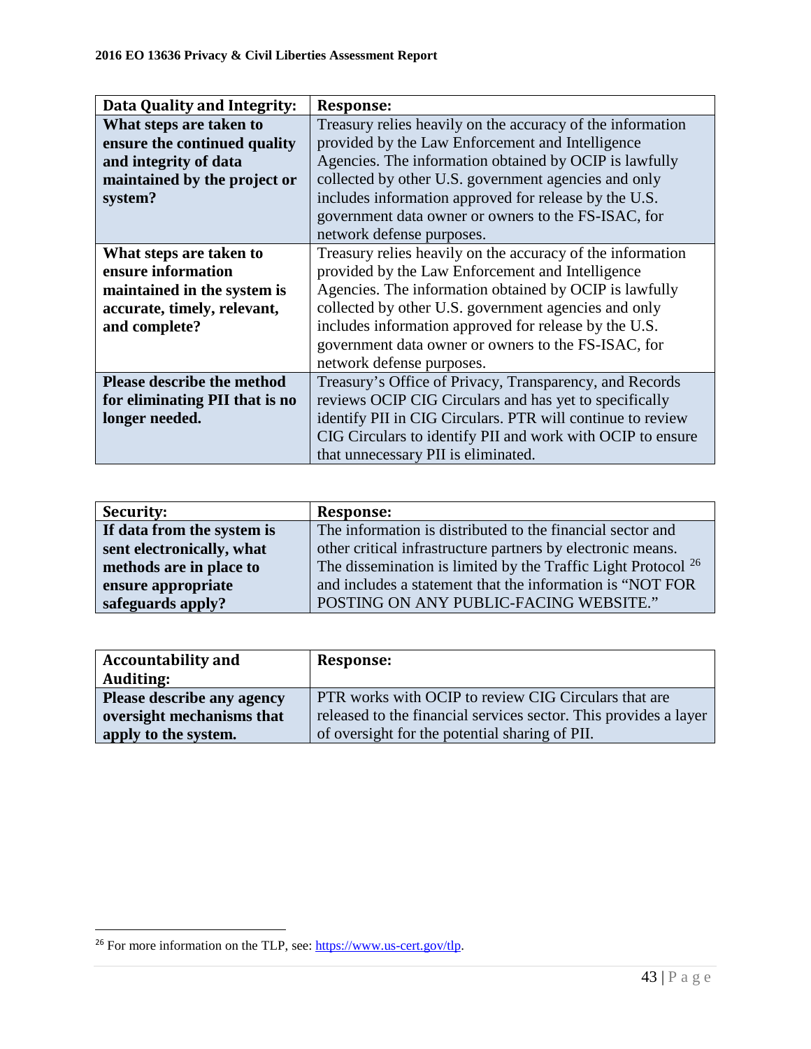| Data Quality and Integrity: | Response: |
|---|---|
| **What steps are taken to ensure the continued quality and integrity of data maintained by the project or system?** | Treasury relies heavily on the accuracy of the information provided by the Law Enforcement and Intelligence Agencies. The information obtained by OCIP is lawfully collected by other U.S. government agencies and only includes information approved for release by the U.S. government data owner or owners to the FS-ISAC, for network defense purposes. |
| **What steps are taken to ensure information maintained in the system is accurate, timely, relevant, and complete?** | Treasury relies heavily on the accuracy of the information provided by the Law Enforcement and Intelligence Agencies. The information obtained by OCIP is lawfully collected by other U.S. government agencies and only includes information approved for release by the U.S. government data owner or owners to the FS-ISAC, for network defense purposes. |
| **Please describe the method for eliminating PII that is no longer needed.** | Treasury's Office of Privacy, Transparency, and Records reviews OCIP CIG Circulars and has yet to specifically identify PII in CIG Circulars. PTR will continue to review CIG Circulars to identify PII and work with OCIP to ensure that unnecessary PII is eliminated. |

| Security: | Response: |
|---|---|
| **If data from the system is sent electronically, what methods are in place to ensure appropriate safeguards apply?** | The information is distributed to the financial sector and other critical infrastructure partners by electronic means. The dissemination is limited by the Traffic Light Protocol [26] and includes a statement that the information is "NOT FOR POSTING ON ANY PUBLIC-FACING WEBSITE." |

| Accountability and Auditing: | Response: |
|---|---|
| **Please describe any agency oversight mechanisms that apply to the system.** | PTR works with OCIP to review CIG Circulars that are released to the financial services sector. This provides a layer of oversight for the potential sharing of PII. |

[26] For more information on the TLP, see: https://www.us-cert.gov/tlp.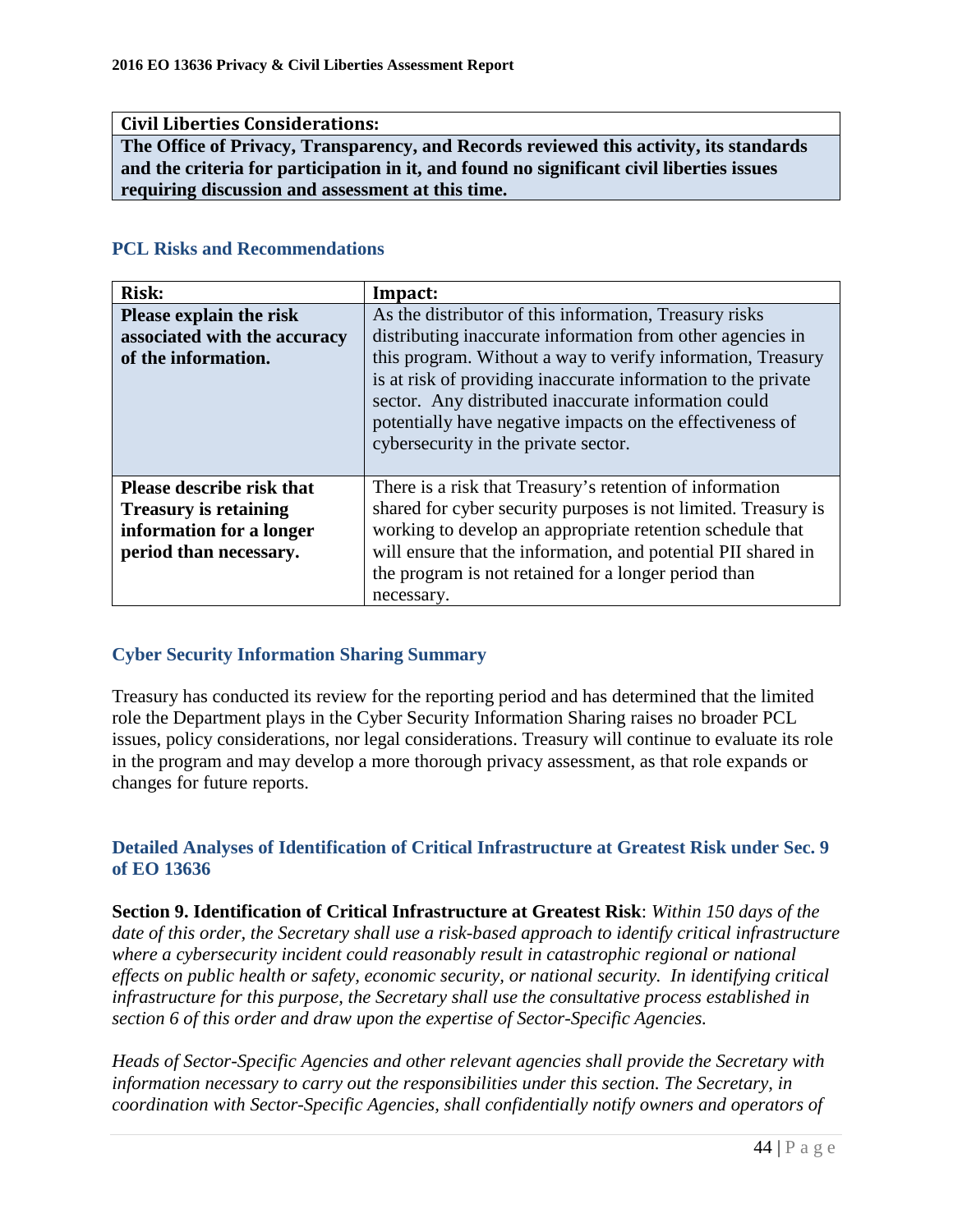| **Civil Liberties Considerations:** |
|---|
| **The Office of Privacy, Transparency, and Records reviewed this activity, its standards and the criteria for participation in it, and found no significant civil liberties issues requiring discussion and assessment at this time.** |

### PCL Risks and Recommendations

| Risk: | Impact: |
|---|---|
| **Please explain the risk associated with the accuracy of the information.** | As the distributor of this information, Treasury risks distributing inaccurate information from other agencies in this program. Without a way to verify information, Treasury is at risk of providing inaccurate information to the private sector. Any distributed inaccurate information could potentially have negative impacts on the effectiveness of cybersecurity in the private sector. |
| **Please describe risk that Treasury is retaining information for a longer period than necessary.** | There is a risk that Treasury's retention of information shared for cyber security purposes is not limited. Treasury is working to develop an appropriate retention schedule that will ensure that the information, and potential PII shared in the program is not retained for a longer period than necessary. |

### Cyber Security Information Sharing Summary

Treasury has conducted its review for the reporting period and has determined that the limited role the Department plays in the Cyber Security Information Sharing raises no broader PCL issues, policy considerations, nor legal considerations. Treasury will continue to evaluate its role in the program and may develop a more thorough privacy assessment, as that role expands or changes for future reports.

### Detailed Analyses of Identification of Critical Infrastructure at Greatest Risk under Sec. 9 of EO 13636

**Section 9. Identification of Critical Infrastructure at Greatest Risk**: *Within 150 days of the date of this order, the Secretary shall use a risk-based approach to identify critical infrastructure where a cybersecurity incident could reasonably result in catastrophic regional or national effects on public health or safety, economic security, or national security. In identifying critical infrastructure for this purpose, the Secretary shall use the consultative process established in section 6 of this order and draw upon the expertise of Sector-Specific Agencies.*

*Heads of Sector-Specific Agencies and other relevant agencies shall provide the Secretary with information necessary to carry out the responsibilities under this section. The Secretary, in coordination with Sector-Specific Agencies, shall confidentially notify owners and operators of*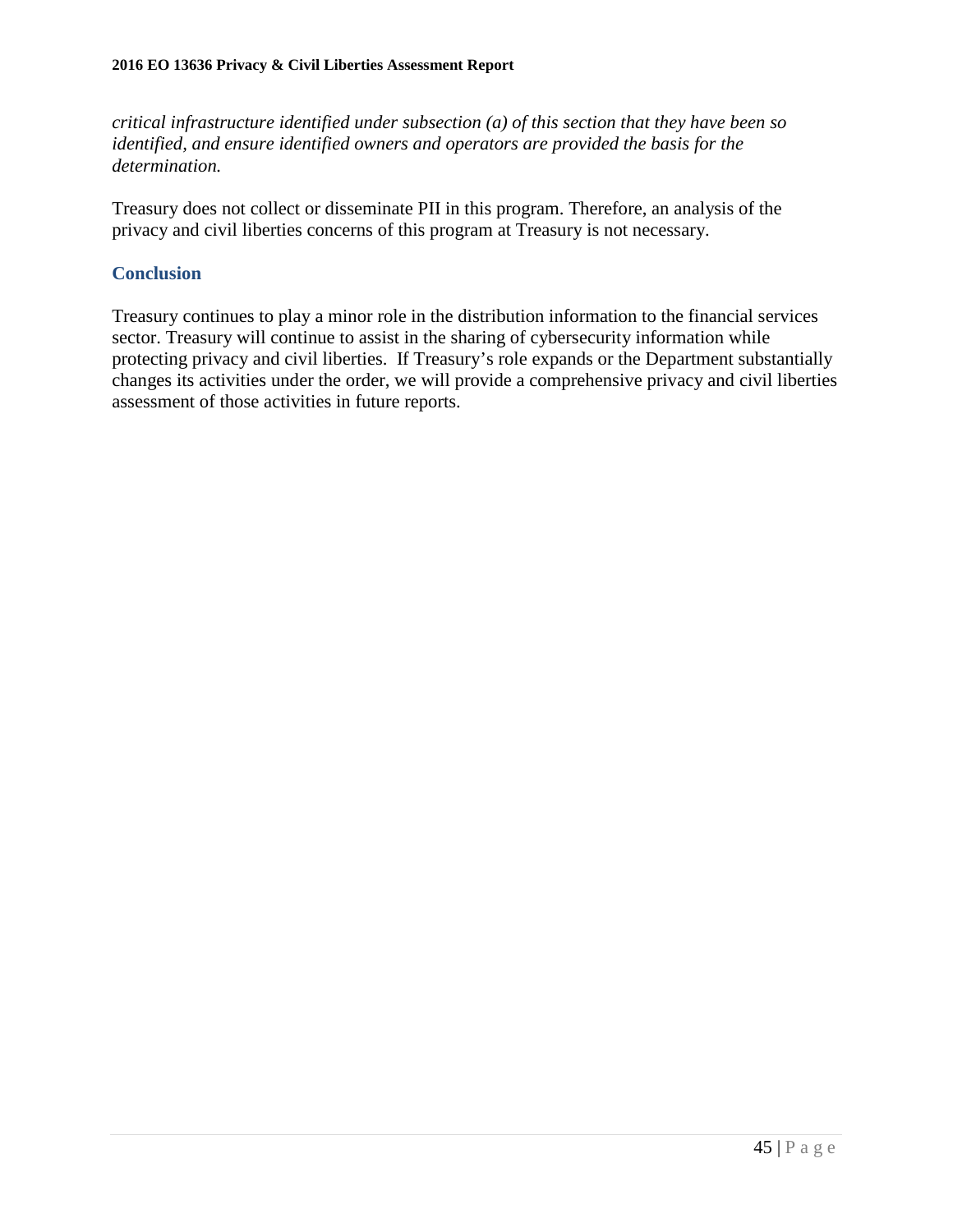*critical infrastructure identified under subsection (a) of this section that they have been so identified, and ensure identified owners and operators are provided the basis for the determination.*

Treasury does not collect or disseminate PII in this program. Therefore, an analysis of the privacy and civil liberties concerns of this program at Treasury is not necessary.

## Conclusion

Treasury continues to play a minor role in the distribution information to the financial services sector. Treasury will continue to assist in the sharing of cybersecurity information while protecting privacy and civil liberties. If Treasury's role expands or the Department substantially changes its activities under the order, we will provide a comprehensive privacy and civil liberties assessment of those activities in future reports.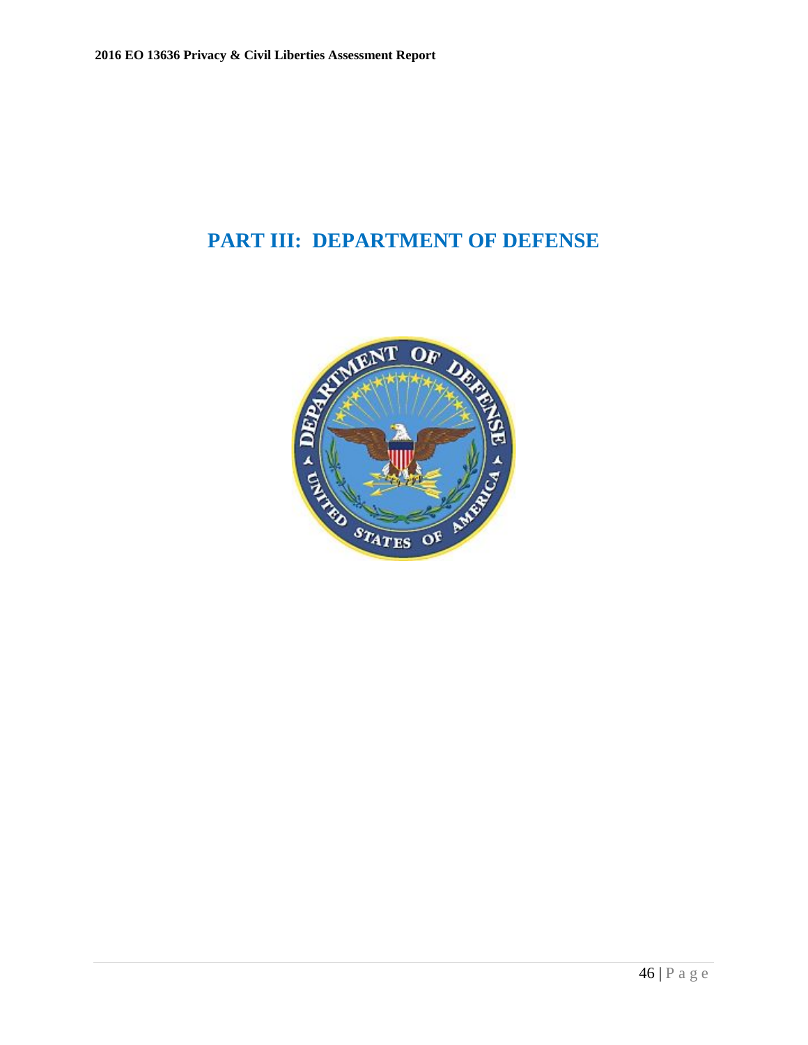# PART III: DEPARTMENT OF DEFENSE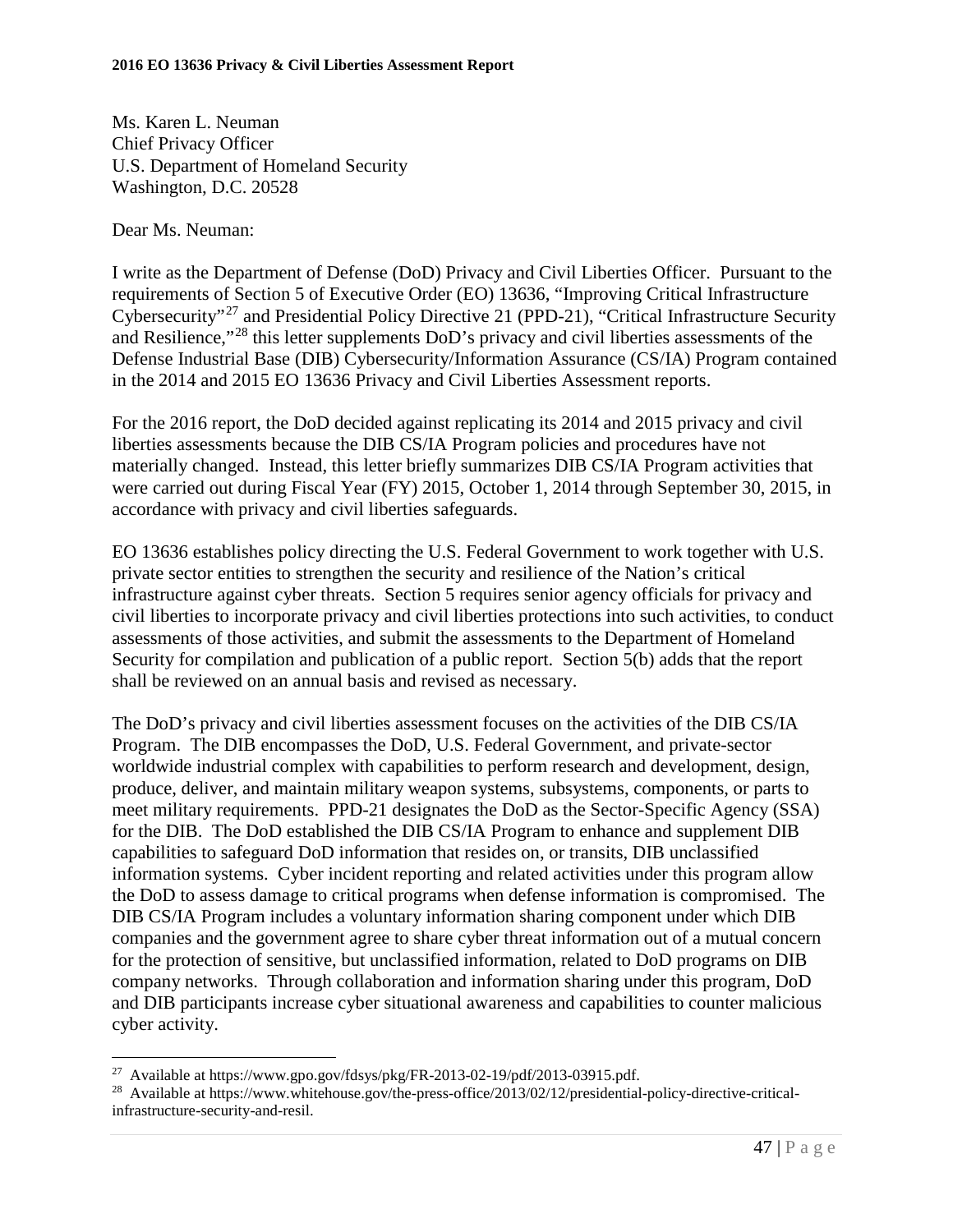Ms. Karen L. Neuman
Chief Privacy Officer
U.S. Department of Homeland Security
Washington, D.C. 20528

Dear Ms. Neuman:

I write as the Department of Defense (DoD) Privacy and Civil Liberties Officer. Pursuant to the requirements of Section 5 of Executive Order (EO) 13636, "Improving Critical Infrastructure Cybersecurity"[27] and Presidential Policy Directive 21 (PPD-21), "Critical Infrastructure Security and Resilience,"[28] this letter supplements DoD's privacy and civil liberties assessments of the Defense Industrial Base (DIB) Cybersecurity/Information Assurance (CS/IA) Program contained in the 2014 and 2015 EO 13636 Privacy and Civil Liberties Assessment reports.

For the 2016 report, the DoD decided against replicating its 2014 and 2015 privacy and civil liberties assessments because the DIB CS/IA Program policies and procedures have not materially changed. Instead, this letter briefly summarizes DIB CS/IA Program activities that were carried out during Fiscal Year (FY) 2015, October 1, 2014 through September 30, 2015, in accordance with privacy and civil liberties safeguards.

EO 13636 establishes policy directing the U.S. Federal Government to work together with U.S. private sector entities to strengthen the security and resilience of the Nation's critical infrastructure against cyber threats. Section 5 requires senior agency officials for privacy and civil liberties to incorporate privacy and civil liberties protections into such activities, to conduct assessments of those activities, and submit the assessments to the Department of Homeland Security for compilation and publication of a public report. Section 5(b) adds that the report shall be reviewed on an annual basis and revised as necessary.

The DoD's privacy and civil liberties assessment focuses on the activities of the DIB CS/IA Program. The DIB encompasses the DoD, U.S. Federal Government, and private-sector worldwide industrial complex with capabilities to perform research and development, design, produce, deliver, and maintain military weapon systems, subsystems, components, or parts to meet military requirements. PPD-21 designates the DoD as the Sector-Specific Agency (SSA) for the DIB. The DoD established the DIB CS/IA Program to enhance and supplement DIB capabilities to safeguard DoD information that resides on, or transits, DIB unclassified information systems. Cyber incident reporting and related activities under this program allow the DoD to assess damage to critical programs when defense information is compromised. The DIB CS/IA Program includes a voluntary information sharing component under which DIB companies and the government agree to share cyber threat information out of a mutual concern for the protection of sensitive, but unclassified information, related to DoD programs on DIB company networks. Through collaboration and information sharing under this program, DoD and DIB participants increase cyber situational awareness and capabilities to counter malicious cyber activity.

---

[27] Available at https://www.gpo.gov/fdsys/pkg/FR-2013-02-19/pdf/2013-03915.pdf.

[28] Available at https://www.whitehouse.gov/the-press-office/2013/02/12/presidential-policy-directive-critical-infrastructure-security-and-resil.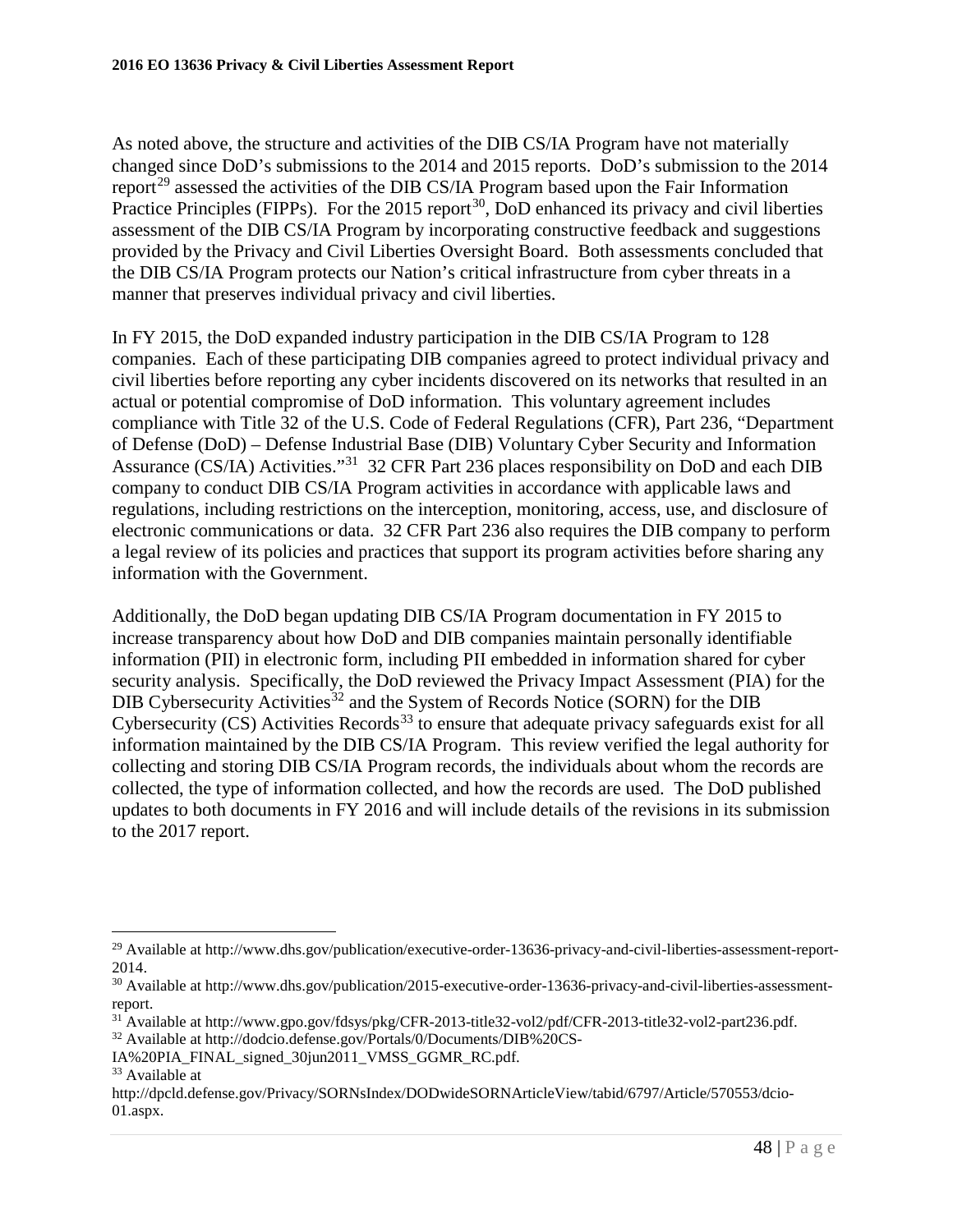As noted above, the structure and activities of the DIB CS/IA Program have not materially changed since DoD's submissions to the 2014 and 2015 reports. DoD's submission to the 2014 report[29] assessed the activities of the DIB CS/IA Program based upon the Fair Information Practice Principles (FIPPs). For the 2015 report[30], DoD enhanced its privacy and civil liberties assessment of the DIB CS/IA Program by incorporating constructive feedback and suggestions provided by the Privacy and Civil Liberties Oversight Board. Both assessments concluded that the DIB CS/IA Program protects our Nation's critical infrastructure from cyber threats in a manner that preserves individual privacy and civil liberties.

In FY 2015, the DoD expanded industry participation in the DIB CS/IA Program to 128 companies. Each of these participating DIB companies agreed to protect individual privacy and civil liberties before reporting any cyber incidents discovered on its networks that resulted in an actual or potential compromise of DoD information. This voluntary agreement includes compliance with Title 32 of the U.S. Code of Federal Regulations (CFR), Part 236, "Department of Defense (DoD) – Defense Industrial Base (DIB) Voluntary Cyber Security and Information Assurance (CS/IA) Activities."[31] 32 CFR Part 236 places responsibility on DoD and each DIB company to conduct DIB CS/IA Program activities in accordance with applicable laws and regulations, including restrictions on the interception, monitoring, access, use, and disclosure of electronic communications or data. 32 CFR Part 236 also requires the DIB company to perform a legal review of its policies and practices that support its program activities before sharing any information with the Government.

Additionally, the DoD began updating DIB CS/IA Program documentation in FY 2015 to increase transparency about how DoD and DIB companies maintain personally identifiable information (PII) in electronic form, including PII embedded in information shared for cyber security analysis. Specifically, the DoD reviewed the Privacy Impact Assessment (PIA) for the DIB Cybersecurity Activities[32] and the System of Records Notice (SORN) for the DIB Cybersecurity (CS) Activities Records[33] to ensure that adequate privacy safeguards exist for all information maintained by the DIB CS/IA Program. This review verified the legal authority for collecting and storing DIB CS/IA Program records, the individuals about whom the records are collected, the type of information collected, and how the records are used. The DoD published updates to both documents in FY 2016 and will include details of the revisions in its submission to the 2017 report.

---

[29] Available at http://www.dhs.gov/publication/executive-order-13636-privacy-and-civil-liberties-assessment-report-2014.

[30] Available at http://www.dhs.gov/publication/2015-executive-order-13636-privacy-and-civil-liberties-assessment-report.

[31] Available at http://www.gpo.gov/fdsys/pkg/CFR-2013-title32-vol2/pdf/CFR-2013-title32-vol2-part236.pdf.

[32] Available at http://dodcio.defense.gov/Portals/0/Documents/DIB%20CS-IA%20PIA_FINAL_signed_30jun2011_VMSS_GGMR_RC.pdf.

[33] Available at http://dpcld.defense.gov/Privacy/SORNsIndex/DODwideSORNArticleView/tabid/6797/Article/570553/dcio-01.aspx.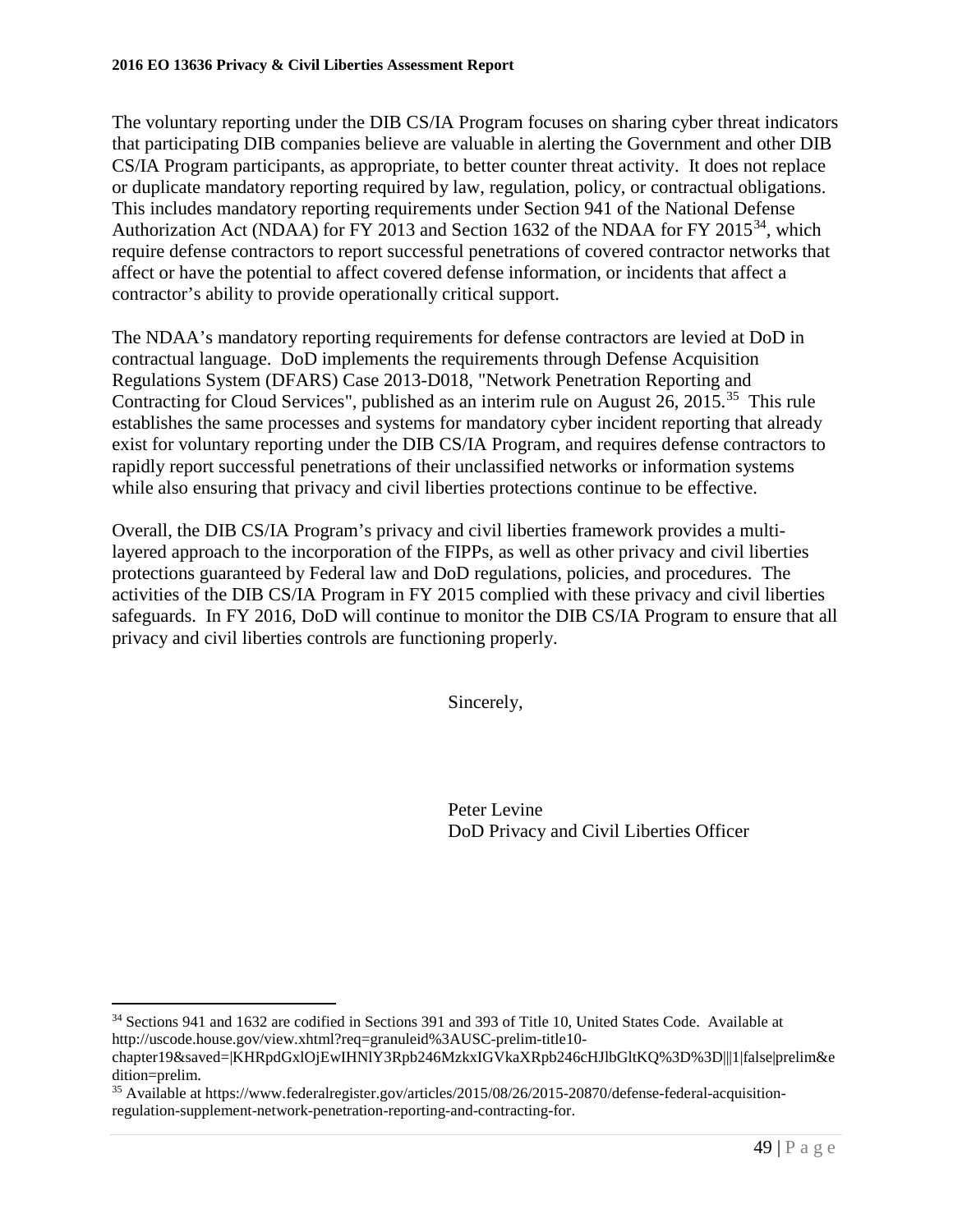The voluntary reporting under the DIB CS/IA Program focuses on sharing cyber threat indicators that participating DIB companies believe are valuable in alerting the Government and other DIB CS/IA Program participants, as appropriate, to better counter threat activity. It does not replace or duplicate mandatory reporting required by law, regulation, policy, or contractual obligations. This includes mandatory reporting requirements under Section 941 of the National Defense Authorization Act (NDAA) for FY 2013 and Section 1632 of the NDAA for FY 2015[34], which require defense contractors to report successful penetrations of covered contractor networks that affect or have the potential to affect covered defense information, or incidents that affect a contractor's ability to provide operationally critical support.

The NDAA's mandatory reporting requirements for defense contractors are levied at DoD in contractual language. DoD implements the requirements through Defense Acquisition Regulations System (DFARS) Case 2013-D018, "Network Penetration Reporting and Contracting for Cloud Services", published as an interim rule on August 26, 2015.[35] This rule establishes the same processes and systems for mandatory cyber incident reporting that already exist for voluntary reporting under the DIB CS/IA Program, and requires defense contractors to rapidly report successful penetrations of their unclassified networks or information systems while also ensuring that privacy and civil liberties protections continue to be effective.

Overall, the DIB CS/IA Program's privacy and civil liberties framework provides a multi-layered approach to the incorporation of the FIPPs, as well as other privacy and civil liberties protections guaranteed by Federal law and DoD regulations, policies, and procedures. The activities of the DIB CS/IA Program in FY 2015 complied with these privacy and civil liberties safeguards. In FY 2016, DoD will continue to monitor the DIB CS/IA Program to ensure that all privacy and civil liberties controls are functioning properly.

Sincerely,

Peter Levine
DoD Privacy and Civil Liberties Officer

---

[34] Sections 941 and 1632 are codified in Sections 391 and 393 of Title 10, United States Code. Available at http://uscode.house.gov/view.xhtml?req=granuleid%3AUSC-prelim-title10-chapter19&saved=|KHRpdGxlOjEwIHNlY3Rpb246MzkxIGVkaXRpb246cHJlbGltKQ%3D%3D|||1|false|prelim&edition=prelim.

[35] Available at https://www.federalregister.gov/articles/2015/08/26/2015-20870/defense-federal-acquisition-regulation-supplement-network-penetration-reporting-and-contracting-for.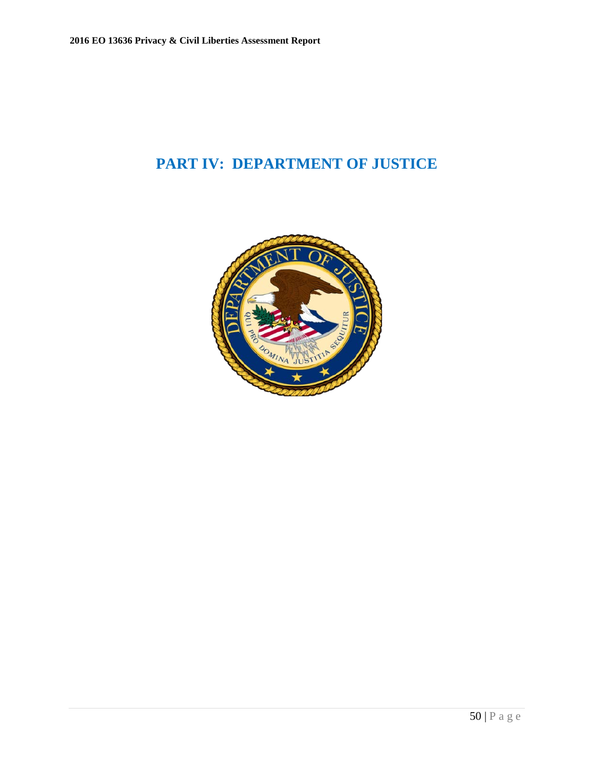# PART IV: DEPARTMENT OF JUSTICE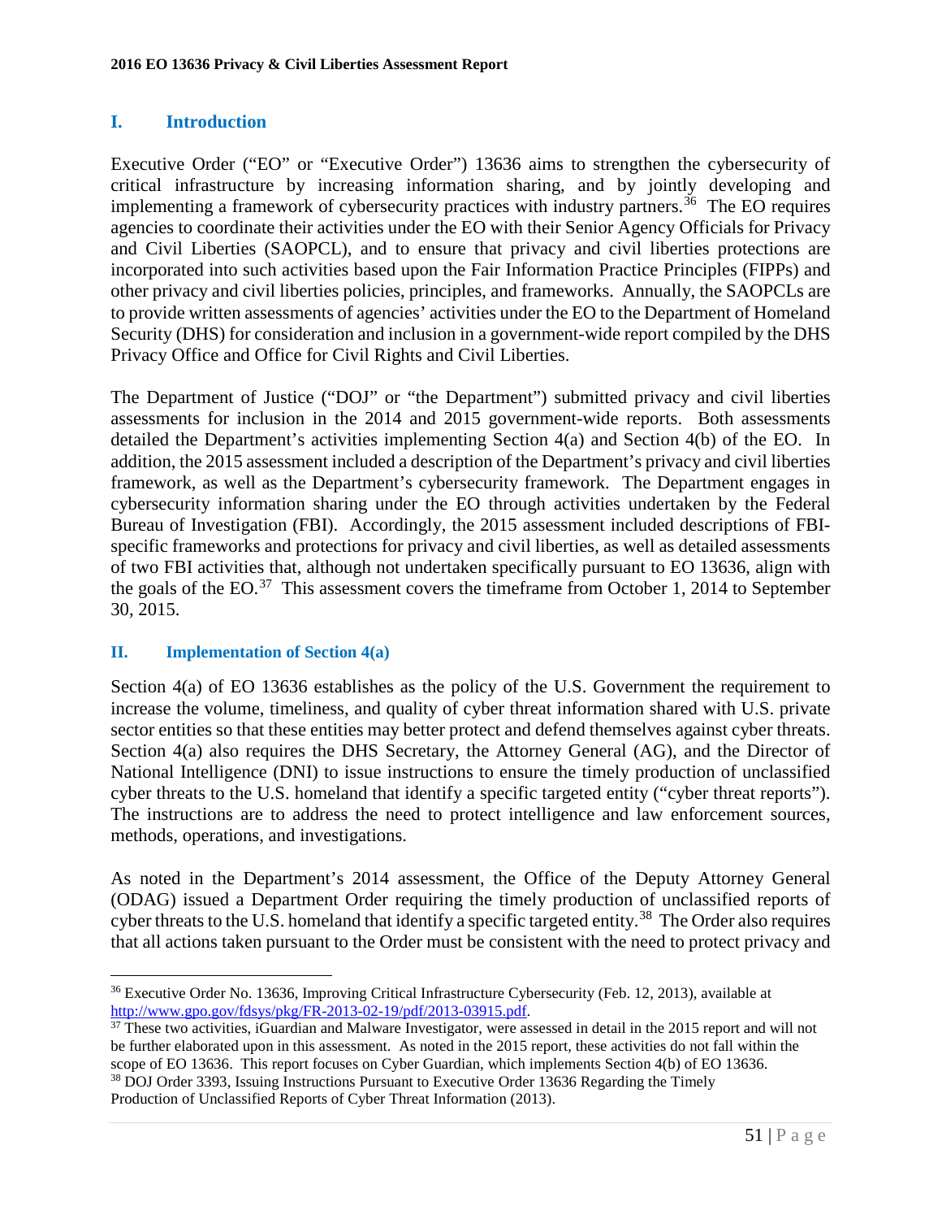## I. Introduction

Executive Order ("EO" or "Executive Order") 13636 aims to strengthen the cybersecurity of critical infrastructure by increasing information sharing, and by jointly developing and implementing a framework of cybersecurity practices with industry partners.[36] The EO requires agencies to coordinate their activities under the EO with their Senior Agency Officials for Privacy and Civil Liberties (SAOPCL), and to ensure that privacy and civil liberties protections are incorporated into such activities based upon the Fair Information Practice Principles (FIPPs) and other privacy and civil liberties policies, principles, and frameworks. Annually, the SAOPCLs are to provide written assessments of agencies' activities under the EO to the Department of Homeland Security (DHS) for consideration and inclusion in a government-wide report compiled by the DHS Privacy Office and Office for Civil Rights and Civil Liberties.

The Department of Justice ("DOJ" or "the Department") submitted privacy and civil liberties assessments for inclusion in the 2014 and 2015 government-wide reports. Both assessments detailed the Department's activities implementing Section 4(a) and Section 4(b) of the EO. In addition, the 2015 assessment included a description of the Department's privacy and civil liberties framework, as well as the Department's cybersecurity framework. The Department engages in cybersecurity information sharing under the EO through activities undertaken by the Federal Bureau of Investigation (FBI). Accordingly, the 2015 assessment included descriptions of FBI-specific frameworks and protections for privacy and civil liberties, as well as detailed assessments of two FBI activities that, although not undertaken specifically pursuant to EO 13636, align with the goals of the EO.[37] This assessment covers the timeframe from October 1, 2014 to September 30, 2015.

## II. Implementation of Section 4(a)

Section 4(a) of EO 13636 establishes as the policy of the U.S. Government the requirement to increase the volume, timeliness, and quality of cyber threat information shared with U.S. private sector entities so that these entities may better protect and defend themselves against cyber threats. Section 4(a) also requires the DHS Secretary, the Attorney General (AG), and the Director of National Intelligence (DNI) to issue instructions to ensure the timely production of unclassified cyber threats to the U.S. homeland that identify a specific targeted entity ("cyber threat reports"). The instructions are to address the need to protect intelligence and law enforcement sources, methods, operations, and investigations.

As noted in the Department's 2014 assessment, the Office of the Deputy Attorney General (ODAG) issued a Department Order requiring the timely production of unclassified reports of cyber threats to the U.S. homeland that identify a specific targeted entity.[38] The Order also requires that all actions taken pursuant to the Order must be consistent with the need to protect privacy and

---

[36] Executive Order No. 13636, Improving Critical Infrastructure Cybersecurity (Feb. 12, 2013), available at http://www.gpo.gov/fdsys/pkg/FR-2013-02-19/pdf/2013-03915.pdf.

[37] These two activities, iGuardian and Malware Investigator, were assessed in detail in the 2015 report and will not be further elaborated upon in this assessment. As noted in the 2015 report, these activities do not fall within the scope of EO 13636. This report focuses on Cyber Guardian, which implements Section 4(b) of EO 13636.

[38] DOJ Order 3393, Issuing Instructions Pursuant to Executive Order 13636 Regarding the Timely Production of Unclassified Reports of Cyber Threat Information (2013).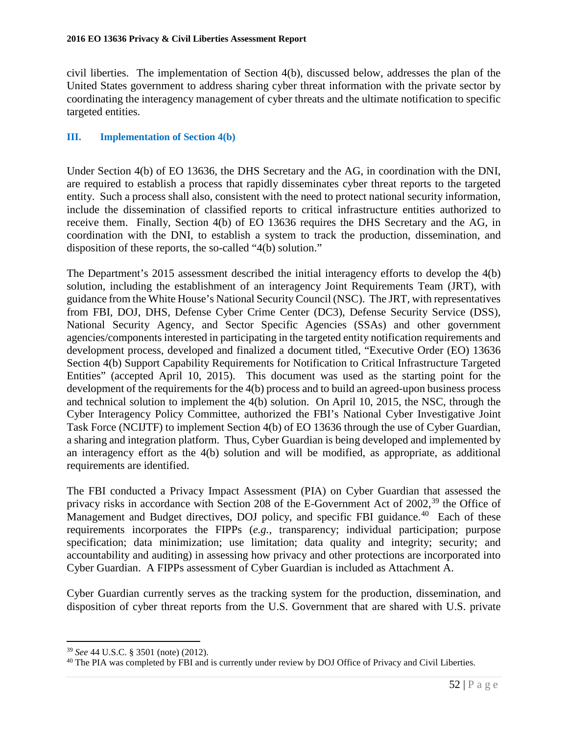civil liberties. The implementation of Section 4(b), discussed below, addresses the plan of the United States government to address sharing cyber threat information with the private sector by coordinating the interagency management of cyber threats and the ultimate notification to specific targeted entities.

## III. Implementation of Section 4(b)

Under Section 4(b) of EO 13636, the DHS Secretary and the AG, in coordination with the DNI, are required to establish a process that rapidly disseminates cyber threat reports to the targeted entity. Such a process shall also, consistent with the need to protect national security information, include the dissemination of classified reports to critical infrastructure entities authorized to receive them. Finally, Section 4(b) of EO 13636 requires the DHS Secretary and the AG, in coordination with the DNI, to establish a system to track the production, dissemination, and disposition of these reports, the so-called "4(b) solution."

The Department's 2015 assessment described the initial interagency efforts to develop the 4(b) solution, including the establishment of an interagency Joint Requirements Team (JRT), with guidance from the White House's National Security Council (NSC). The JRT, with representatives from FBI, DOJ, DHS, Defense Cyber Crime Center (DC3), Defense Security Service (DSS), National Security Agency, and Sector Specific Agencies (SSAs) and other government agencies/components interested in participating in the targeted entity notification requirements and development process, developed and finalized a document titled, "Executive Order (EO) 13636 Section 4(b) Support Capability Requirements for Notification to Critical Infrastructure Targeted Entities" (accepted April 10, 2015). This document was used as the starting point for the development of the requirements for the 4(b) process and to build an agreed-upon business process and technical solution to implement the 4(b) solution. On April 10, 2015, the NSC, through the Cyber Interagency Policy Committee, authorized the FBI's National Cyber Investigative Joint Task Force (NCIJTF) to implement Section 4(b) of EO 13636 through the use of Cyber Guardian, a sharing and integration platform. Thus, Cyber Guardian is being developed and implemented by an interagency effort as the 4(b) solution and will be modified, as appropriate, as additional requirements are identified.

The FBI conducted a Privacy Impact Assessment (PIA) on Cyber Guardian that assessed the privacy risks in accordance with Section 208 of the E-Government Act of 2002,[39] the Office of Management and Budget directives, DOJ policy, and specific FBI guidance.[40] Each of these requirements incorporates the FIPPs (*e.g.*, transparency; individual participation; purpose specification; data minimization; use limitation; data quality and integrity; security; and accountability and auditing) in assessing how privacy and other protections are incorporated into Cyber Guardian. A FIPPs assessment of Cyber Guardian is included as Attachment A.

Cyber Guardian currently serves as the tracking system for the production, dissemination, and disposition of cyber threat reports from the U.S. Government that are shared with U.S. private

---

[39] *See* 44 U.S.C. § 3501 (note) (2012).

[40] The PIA was completed by FBI and is currently under review by DOJ Office of Privacy and Civil Liberties.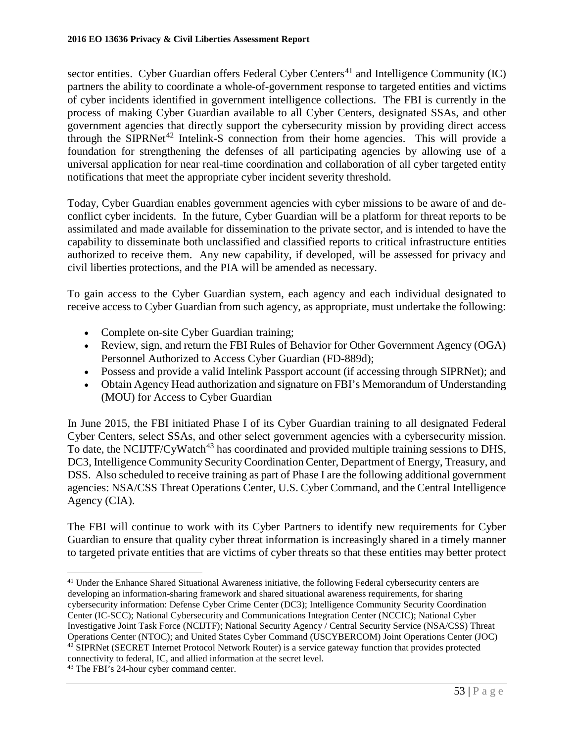sector entities. Cyber Guardian offers Federal Cyber Centers[41] and Intelligence Community (IC) partners the ability to coordinate a whole-of-government response to targeted entities and victims of cyber incidents identified in government intelligence collections. The FBI is currently in the process of making Cyber Guardian available to all Cyber Centers, designated SSAs, and other government agencies that directly support the cybersecurity mission by providing direct access through the SIPRNet[42] Intelink-S connection from their home agencies. This will provide a foundation for strengthening the defenses of all participating agencies by allowing use of a universal application for near real-time coordination and collaboration of all cyber targeted entity notifications that meet the appropriate cyber incident severity threshold.

Today, Cyber Guardian enables government agencies with cyber missions to be aware of and de-conflict cyber incidents. In the future, Cyber Guardian will be a platform for threat reports to be assimilated and made available for dissemination to the private sector, and is intended to have the capability to disseminate both unclassified and classified reports to critical infrastructure entities authorized to receive them. Any new capability, if developed, will be assessed for privacy and civil liberties protections, and the PIA will be amended as necessary.

To gain access to the Cyber Guardian system, each agency and each individual designated to receive access to Cyber Guardian from such agency, as appropriate, must undertake the following:

- Complete on-site Cyber Guardian training;
- Review, sign, and return the FBI Rules of Behavior for Other Government Agency (OGA) Personnel Authorized to Access Cyber Guardian (FD-889d);
- Possess and provide a valid Intelink Passport account (if accessing through SIPRNet); and
- Obtain Agency Head authorization and signature on FBI's Memorandum of Understanding (MOU) for Access to Cyber Guardian

In June 2015, the FBI initiated Phase I of its Cyber Guardian training to all designated Federal Cyber Centers, select SSAs, and other select government agencies with a cybersecurity mission. To date, the NCIJTF/CyWatch[43] has coordinated and provided multiple training sessions to DHS, DC3, Intelligence Community Security Coordination Center, Department of Energy, Treasury, and DSS. Also scheduled to receive training as part of Phase I are the following additional government agencies: NSA/CSS Threat Operations Center, U.S. Cyber Command, and the Central Intelligence Agency (CIA).

The FBI will continue to work with its Cyber Partners to identify new requirements for Cyber Guardian to ensure that quality cyber threat information is increasingly shared in a timely manner to targeted private entities that are victims of cyber threats so that these entities may better protect

---

[41] Under the Enhance Shared Situational Awareness initiative, the following Federal cybersecurity centers are developing an information-sharing framework and shared situational awareness requirements, for sharing cybersecurity information: Defense Cyber Crime Center (DC3); Intelligence Community Security Coordination Center (IC-SCC); National Cybersecurity and Communications Integration Center (NCCIC); National Cyber Investigative Joint Task Force (NCIJTF); National Security Agency / Central Security Service (NSA/CSS) Threat Operations Center (NTOC); and United States Cyber Command (USCYBERCOM) Joint Operations Center (JOC)

[42] SIPRNet (SECRET Internet Protocol Network Router) is a service gateway function that provides protected connectivity to federal, IC, and allied information at the secret level.

[43] The FBI's 24-hour cyber command center.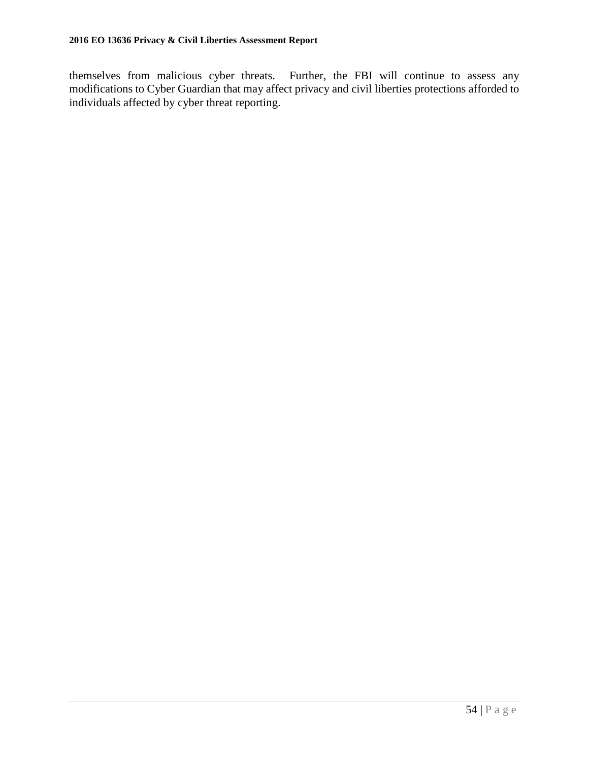themselves from malicious cyber threats. Further, the FBI will continue to assess any modifications to Cyber Guardian that may affect privacy and civil liberties protections afforded to individuals affected by cyber threat reporting.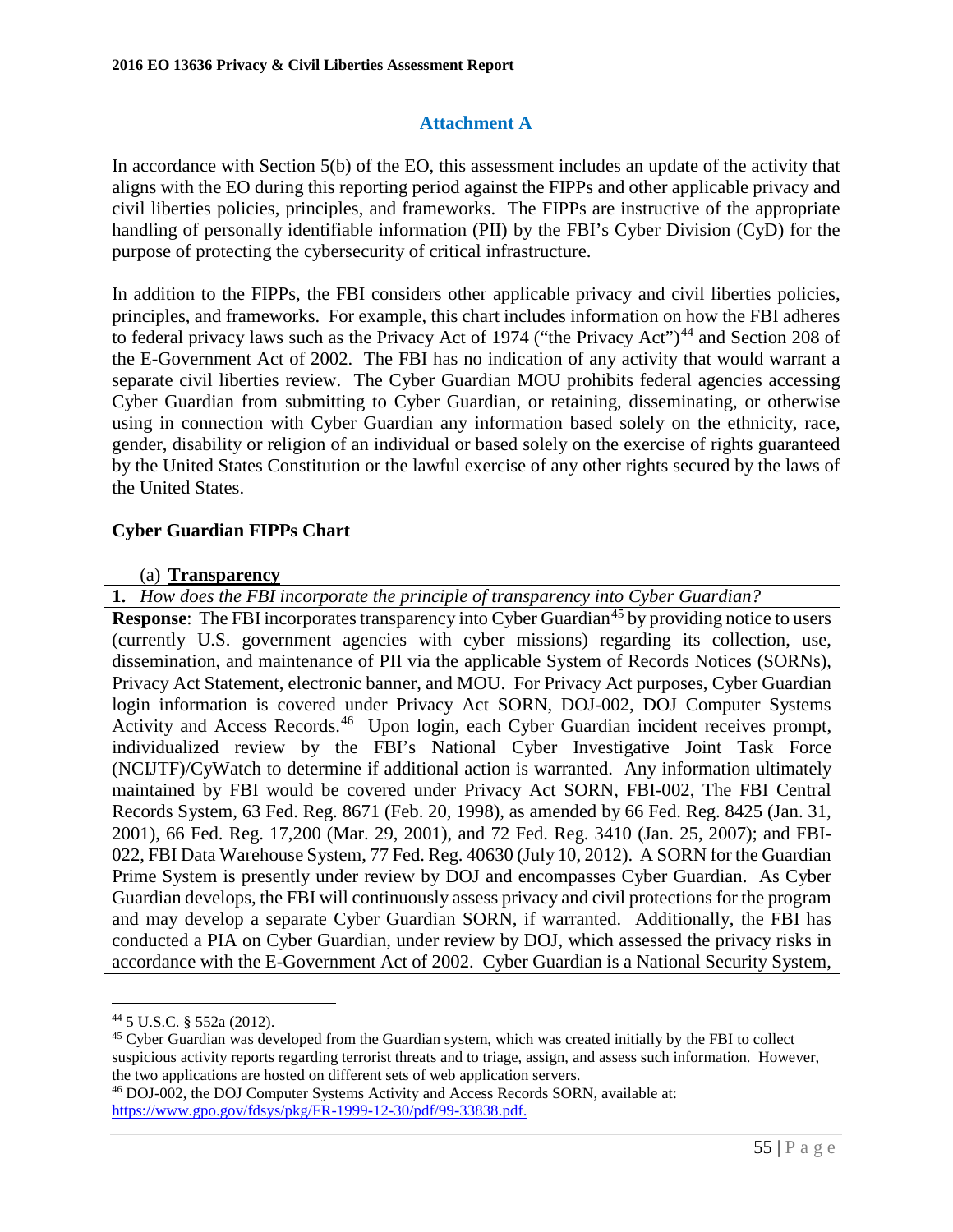## Attachment A

In accordance with Section 5(b) of the EO, this assessment includes an update of the activity that aligns with the EO during this reporting period against the FIPPs and other applicable privacy and civil liberties policies, principles, and frameworks. The FIPPs are instructive of the appropriate handling of personally identifiable information (PII) by the FBI's Cyber Division (CyD) for the purpose of protecting the cybersecurity of critical infrastructure.

In addition to the FIPPs, the FBI considers other applicable privacy and civil liberties policies, principles, and frameworks. For example, this chart includes information on how the FBI adheres to federal privacy laws such as the Privacy Act of 1974 ("the Privacy Act")[44] and Section 208 of the E-Government Act of 2002. The FBI has no indication of any activity that would warrant a separate civil liberties review. The Cyber Guardian MOU prohibits federal agencies accessing Cyber Guardian from submitting to Cyber Guardian, or retaining, disseminating, or otherwise using in connection with Cyber Guardian any information based solely on the ethnicity, race, gender, disability or religion of an individual or based solely on the exercise of rights guaranteed by the United States Constitution or the lawful exercise of any other rights secured by the laws of the United States.

### Cyber Guardian FIPPs Chart

| (a) **Transparency** |
|---|
| **1.** *How does the FBI incorporate the principle of transparency into Cyber Guardian?* |
| **Response**: The FBI incorporates transparency into Cyber Guardian[45] by providing notice to users (currently U.S. government agencies with cyber missions) regarding its collection, use, dissemination, and maintenance of PII via the applicable System of Records Notices (SORNs), Privacy Act Statement, electronic banner, and MOU. For Privacy Act purposes, Cyber Guardian login information is covered under Privacy Act SORN, DOJ-002, DOJ Computer Systems Activity and Access Records.[46] Upon login, each Cyber Guardian incident receives prompt, individualized review by the FBI's National Cyber Investigative Joint Task Force (NCIJTF)/CyWatch to determine if additional action is warranted. Any information ultimately maintained by FBI would be covered under Privacy Act SORN, FBI-002, The FBI Central Records System, 63 Fed. Reg. 8671 (Feb. 20, 1998), as amended by 66 Fed. Reg. 8425 (Jan. 31, 2001), 66 Fed. Reg. 17,200 (Mar. 29, 2001), and 72 Fed. Reg. 3410 (Jan. 25, 2007); and FBI-022, FBI Data Warehouse System, 77 Fed. Reg. 40630 (July 10, 2012). A SORN for the Guardian Prime System is presently under review by DOJ and encompasses Cyber Guardian. As Cyber Guardian develops, the FBI will continuously assess privacy and civil protections for the program and may develop a separate Cyber Guardian SORN, if warranted. Additionally, the FBI has conducted a PIA on Cyber Guardian, under review by DOJ, which assessed the privacy risks in accordance with the E-Government Act of 2002. Cyber Guardian is a National Security System, |

[44] 5 U.S.C. § 552a (2012).

[45] Cyber Guardian was developed from the Guardian system, which was created initially by the FBI to collect suspicious activity reports regarding terrorist threats and to triage, assign, and assess such information. However, the two applications are hosted on different sets of web application servers.

[46] DOJ-002, the DOJ Computer Systems Activity and Access Records SORN, available at: https://www.gpo.gov/fdsys/pkg/FR-1999-12-30/pdf/99-33838.pdf.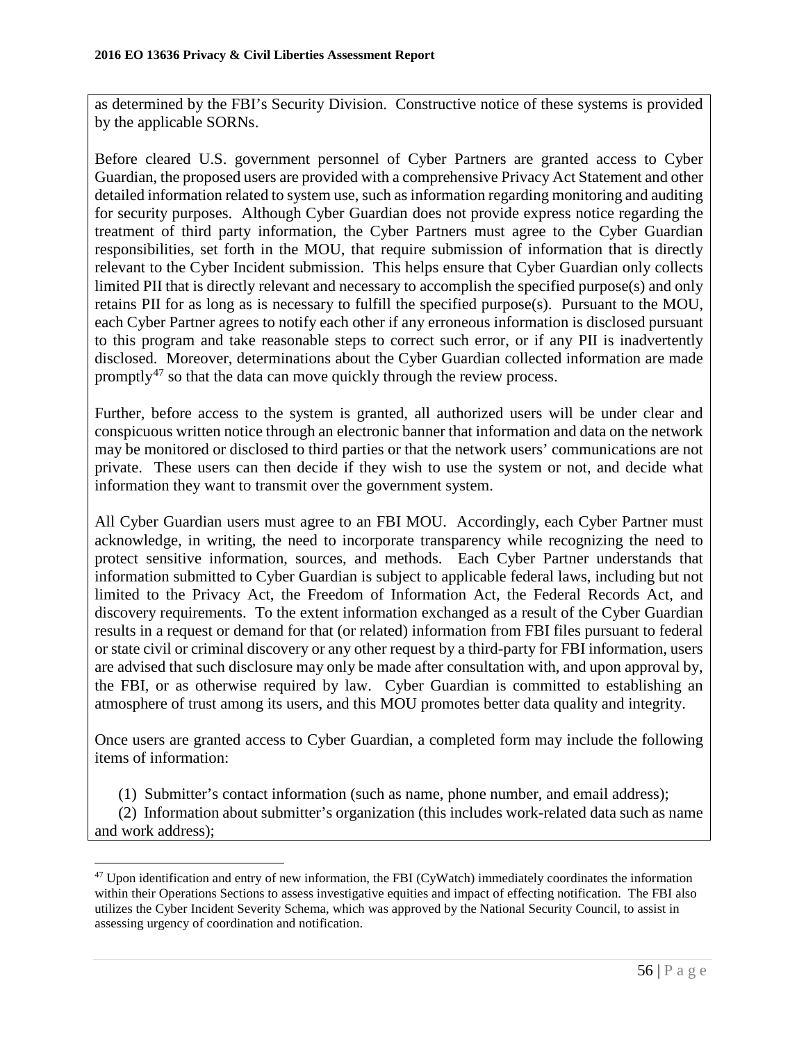as determined by the FBI's Security Division. Constructive notice of these systems is provided by the applicable SORNs.

Before cleared U.S. government personnel of Cyber Partners are granted access to Cyber Guardian, the proposed users are provided with a comprehensive Privacy Act Statement and other detailed information related to system use, such as information regarding monitoring and auditing for security purposes. Although Cyber Guardian does not provide express notice regarding the treatment of third party information, the Cyber Partners must agree to the Cyber Guardian responsibilities, set forth in the MOU, that require submission of information that is directly relevant to the Cyber Incident submission. This helps ensure that Cyber Guardian only collects limited PII that is directly relevant and necessary to accomplish the specified purpose(s) and only retains PII for as long as is necessary to fulfill the specified purpose(s). Pursuant to the MOU, each Cyber Partner agrees to notify each other if any erroneous information is disclosed pursuant to this program and take reasonable steps to correct such error, or if any PII is inadvertently disclosed. Moreover, determinations about the Cyber Guardian collected information are made promptly[47] so that the data can move quickly through the review process.

Further, before access to the system is granted, all authorized users will be under clear and conspicuous written notice through an electronic banner that information and data on the network may be monitored or disclosed to third parties or that the network users' communications are not private. These users can then decide if they wish to use the system or not, and decide what information they want to transmit over the government system.

All Cyber Guardian users must agree to an FBI MOU. Accordingly, each Cyber Partner must acknowledge, in writing, the need to incorporate transparency while recognizing the need to protect sensitive information, sources, and methods. Each Cyber Partner understands that information submitted to Cyber Guardian is subject to applicable federal laws, including but not limited to the Privacy Act, the Freedom of Information Act, the Federal Records Act, and discovery requirements. To the extent information exchanged as a result of the Cyber Guardian results in a request or demand for that (or related) information from FBI files pursuant to federal or state civil or criminal discovery or any other request by a third-party for FBI information, users are advised that such disclosure may only be made after consultation with, and upon approval by, the FBI, or as otherwise required by law. Cyber Guardian is committed to establishing an atmosphere of trust among its users, and this MOU promotes better data quality and integrity.

Once users are granted access to Cyber Guardian, a completed form may include the following items of information:

(1) Submitter's contact information (such as name, phone number, and email address);
(2) Information about submitter's organization (this includes work-related data such as name and work address);

[47] Upon identification and entry of new information, the FBI (CyWatch) immediately coordinates the information within their Operations Sections to assess investigative equities and impact of effecting notification. The FBI also utilizes the Cyber Incident Severity Schema, which was approved by the National Security Council, to assist in assessing urgency of coordination and notification.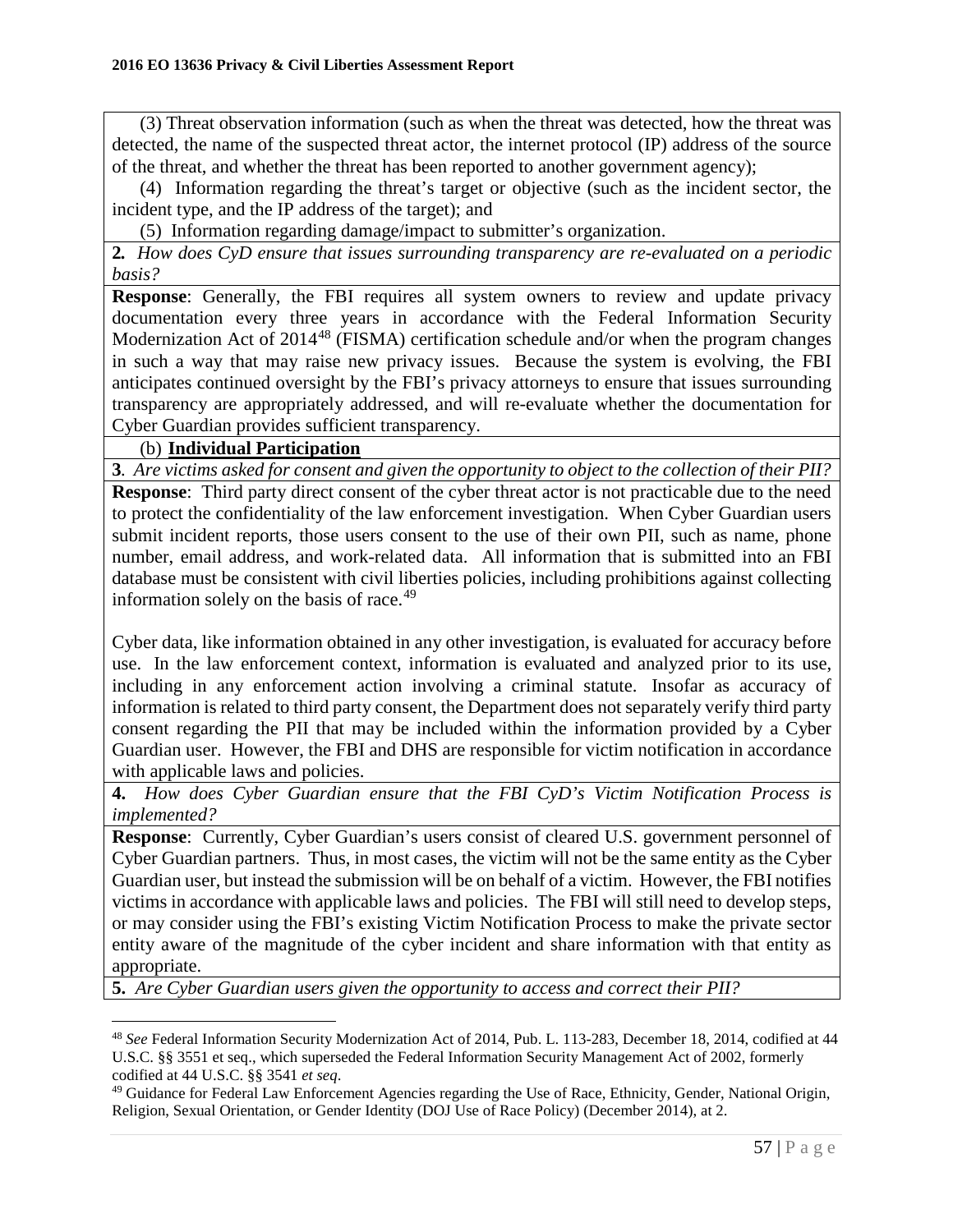(3) Threat observation information (such as when the threat was detected, how the threat was detected, the name of the suspected threat actor, the internet protocol (IP) address of the source of the threat, and whether the threat has been reported to another government agency);

(4) Information regarding the threat's target or objective (such as the incident sector, the incident type, and the IP address of the target); and

(5) Information regarding damage/impact to submitter's organization.

**2.** *How does CyD ensure that issues surrounding transparency are re-evaluated on a periodic basis?*

**Response**: Generally, the FBI requires all system owners to review and update privacy documentation every three years in accordance with the Federal Information Security Modernization Act of 2014[48] (FISMA) certification schedule and/or when the program changes in such a way that may raise new privacy issues. Because the system is evolving, the FBI anticipates continued oversight by the FBI's privacy attorneys to ensure that issues surrounding transparency are appropriately addressed, and will re-evaluate whether the documentation for Cyber Guardian provides sufficient transparency.

(b) **Individual Participation**

**3**. *Are victims asked for consent and given the opportunity to object to the collection of their PII?*

**Response**: Third party direct consent of the cyber threat actor is not practicable due to the need to protect the confidentiality of the law enforcement investigation. When Cyber Guardian users submit incident reports, those users consent to the use of their own PII, such as name, phone number, email address, and work-related data. All information that is submitted into an FBI database must be consistent with civil liberties policies, including prohibitions against collecting information solely on the basis of race.[49]

Cyber data, like information obtained in any other investigation, is evaluated for accuracy before use. In the law enforcement context, information is evaluated and analyzed prior to its use, including in any enforcement action involving a criminal statute. Insofar as accuracy of information is related to third party consent, the Department does not separately verify third party consent regarding the PII that may be included within the information provided by a Cyber Guardian user. However, the FBI and DHS are responsible for victim notification in accordance with applicable laws and policies.

**4.** *How does Cyber Guardian ensure that the FBI CyD's Victim Notification Process is implemented?*

**Response**: Currently, Cyber Guardian's users consist of cleared U.S. government personnel of Cyber Guardian partners. Thus, in most cases, the victim will not be the same entity as the Cyber Guardian user, but instead the submission will be on behalf of a victim. However, the FBI notifies victims in accordance with applicable laws and policies. The FBI will still need to develop steps, or may consider using the FBI's existing Victim Notification Process to make the private sector entity aware of the magnitude of the cyber incident and share information with that entity as appropriate.

**5.** *Are Cyber Guardian users given the opportunity to access and correct their PII?*

---

[48] *See* Federal Information Security Modernization Act of 2014, Pub. L. 113-283, December 18, 2014, codified at 44 U.S.C. §§ 3551 et seq., which superseded the Federal Information Security Management Act of 2002, formerly codified at 44 U.S.C. §§ 3541 *et seq*.

[49] Guidance for Federal Law Enforcement Agencies regarding the Use of Race, Ethnicity, Gender, National Origin, Religion, Sexual Orientation, or Gender Identity (DOJ Use of Race Policy) (December 2014), at 2.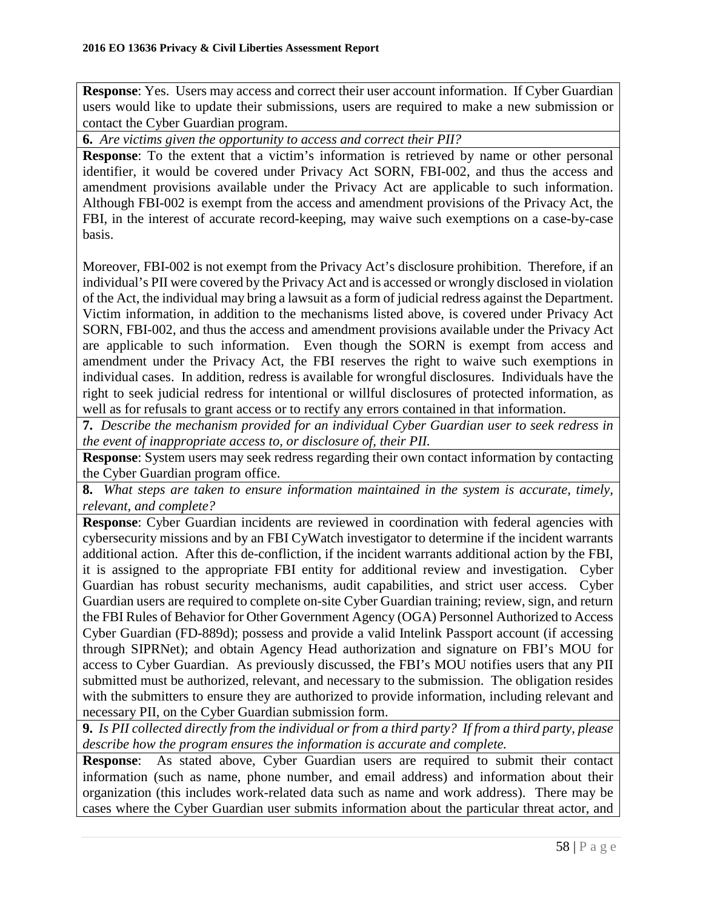**Response**: Yes. Users may access and correct their user account information. If Cyber Guardian users would like to update their submissions, users are required to make a new submission or contact the Cyber Guardian program.

**6.** *Are victims given the opportunity to access and correct their PII?*

**Response**: To the extent that a victim's information is retrieved by name or other personal identifier, it would be covered under Privacy Act SORN, FBI-002, and thus the access and amendment provisions available under the Privacy Act are applicable to such information. Although FBI-002 is exempt from the access and amendment provisions of the Privacy Act, the FBI, in the interest of accurate record-keeping, may waive such exemptions on a case-by-case basis.

Moreover, FBI-002 is not exempt from the Privacy Act's disclosure prohibition. Therefore, if an individual's PII were covered by the Privacy Act and is accessed or wrongly disclosed in violation of the Act, the individual may bring a lawsuit as a form of judicial redress against the Department. Victim information, in addition to the mechanisms listed above, is covered under Privacy Act SORN, FBI-002, and thus the access and amendment provisions available under the Privacy Act are applicable to such information. Even though the SORN is exempt from access and amendment under the Privacy Act, the FBI reserves the right to waive such exemptions in individual cases. In addition, redress is available for wrongful disclosures. Individuals have the right to seek judicial redress for intentional or willful disclosures of protected information, as well as for refusals to grant access or to rectify any errors contained in that information.

**7.** *Describe the mechanism provided for an individual Cyber Guardian user to seek redress in the event of inappropriate access to, or disclosure of, their PII.*

**Response**: System users may seek redress regarding their own contact information by contacting the Cyber Guardian program office.

**8.** *What steps are taken to ensure information maintained in the system is accurate, timely, relevant, and complete?*

**Response**: Cyber Guardian incidents are reviewed in coordination with federal agencies with cybersecurity missions and by an FBI CyWatch investigator to determine if the incident warrants additional action. After this de-confliction, if the incident warrants additional action by the FBI, it is assigned to the appropriate FBI entity for additional review and investigation. Cyber Guardian has robust security mechanisms, audit capabilities, and strict user access. Cyber Guardian users are required to complete on-site Cyber Guardian training; review, sign, and return the FBI Rules of Behavior for Other Government Agency (OGA) Personnel Authorized to Access Cyber Guardian (FD-889d); possess and provide a valid Intelink Passport account (if accessing through SIPRNet); and obtain Agency Head authorization and signature on FBI's MOU for access to Cyber Guardian. As previously discussed, the FBI's MOU notifies users that any PII submitted must be authorized, relevant, and necessary to the submission. The obligation resides with the submitters to ensure they are authorized to provide information, including relevant and necessary PII, on the Cyber Guardian submission form.

**9.** *Is PII collected directly from the individual or from a third party? If from a third party, please describe how the program ensures the information is accurate and complete.*

**Response**: As stated above, Cyber Guardian users are required to submit their contact information (such as name, phone number, and email address) and information about their organization (this includes work-related data such as name and work address). There may be cases where the Cyber Guardian user submits information about the particular threat actor, and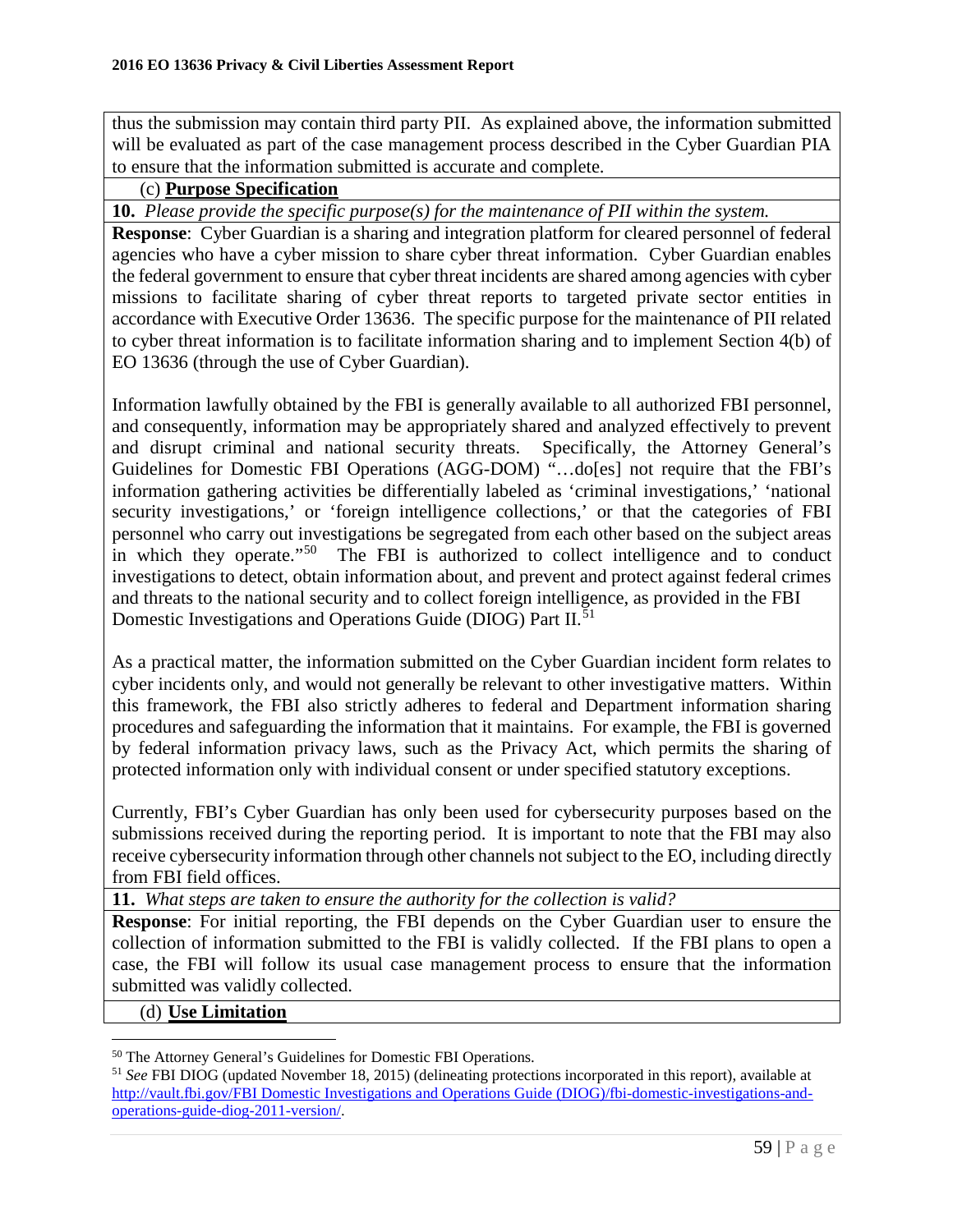thus the submission may contain third party PII. As explained above, the information submitted will be evaluated as part of the case management process described in the Cyber Guardian PIA to ensure that the information submitted is accurate and complete.

(c) **Purpose Specification**

**10.** *Please provide the specific purpose(s) for the maintenance of PII within the system.*

**Response**: Cyber Guardian is a sharing and integration platform for cleared personnel of federal agencies who have a cyber mission to share cyber threat information. Cyber Guardian enables the federal government to ensure that cyber threat incidents are shared among agencies with cyber missions to facilitate sharing of cyber threat reports to targeted private sector entities in accordance with Executive Order 13636. The specific purpose for the maintenance of PII related to cyber threat information is to facilitate information sharing and to implement Section 4(b) of EO 13636 (through the use of Cyber Guardian).

Information lawfully obtained by the FBI is generally available to all authorized FBI personnel, and consequently, information may be appropriately shared and analyzed effectively to prevent and disrupt criminal and national security threats. Specifically, the Attorney General's Guidelines for Domestic FBI Operations (AGG-DOM) "…do[es] not require that the FBI's information gathering activities be differentially labeled as 'criminal investigations,' 'national security investigations,' or 'foreign intelligence collections,' or that the categories of FBI personnel who carry out investigations be segregated from each other based on the subject areas in which they operate."[50] The FBI is authorized to collect intelligence and to conduct investigations to detect, obtain information about, and prevent and protect against federal crimes and threats to the national security and to collect foreign intelligence, as provided in the FBI Domestic Investigations and Operations Guide (DIOG) Part II.[51]

As a practical matter, the information submitted on the Cyber Guardian incident form relates to cyber incidents only, and would not generally be relevant to other investigative matters. Within this framework, the FBI also strictly adheres to federal and Department information sharing procedures and safeguarding the information that it maintains. For example, the FBI is governed by federal information privacy laws, such as the Privacy Act, which permits the sharing of protected information only with individual consent or under specified statutory exceptions.

Currently, FBI's Cyber Guardian has only been used for cybersecurity purposes based on the submissions received during the reporting period. It is important to note that the FBI may also receive cybersecurity information through other channels not subject to the EO, including directly from FBI field offices.

**11.** *What steps are taken to ensure the authority for the collection is valid?*

**Response**: For initial reporting, the FBI depends on the Cyber Guardian user to ensure the collection of information submitted to the FBI is validly collected. If the FBI plans to open a case, the FBI will follow its usual case management process to ensure that the information submitted was validly collected.

(d) **Use Limitation**

---

[50] The Attorney General's Guidelines for Domestic FBI Operations.

[51] *See* FBI DIOG (updated November 18, 2015) (delineating protections incorporated in this report), available at http://vault.fbi.gov/FBI Domestic Investigations and Operations Guide (DIOG)/fbi-domestic-investigations-and-operations-guide-diog-2011-version/.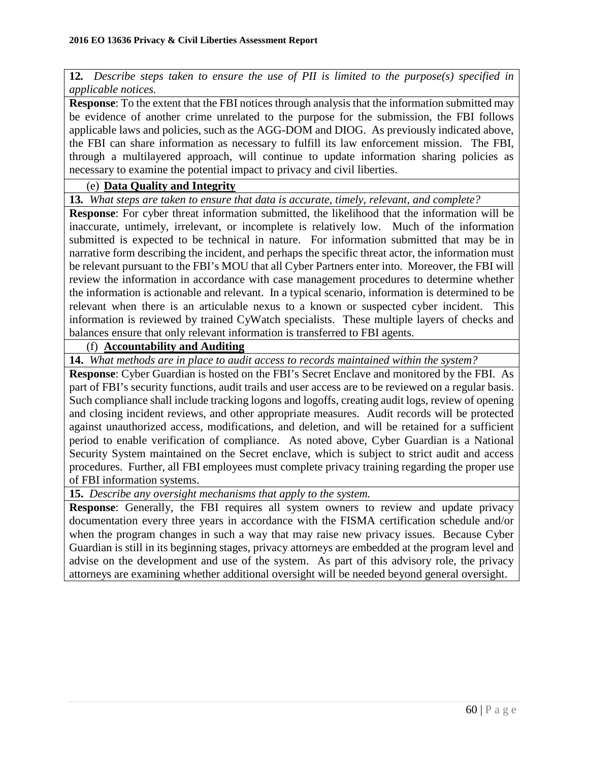**12.** *Describe steps taken to ensure the use of PII is limited to the purpose(s) specified in applicable notices.*

**Response**: To the extent that the FBI notices through analysis that the information submitted may be evidence of another crime unrelated to the purpose for the submission, the FBI follows applicable laws and policies, such as the AGG-DOM and DIOG. As previously indicated above, the FBI can share information as necessary to fulfill its law enforcement mission. The FBI, through a multilayered approach, will continue to update information sharing policies as necessary to examine the potential impact to privacy and civil liberties.

(e) **Data Quality and Integrity**

**13.** *What steps are taken to ensure that data is accurate, timely, relevant, and complete?*

**Response**: For cyber threat information submitted, the likelihood that the information will be inaccurate, untimely, irrelevant, or incomplete is relatively low. Much of the information submitted is expected to be technical in nature. For information submitted that may be in narrative form describing the incident, and perhaps the specific threat actor, the information must be relevant pursuant to the FBI's MOU that all Cyber Partners enter into. Moreover, the FBI will review the information in accordance with case management procedures to determine whether the information is actionable and relevant. In a typical scenario, information is determined to be relevant when there is an articulable nexus to a known or suspected cyber incident. This information is reviewed by trained CyWatch specialists. These multiple layers of checks and balances ensure that only relevant information is transferred to FBI agents.

(f) **Accountability and Auditing**

**14.** *What methods are in place to audit access to records maintained within the system?*

**Response**: Cyber Guardian is hosted on the FBI's Secret Enclave and monitored by the FBI. As part of FBI's security functions, audit trails and user access are to be reviewed on a regular basis. Such compliance shall include tracking logons and logoffs, creating audit logs, review of opening and closing incident reviews, and other appropriate measures. Audit records will be protected against unauthorized access, modifications, and deletion, and will be retained for a sufficient period to enable verification of compliance. As noted above, Cyber Guardian is a National Security System maintained on the Secret enclave, which is subject to strict audit and access procedures. Further, all FBI employees must complete privacy training regarding the proper use of FBI information systems.

**15.** *Describe any oversight mechanisms that apply to the system.*

**Response**: Generally, the FBI requires all system owners to review and update privacy documentation every three years in accordance with the FISMA certification schedule and/or when the program changes in such a way that may raise new privacy issues. Because Cyber Guardian is still in its beginning stages, privacy attorneys are embedded at the program level and advise on the development and use of the system. As part of this advisory role, the privacy attorneys are examining whether additional oversight will be needed beyond general oversight.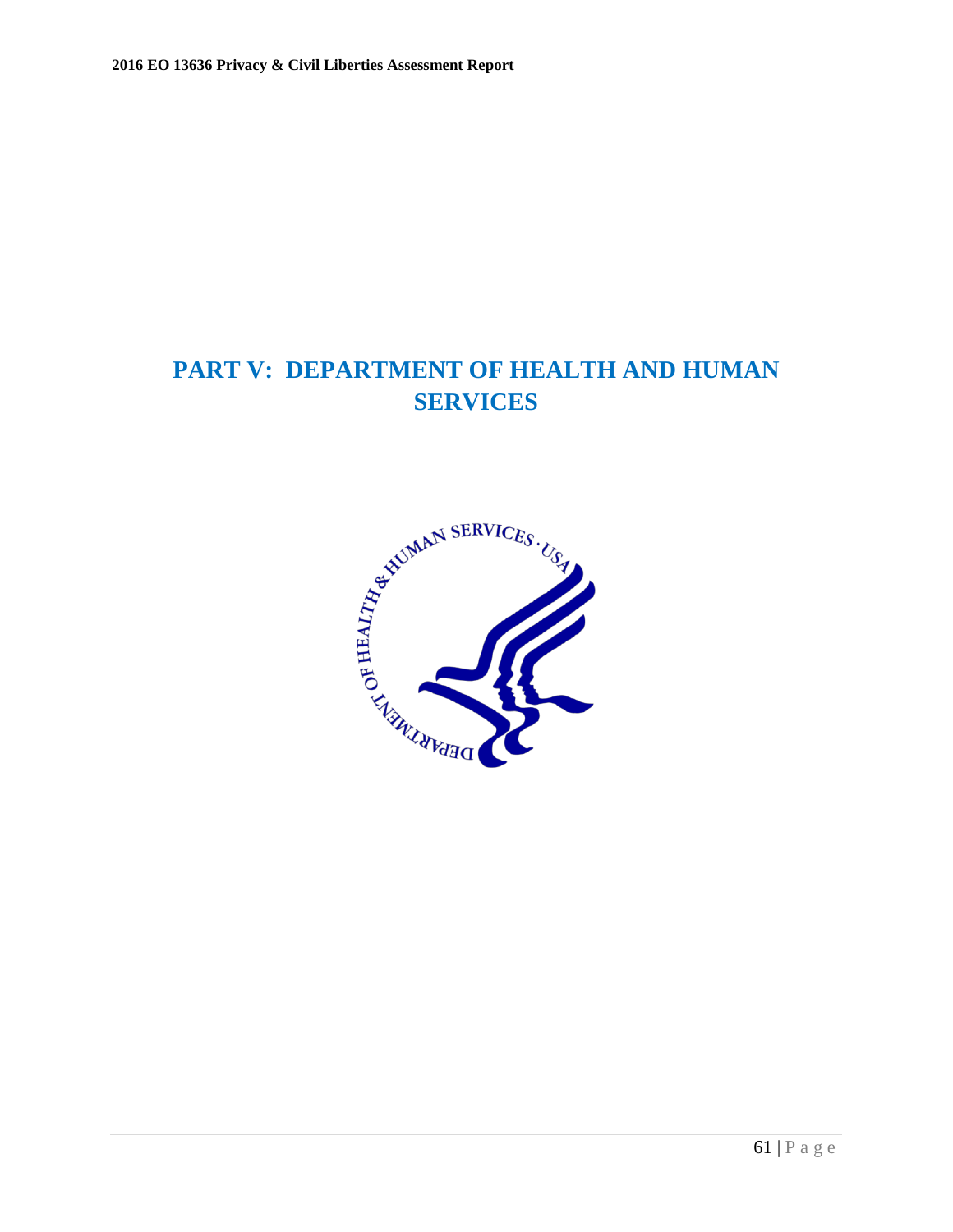# PART V: DEPARTMENT OF HEALTH AND HUMAN SERVICES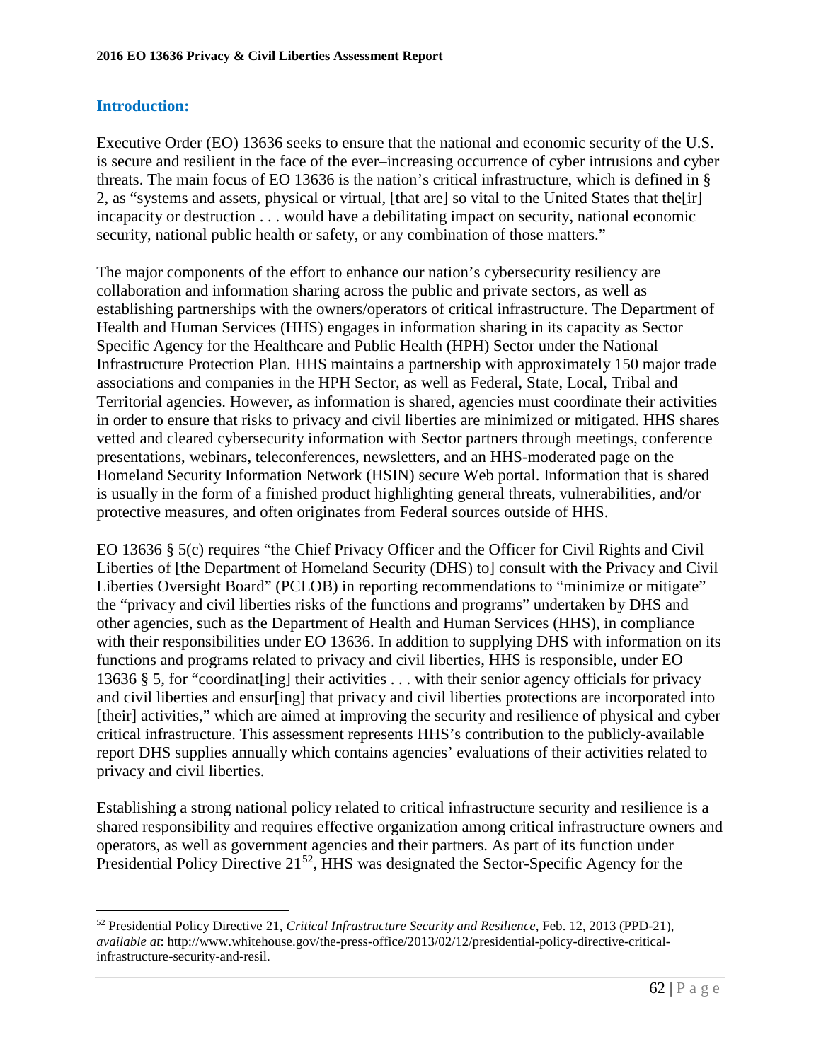## Introduction:

Executive Order (EO) 13636 seeks to ensure that the national and economic security of the U.S. is secure and resilient in the face of the ever–increasing occurrence of cyber intrusions and cyber threats. The main focus of EO 13636 is the nation's critical infrastructure, which is defined in § 2, as "systems and assets, physical or virtual, [that are] so vital to the United States that the[ir] incapacity or destruction . . . would have a debilitating impact on security, national economic security, national public health or safety, or any combination of those matters."

The major components of the effort to enhance our nation's cybersecurity resiliency are collaboration and information sharing across the public and private sectors, as well as establishing partnerships with the owners/operators of critical infrastructure. The Department of Health and Human Services (HHS) engages in information sharing in its capacity as Sector Specific Agency for the Healthcare and Public Health (HPH) Sector under the National Infrastructure Protection Plan. HHS maintains a partnership with approximately 150 major trade associations and companies in the HPH Sector, as well as Federal, State, Local, Tribal and Territorial agencies. However, as information is shared, agencies must coordinate their activities in order to ensure that risks to privacy and civil liberties are minimized or mitigated. HHS shares vetted and cleared cybersecurity information with Sector partners through meetings, conference presentations, webinars, teleconferences, newsletters, and an HHS-moderated page on the Homeland Security Information Network (HSIN) secure Web portal. Information that is shared is usually in the form of a finished product highlighting general threats, vulnerabilities, and/or protective measures, and often originates from Federal sources outside of HHS.

EO 13636 § 5(c) requires "the Chief Privacy Officer and the Officer for Civil Rights and Civil Liberties of [the Department of Homeland Security (DHS) to] consult with the Privacy and Civil Liberties Oversight Board" (PCLOB) in reporting recommendations to "minimize or mitigate" the "privacy and civil liberties risks of the functions and programs" undertaken by DHS and other agencies, such as the Department of Health and Human Services (HHS), in compliance with their responsibilities under EO 13636. In addition to supplying DHS with information on its functions and programs related to privacy and civil liberties, HHS is responsible, under EO 13636 § 5, for "coordinat[ing] their activities . . . with their senior agency officials for privacy and civil liberties and ensur[ing] that privacy and civil liberties protections are incorporated into [their] activities," which are aimed at improving the security and resilience of physical and cyber critical infrastructure. This assessment represents HHS's contribution to the publicly-available report DHS supplies annually which contains agencies' evaluations of their activities related to privacy and civil liberties.

Establishing a strong national policy related to critical infrastructure security and resilience is a shared responsibility and requires effective organization among critical infrastructure owners and operators, as well as government agencies and their partners. As part of its function under Presidential Policy Directive 21[52], HHS was designated the Sector-Specific Agency for the

[52] Presidential Policy Directive 21, *Critical Infrastructure Security and Resilience*, Feb. 12, 2013 (PPD-21), *available at*: http://www.whitehouse.gov/the-press-office/2013/02/12/presidential-policy-directive-critical-infrastructure-security-and-resil.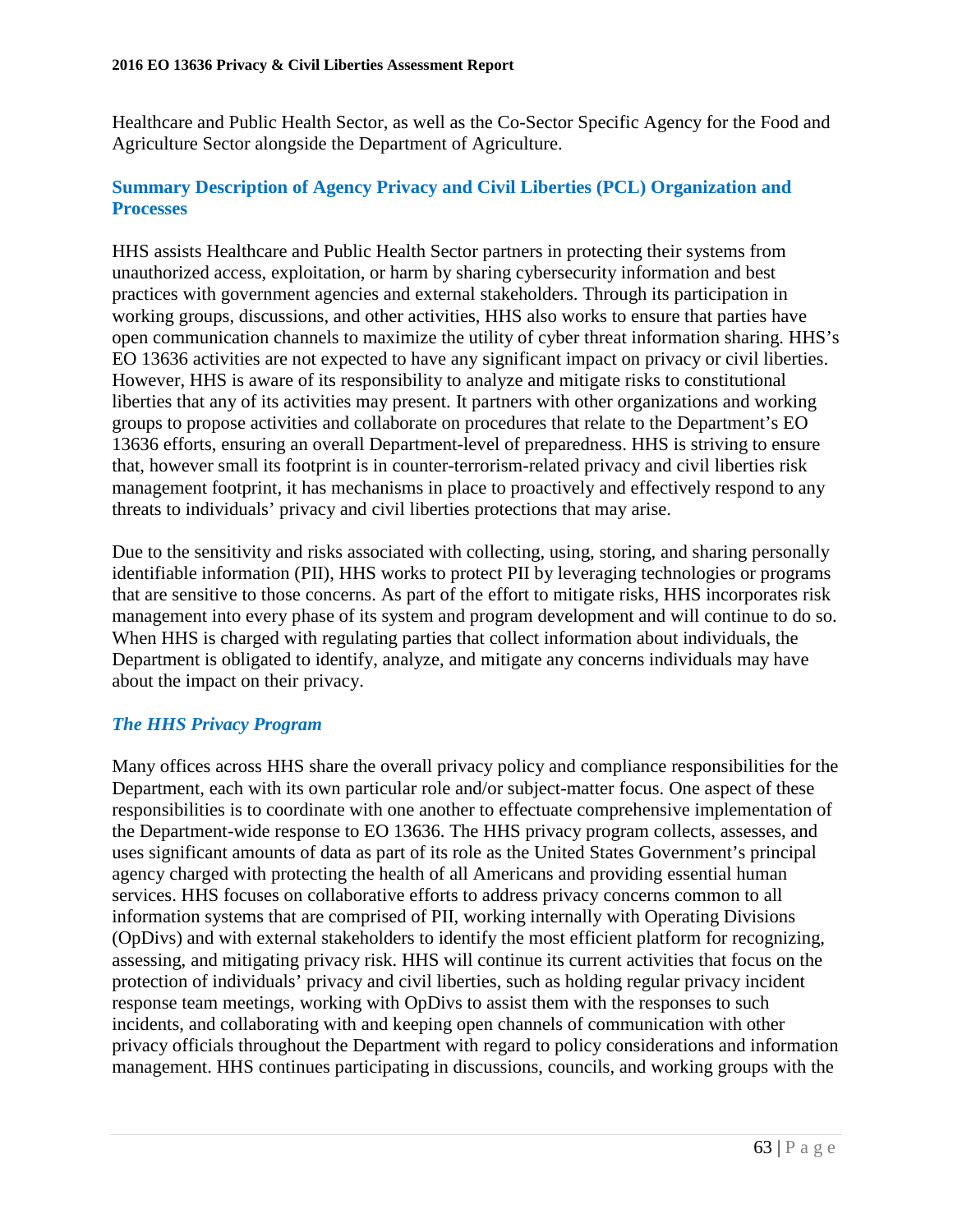Healthcare and Public Health Sector, as well as the Co-Sector Specific Agency for the Food and Agriculture Sector alongside the Department of Agriculture.

## Summary Description of Agency Privacy and Civil Liberties (PCL) Organization and Processes

HHS assists Healthcare and Public Health Sector partners in protecting their systems from unauthorized access, exploitation, or harm by sharing cybersecurity information and best practices with government agencies and external stakeholders. Through its participation in working groups, discussions, and other activities, HHS also works to ensure that parties have open communication channels to maximize the utility of cyber threat information sharing. HHS's EO 13636 activities are not expected to have any significant impact on privacy or civil liberties. However, HHS is aware of its responsibility to analyze and mitigate risks to constitutional liberties that any of its activities may present. It partners with other organizations and working groups to propose activities and collaborate on procedures that relate to the Department's EO 13636 efforts, ensuring an overall Department-level of preparedness. HHS is striving to ensure that, however small its footprint is in counter-terrorism-related privacy and civil liberties risk management footprint, it has mechanisms in place to proactively and effectively respond to any threats to individuals' privacy and civil liberties protections that may arise.

Due to the sensitivity and risks associated with collecting, using, storing, and sharing personally identifiable information (PII), HHS works to protect PII by leveraging technologies or programs that are sensitive to those concerns. As part of the effort to mitigate risks, HHS incorporates risk management into every phase of its system and program development and will continue to do so. When HHS is charged with regulating parties that collect information about individuals, the Department is obligated to identify, analyze, and mitigate any concerns individuals may have about the impact on their privacy.

### *The HHS Privacy Program*

Many offices across HHS share the overall privacy policy and compliance responsibilities for the Department, each with its own particular role and/or subject-matter focus. One aspect of these responsibilities is to coordinate with one another to effectuate comprehensive implementation of the Department-wide response to EO 13636. The HHS privacy program collects, assesses, and uses significant amounts of data as part of its role as the United States Government's principal agency charged with protecting the health of all Americans and providing essential human services. HHS focuses on collaborative efforts to address privacy concerns common to all information systems that are comprised of PII, working internally with Operating Divisions (OpDivs) and with external stakeholders to identify the most efficient platform for recognizing, assessing, and mitigating privacy risk. HHS will continue its current activities that focus on the protection of individuals' privacy and civil liberties, such as holding regular privacy incident response team meetings, working with OpDivs to assist them with the responses to such incidents, and collaborating with and keeping open channels of communication with other privacy officials throughout the Department with regard to policy considerations and information management. HHS continues participating in discussions, councils, and working groups with the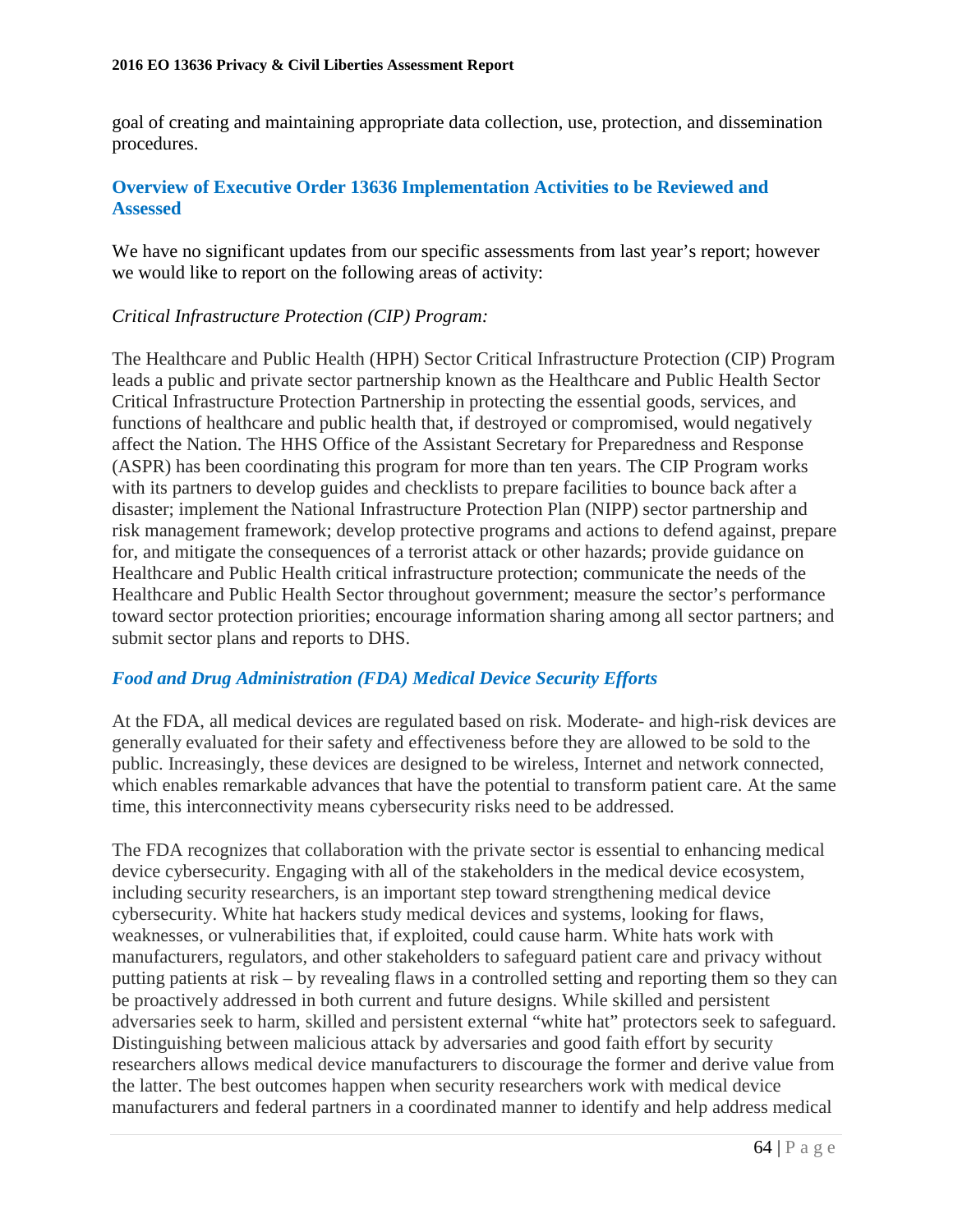goal of creating and maintaining appropriate data collection, use, protection, and dissemination procedures.

## Overview of Executive Order 13636 Implementation Activities to be Reviewed and Assessed

We have no significant updates from our specific assessments from last year's report; however we would like to report on the following areas of activity:

*Critical Infrastructure Protection (CIP) Program:*

The Healthcare and Public Health (HPH) Sector Critical Infrastructure Protection (CIP) Program leads a public and private sector partnership known as the Healthcare and Public Health Sector Critical Infrastructure Protection Partnership in protecting the essential goods, services, and functions of healthcare and public health that, if destroyed or compromised, would negatively affect the Nation. The HHS Office of the Assistant Secretary for Preparedness and Response (ASPR) has been coordinating this program for more than ten years. The CIP Program works with its partners to develop guides and checklists to prepare facilities to bounce back after a disaster; implement the National Infrastructure Protection Plan (NIPP) sector partnership and risk management framework; develop protective programs and actions to defend against, prepare for, and mitigate the consequences of a terrorist attack or other hazards; provide guidance on Healthcare and Public Health critical infrastructure protection; communicate the needs of the Healthcare and Public Health Sector throughout government; measure the sector's performance toward sector protection priorities; encourage information sharing among all sector partners; and submit sector plans and reports to DHS.

### *Food and Drug Administration (FDA) Medical Device Security Efforts*

At the FDA, all medical devices are regulated based on risk. Moderate- and high-risk devices are generally evaluated for their safety and effectiveness before they are allowed to be sold to the public. Increasingly, these devices are designed to be wireless, Internet and network connected, which enables remarkable advances that have the potential to transform patient care. At the same time, this interconnectivity means cybersecurity risks need to be addressed.

The FDA recognizes that collaboration with the private sector is essential to enhancing medical device cybersecurity. Engaging with all of the stakeholders in the medical device ecosystem, including security researchers, is an important step toward strengthening medical device cybersecurity. White hat hackers study medical devices and systems, looking for flaws, weaknesses, or vulnerabilities that, if exploited, could cause harm. White hats work with manufacturers, regulators, and other stakeholders to safeguard patient care and privacy without putting patients at risk – by revealing flaws in a controlled setting and reporting them so they can be proactively addressed in both current and future designs. While skilled and persistent adversaries seek to harm, skilled and persistent external "white hat" protectors seek to safeguard. Distinguishing between malicious attack by adversaries and good faith effort by security researchers allows medical device manufacturers to discourage the former and derive value from the latter. The best outcomes happen when security researchers work with medical device manufacturers and federal partners in a coordinated manner to identify and help address medical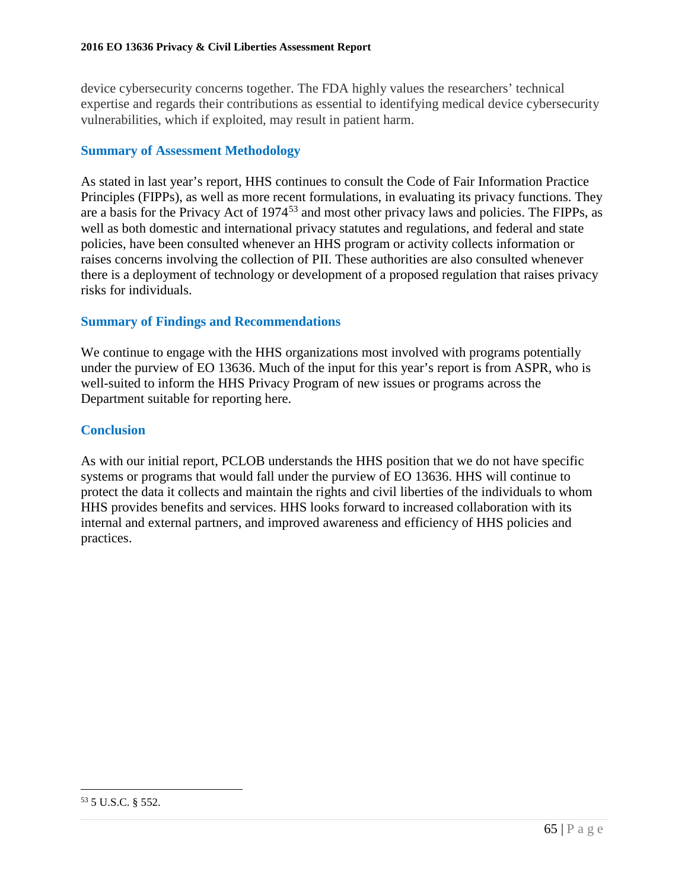device cybersecurity concerns together. The FDA highly values the researchers' technical expertise and regards their contributions as essential to identifying medical device cybersecurity vulnerabilities, which if exploited, may result in patient harm.

### Summary of Assessment Methodology

As stated in last year's report, HHS continues to consult the Code of Fair Information Practice Principles (FIPPs), as well as more recent formulations, in evaluating its privacy functions. They are a basis for the Privacy Act of 1974[53] and most other privacy laws and policies. The FIPPs, as well as both domestic and international privacy statutes and regulations, and federal and state policies, have been consulted whenever an HHS program or activity collects information or raises concerns involving the collection of PII. These authorities are also consulted whenever there is a deployment of technology or development of a proposed regulation that raises privacy risks for individuals.

### Summary of Findings and Recommendations

We continue to engage with the HHS organizations most involved with programs potentially under the purview of EO 13636. Much of the input for this year's report is from ASPR, who is well-suited to inform the HHS Privacy Program of new issues or programs across the Department suitable for reporting here.

### Conclusion

As with our initial report, PCLOB understands the HHS position that we do not have specific systems or programs that would fall under the purview of EO 13636. HHS will continue to protect the data it collects and maintain the rights and civil liberties of the individuals to whom HHS provides benefits and services. HHS looks forward to increased collaboration with its internal and external partners, and improved awareness and efficiency of HHS policies and practices.

---

[53] 5 U.S.C. § 552.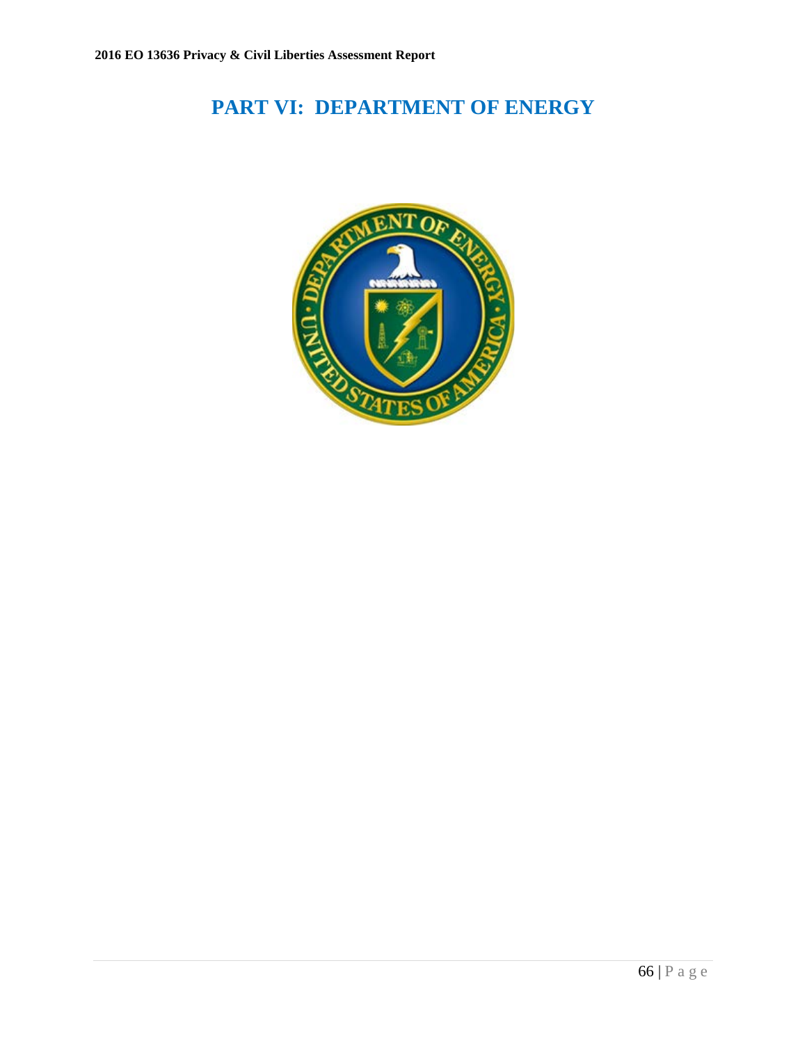# PART VI: DEPARTMENT OF ENERGY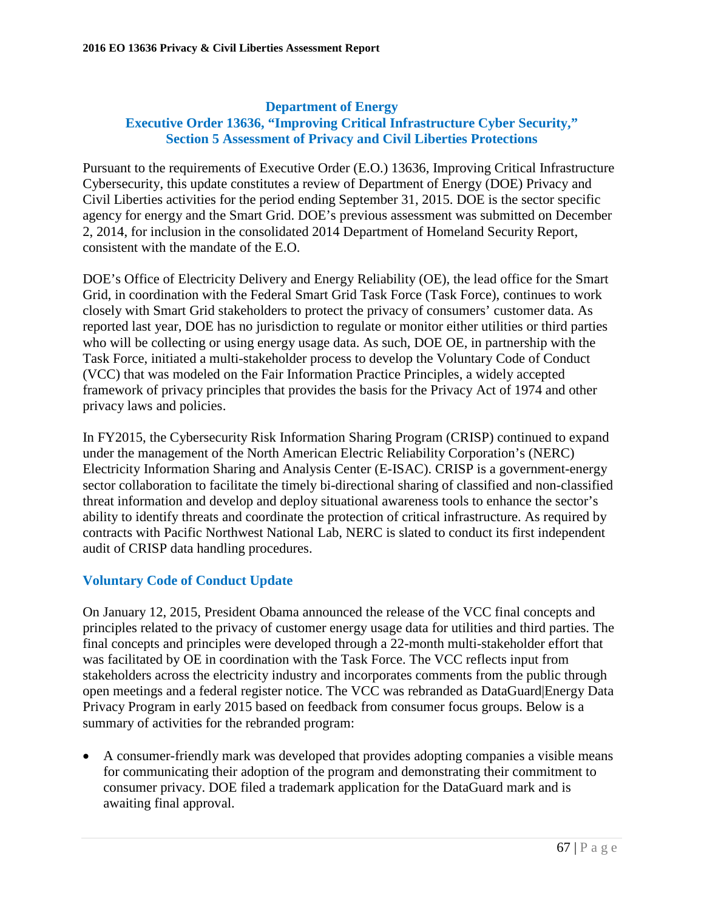## Department of Energy
## Executive Order 13636, "Improving Critical Infrastructure Cyber Security," Section 5 Assessment of Privacy and Civil Liberties Protections

Pursuant to the requirements of Executive Order (E.O.) 13636, Improving Critical Infrastructure Cybersecurity, this update constitutes a review of Department of Energy (DOE) Privacy and Civil Liberties activities for the period ending September 31, 2015. DOE is the sector specific agency for energy and the Smart Grid. DOE's previous assessment was submitted on December 2, 2014, for inclusion in the consolidated 2014 Department of Homeland Security Report, consistent with the mandate of the E.O.

DOE's Office of Electricity Delivery and Energy Reliability (OE), the lead office for the Smart Grid, in coordination with the Federal Smart Grid Task Force (Task Force), continues to work closely with Smart Grid stakeholders to protect the privacy of consumers' customer data. As reported last year, DOE has no jurisdiction to regulate or monitor either utilities or third parties who will be collecting or using energy usage data. As such, DOE OE, in partnership with the Task Force, initiated a multi-stakeholder process to develop the Voluntary Code of Conduct (VCC) that was modeled on the Fair Information Practice Principles, a widely accepted framework of privacy principles that provides the basis for the Privacy Act of 1974 and other privacy laws and policies.

In FY2015, the Cybersecurity Risk Information Sharing Program (CRISP) continued to expand under the management of the North American Electric Reliability Corporation's (NERC) Electricity Information Sharing and Analysis Center (E-ISAC). CRISP is a government-energy sector collaboration to facilitate the timely bi-directional sharing of classified and non-classified threat information and develop and deploy situational awareness tools to enhance the sector's ability to identify threats and coordinate the protection of critical infrastructure. As required by contracts with Pacific Northwest National Lab, NERC is slated to conduct its first independent audit of CRISP data handling procedures.

### Voluntary Code of Conduct Update

On January 12, 2015, President Obama announced the release of the VCC final concepts and principles related to the privacy of customer energy usage data for utilities and third parties. The final concepts and principles were developed through a 22-month multi-stakeholder effort that was facilitated by OE in coordination with the Task Force. The VCC reflects input from stakeholders across the electricity industry and incorporates comments from the public through open meetings and a federal register notice. The VCC was rebranded as DataGuard|Energy Data Privacy Program in early 2015 based on feedback from consumer focus groups. Below is a summary of activities for the rebranded program:

- A consumer-friendly mark was developed that provides adopting companies a visible means for communicating their adoption of the program and demonstrating their commitment to consumer privacy. DOE filed a trademark application for the DataGuard mark and is awaiting final approval.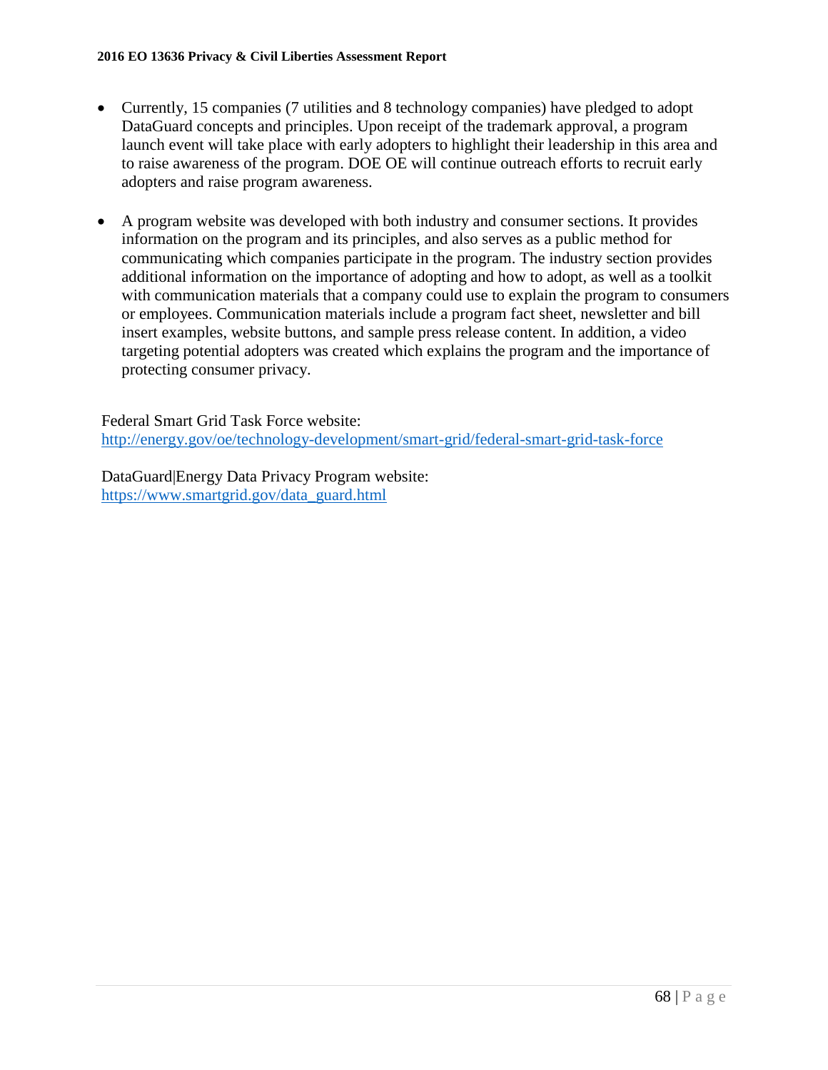- Currently, 15 companies (7 utilities and 8 technology companies) have pledged to adopt DataGuard concepts and principles. Upon receipt of the trademark approval, a program launch event will take place with early adopters to highlight their leadership in this area and to raise awareness of the program. DOE OE will continue outreach efforts to recruit early adopters and raise program awareness.

- A program website was developed with both industry and consumer sections. It provides information on the program and its principles, and also serves as a public method for communicating which companies participate in the program. The industry section provides additional information on the importance of adopting and how to adopt, as well as a toolkit with communication materials that a company could use to explain the program to consumers or employees. Communication materials include a program fact sheet, newsletter and bill insert examples, website buttons, and sample press release content. In addition, a video targeting potential adopters was created which explains the program and the importance of protecting consumer privacy.

Federal Smart Grid Task Force website:
http://energy.gov/oe/technology-development/smart-grid/federal-smart-grid-task-force

DataGuard|Energy Data Privacy Program website:
https://www.smartgrid.gov/data_guard.html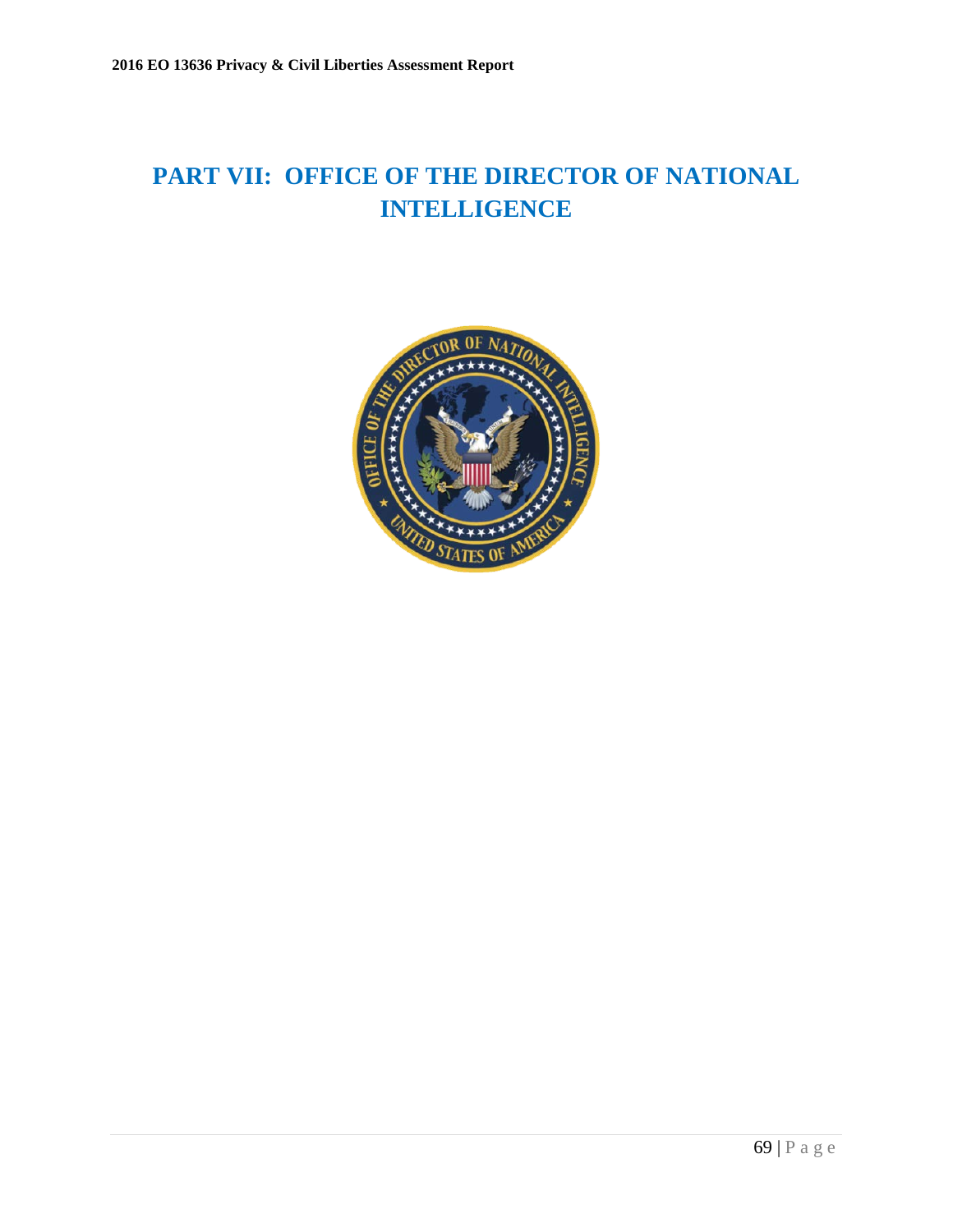# PART VII: OFFICE OF THE DIRECTOR OF NATIONAL INTELLIGENCE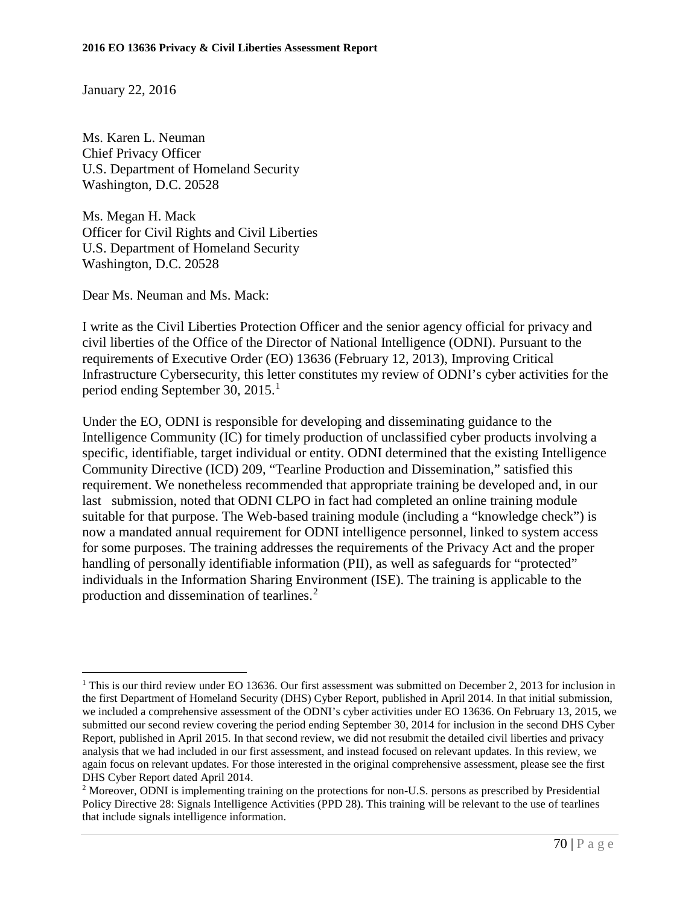January 22, 2016

Ms. Karen L. Neuman
Chief Privacy Officer
U.S. Department of Homeland Security
Washington, D.C. 20528

Ms. Megan H. Mack
Officer for Civil Rights and Civil Liberties
U.S. Department of Homeland Security
Washington, D.C. 20528

Dear Ms. Neuman and Ms. Mack:

I write as the Civil Liberties Protection Officer and the senior agency official for privacy and civil liberties of the Office of the Director of National Intelligence (ODNI). Pursuant to the requirements of Executive Order (EO) 13636 (February 12, 2013), Improving Critical Infrastructure Cybersecurity, this letter constitutes my review of ODNI's cyber activities for the period ending September 30, 2015.[1]

Under the EO, ODNI is responsible for developing and disseminating guidance to the Intelligence Community (IC) for timely production of unclassified cyber products involving a specific, identifiable, target individual or entity. ODNI determined that the existing Intelligence Community Directive (ICD) 209, "Tearline Production and Dissemination," satisfied this requirement. We nonetheless recommended that appropriate training be developed and, in our last submission, noted that ODNI CLPO in fact had completed an online training module suitable for that purpose. The Web-based training module (including a "knowledge check") is now a mandated annual requirement for ODNI intelligence personnel, linked to system access for some purposes. The training addresses the requirements of the Privacy Act and the proper handling of personally identifiable information (PII), as well as safeguards for "protected" individuals in the Information Sharing Environment (ISE). The training is applicable to the production and dissemination of tearlines.[2]

---

[1] This is our third review under EO 13636. Our first assessment was submitted on December 2, 2013 for inclusion in the first Department of Homeland Security (DHS) Cyber Report, published in April 2014. In that initial submission, we included a comprehensive assessment of the ODNI's cyber activities under EO 13636. On February 13, 2015, we submitted our second review covering the period ending September 30, 2014 for inclusion in the second DHS Cyber Report, published in April 2015. In that second review, we did not resubmit the detailed civil liberties and privacy analysis that we had included in our first assessment, and instead focused on relevant updates. In this review, we again focus on relevant updates. For those interested in the original comprehensive assessment, please see the first DHS Cyber Report dated April 2014.

[2] Moreover, ODNI is implementing training on the protections for non-U.S. persons as prescribed by Presidential Policy Directive 28: Signals Intelligence Activities (PPD 28). This training will be relevant to the use of tearlines that include signals intelligence information.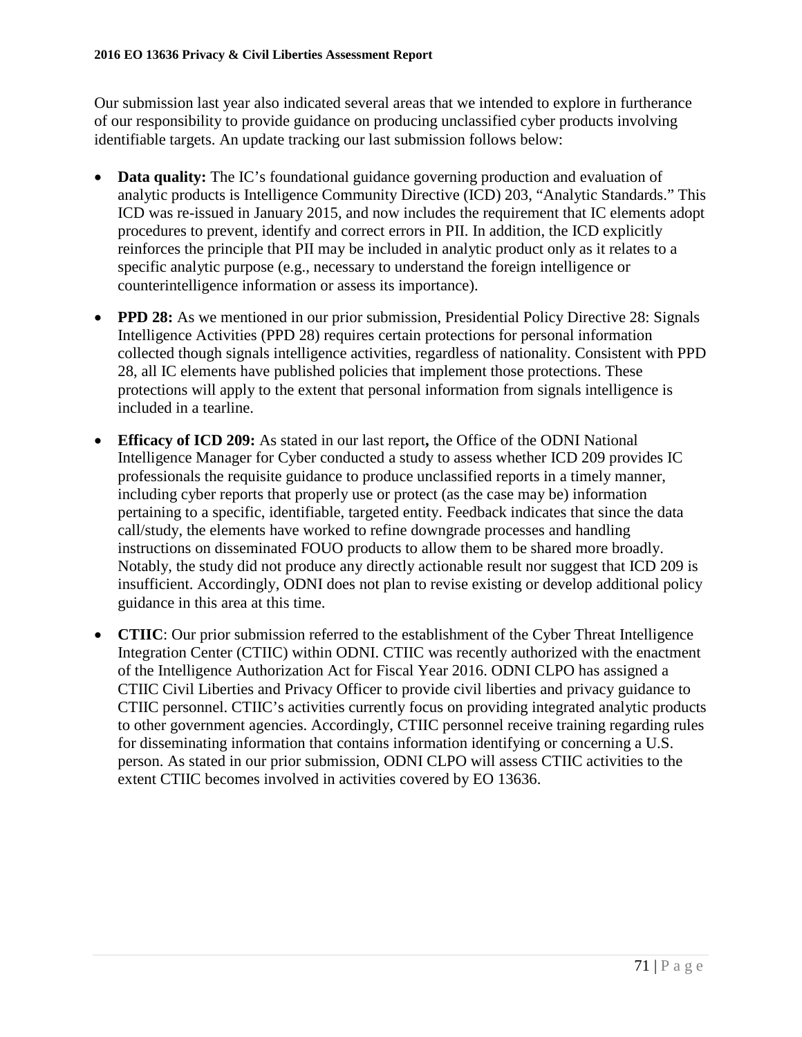Our submission last year also indicated several areas that we intended to explore in furtherance of our responsibility to provide guidance on producing unclassified cyber products involving identifiable targets. An update tracking our last submission follows below:

- **Data quality:** The IC's foundational guidance governing production and evaluation of analytic products is Intelligence Community Directive (ICD) 203, "Analytic Standards." This ICD was re-issued in January 2015, and now includes the requirement that IC elements adopt procedures to prevent, identify and correct errors in PII. In addition, the ICD explicitly reinforces the principle that PII may be included in analytic product only as it relates to a specific analytic purpose (e.g., necessary to understand the foreign intelligence or counterintelligence information or assess its importance).
- **PPD 28:** As we mentioned in our prior submission, Presidential Policy Directive 28: Signals Intelligence Activities (PPD 28) requires certain protections for personal information collected though signals intelligence activities, regardless of nationality. Consistent with PPD 28, all IC elements have published policies that implement those protections. These protections will apply to the extent that personal information from signals intelligence is included in a tearline.
- **Efficacy of ICD 209:** As stated in our last report**,** the Office of the ODNI National Intelligence Manager for Cyber conducted a study to assess whether ICD 209 provides IC professionals the requisite guidance to produce unclassified reports in a timely manner, including cyber reports that properly use or protect (as the case may be) information pertaining to a specific, identifiable, targeted entity. Feedback indicates that since the data call/study, the elements have worked to refine downgrade processes and handling instructions on disseminated FOUO products to allow them to be shared more broadly. Notably, the study did not produce any directly actionable result nor suggest that ICD 209 is insufficient. Accordingly, ODNI does not plan to revise existing or develop additional policy guidance in this area at this time.
- **CTIIC**: Our prior submission referred to the establishment of the Cyber Threat Intelligence Integration Center (CTIIC) within ODNI. CTIIC was recently authorized with the enactment of the Intelligence Authorization Act for Fiscal Year 2016. ODNI CLPO has assigned a CTIIC Civil Liberties and Privacy Officer to provide civil liberties and privacy guidance to CTIIC personnel. CTIIC's activities currently focus on providing integrated analytic products to other government agencies. Accordingly, CTIIC personnel receive training regarding rules for disseminating information that contains information identifying or concerning a U.S. person. As stated in our prior submission, ODNI CLPO will assess CTIIC activities to the extent CTIIC becomes involved in activities covered by EO 13636.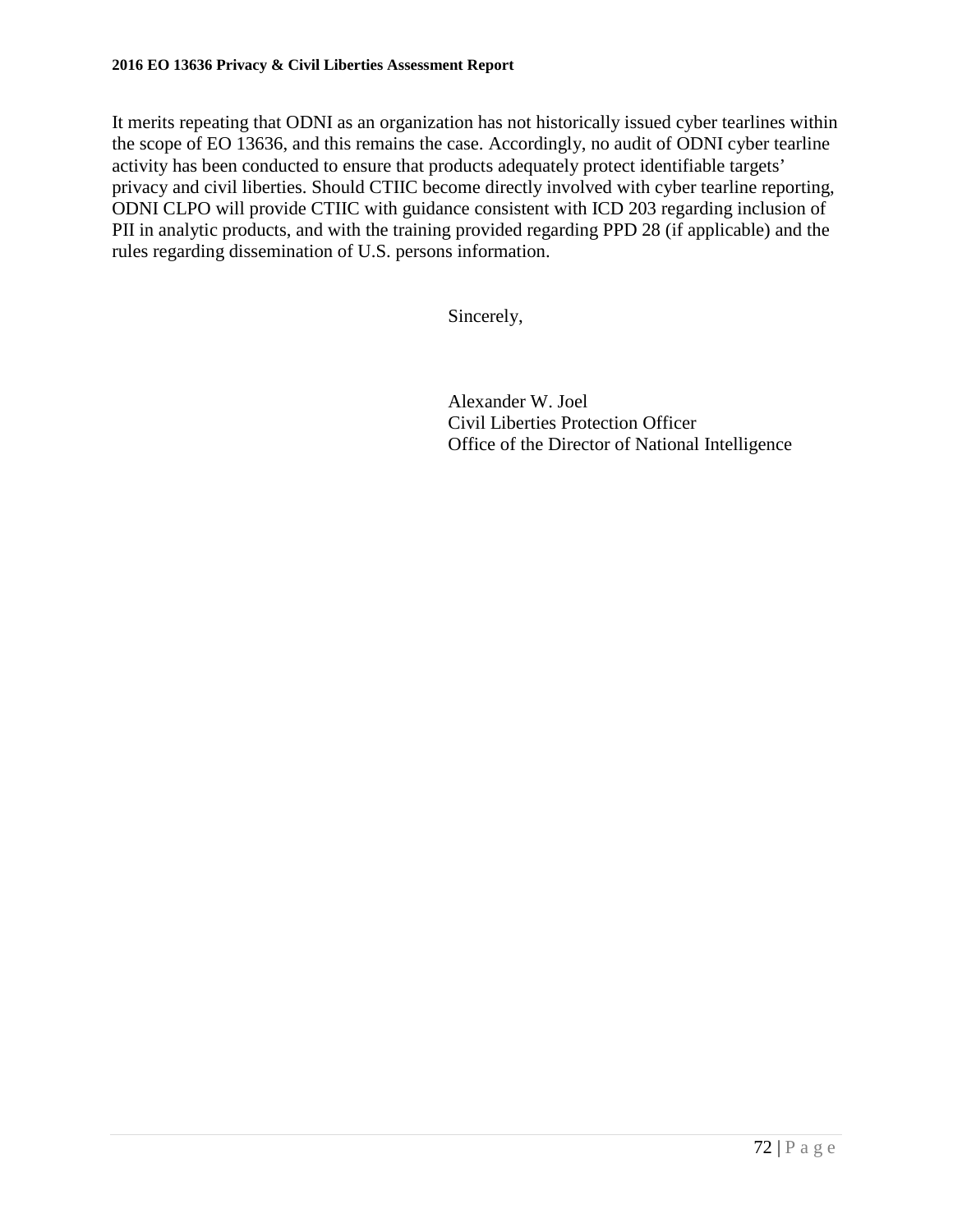It merits repeating that ODNI as an organization has not historically issued cyber tearlines within the scope of EO 13636, and this remains the case. Accordingly, no audit of ODNI cyber tearline activity has been conducted to ensure that products adequately protect identifiable targets' privacy and civil liberties. Should CTIIC become directly involved with cyber tearline reporting, ODNI CLPO will provide CTIIC with guidance consistent with ICD 203 regarding inclusion of PII in analytic products, and with the training provided regarding PPD 28 (if applicable) and the rules regarding dissemination of U.S. persons information.

Sincerely,

Alexander W. Joel
Civil Liberties Protection Officer
Office of the Director of National Intelligence